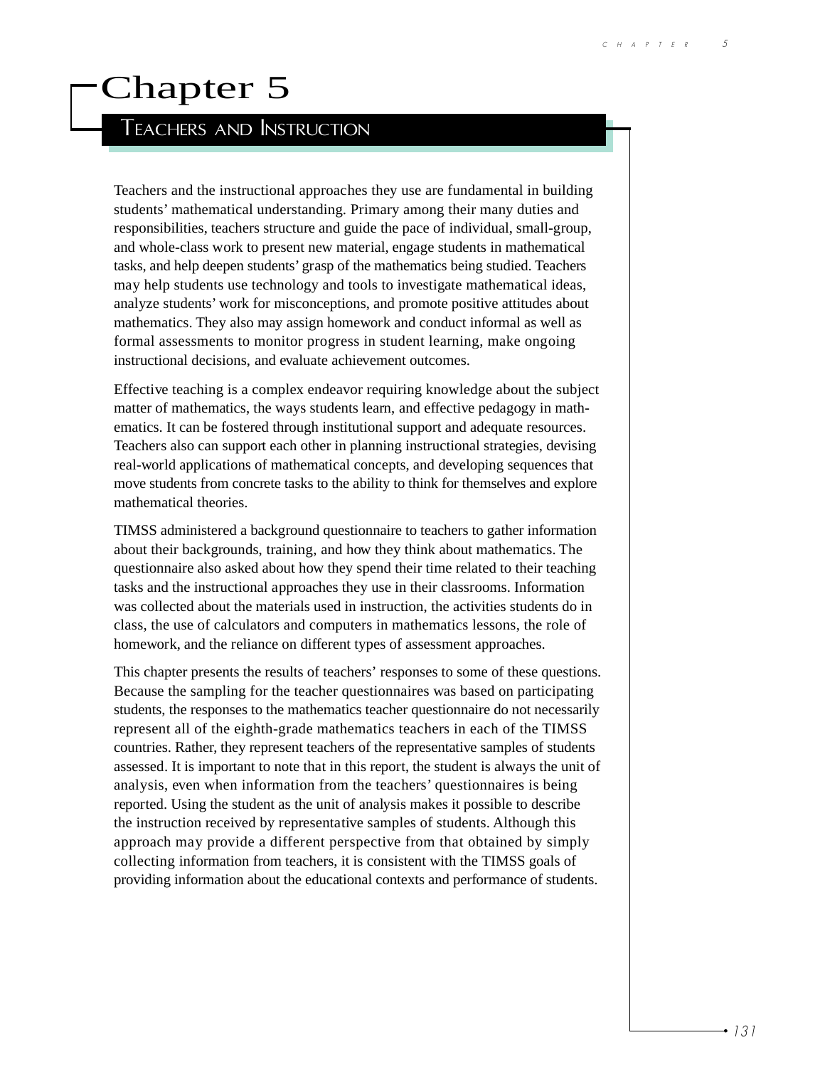# Chapter 5

## Teachers and Instruction

Teachers and the instructional approaches they use are fundamental in building students' mathematical understanding. Primary among their many duties and responsibilities, teachers structure and guide the pace of individual, small-group, and whole-class work to present new material, engage students in mathematical tasks, and help deepen students' grasp of the mathematics being studied. Teachers may help students use technology and tools to investigate mathematical ideas, analyze students' work for misconceptions, and promote positive attitudes about mathematics. They also may assign homework and conduct informal as well as formal assessments to monitor progress in student learning, make ongoing instructional decisions, and evaluate achievement outcomes.

Effective teaching is a complex endeavor requiring knowledge about the subject matter of mathematics, the ways students learn, and effective pedagogy in mathematics. It can be fostered through institutional support and adequate resources. Teachers also can support each other in planning instructional strategies, devising real-world applications of mathematical concepts, and developing sequences that move students from concrete tasks to the ability to think for themselves and explore mathematical theories.

TIMSS administered a background questionnaire to teachers to gather information about their backgrounds, training, and how they think about mathematics. The questionnaire also asked about how they spend their time related to their teaching tasks and the instructional approaches they use in their classrooms. Information was collected about the materials used in instruction, the activities students do in class, the use of calculators and computers in mathematics lessons, the role of homework, and the reliance on different types of assessment approaches.

This chapter presents the results of teachers' responses to some of these questions. Because the sampling for the teacher questionnaires was based on participating students, the responses to the mathematics teacher questionnaire do not necessarily represent all of the eighth-grade mathematics teachers in each of the TIMSS countries. Rather, they represent teachers of the representative samples of students assessed. It is important to note that in this report, the student is always the unit of analysis, even when information from the teachers' questionnaires is being reported. Using the student as the unit of analysis makes it possible to describe the instruction received by representative samples of students. Although this approach may provide a different perspective from that obtained by simply collecting information from teachers, it is consistent with the TIMSS goals of providing information about the educational contexts and performance of students.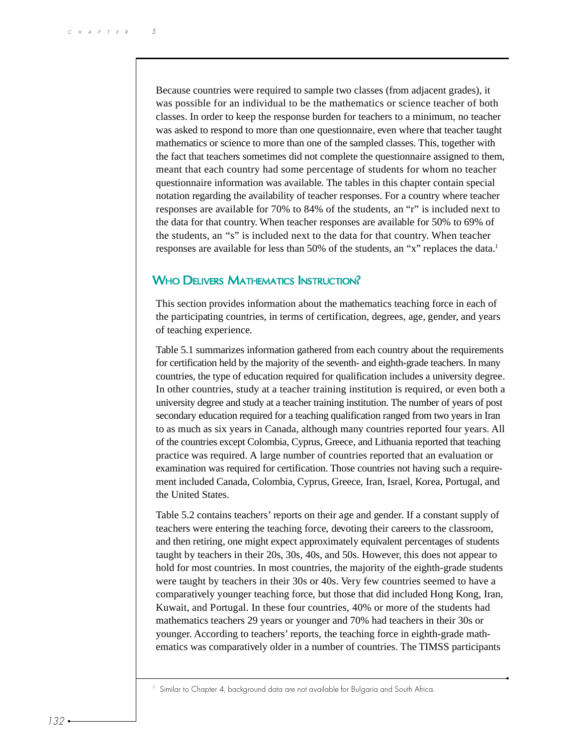Because countries were required to sample two classes (from adjacent grades), it was possible for an individual to be the mathematics or science teacher of both classes. In order to keep the response burden for teachers to a minimum, no teacher was asked to respond to more than one questionnaire, even where that teacher taught mathematics or science to more than one of the sampled classes. This, together with the fact that teachers sometimes did not complete the questionnaire assigned to them, meant that each country had some percentage of students for whom no teacher questionnaire information was available. The tables in this chapter contain special notation regarding the availability of teacher responses. For a country where teacher responses are available for 70% to 84% of the students, an "r" is included next to the data for that country. When teacher responses are available for 50% to 69% of the students, an "s" is included next to the data for that country. When teacher responses are available for less than 50% of the students, an "x" replaces the data.[1]

## Who Delivers Mathematics Instruction?

This section provides information about the mathematics teaching force in each of the participating countries, in terms of certification, degrees, age, gender, and years of teaching experience.

Table 5.1 summarizes information gathered from each country about the requirements for certification held by the majority of the seventh- and eighth-grade teachers. In many countries, the type of education required for qualification includes a university degree. In other countries, study at a teacher training institution is required, or even both a university degree and study at a teacher training institution. The number of years of post secondary education required for a teaching qualification ranged from two years in Iran to as much as six years in Canada, although many countries reported four years. All of the countries except Colombia, Cyprus, Greece, and Lithuania reported that teaching practice was required. A large number of countries reported that an evaluation or examination was required for certification. Those countries not having such a requirement included Canada, Colombia, Cyprus, Greece, Iran, Israel, Korea, Portugal, and the United States.

Table 5.2 contains teachers' reports on their age and gender. If a constant supply of teachers were entering the teaching force, devoting their careers to the classroom, and then retiring, one might expect approximately equivalent percentages of students taught by teachers in their 20s, 30s, 40s, and 50s. However, this does not appear to hold for most countries. In most countries, the majority of the eighth-grade students were taught by teachers in their 30s or 40s. Very few countries seemed to have a comparatively younger teaching force, but those that did included Hong Kong, Iran, Kuwait, and Portugal. In these four countries, 40% or more of the students had mathematics teachers 29 years or younger and 70% had teachers in their 30s or younger. According to teachers' reports, the teaching force in eighth-grade mathematics was comparatively older in a number of countries. The TIMSS participants

[1] Similar to Chapter 4, background data are not available for Bulgaria and South Africa.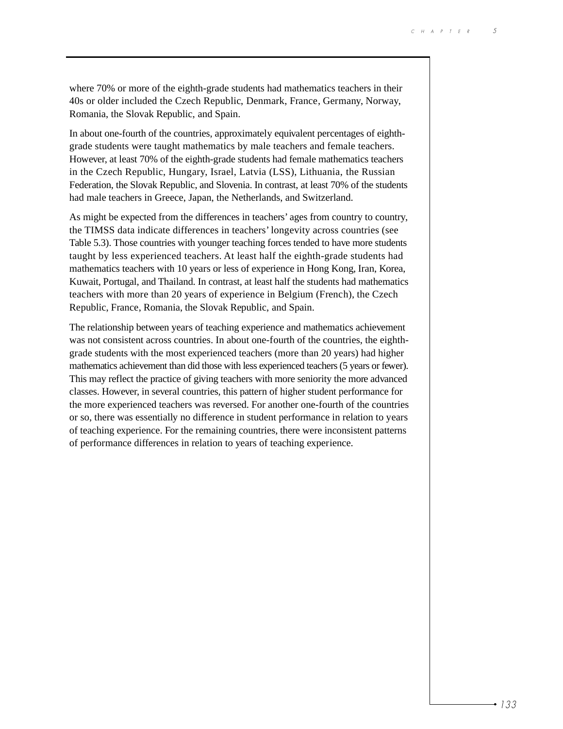where 70% or more of the eighth-grade students had mathematics teachers in their 40s or older included the Czech Republic, Denmark, France, Germany, Norway, Romania, the Slovak Republic, and Spain.

In about one-fourth of the countries, approximately equivalent percentages of eighth-grade students were taught mathematics by male teachers and female teachers. However, at least 70% of the eighth-grade students had female mathematics teachers in the Czech Republic, Hungary, Israel, Latvia (LSS), Lithuania, the Russian Federation, the Slovak Republic, and Slovenia. In contrast, at least 70% of the students had male teachers in Greece, Japan, the Netherlands, and Switzerland.

As might be expected from the differences in teachers' ages from country to country, the TIMSS data indicate differences in teachers' longevity across countries (see Table 5.3). Those countries with younger teaching forces tended to have more students taught by less experienced teachers. At least half the eighth-grade students had mathematics teachers with 10 years or less of experience in Hong Kong, Iran, Korea, Kuwait, Portugal, and Thailand. In contrast, at least half the students had mathematics teachers with more than 20 years of experience in Belgium (French), the Czech Republic, France, Romania, the Slovak Republic, and Spain.

The relationship between years of teaching experience and mathematics achievement was not consistent across countries. In about one-fourth of the countries, the eighth-grade students with the most experienced teachers (more than 20 years) had higher mathematics achievement than did those with less experienced teachers (5 years or fewer). This may reflect the practice of giving teachers with more seniority the more advanced classes. However, in several countries, this pattern of higher student performance for the more experienced teachers was reversed. For another one-fourth of the countries or so, there was essentially no difference in student performance in relation to years of teaching experience. For the remaining countries, there were inconsistent patterns of performance differences in relation to years of teaching experience.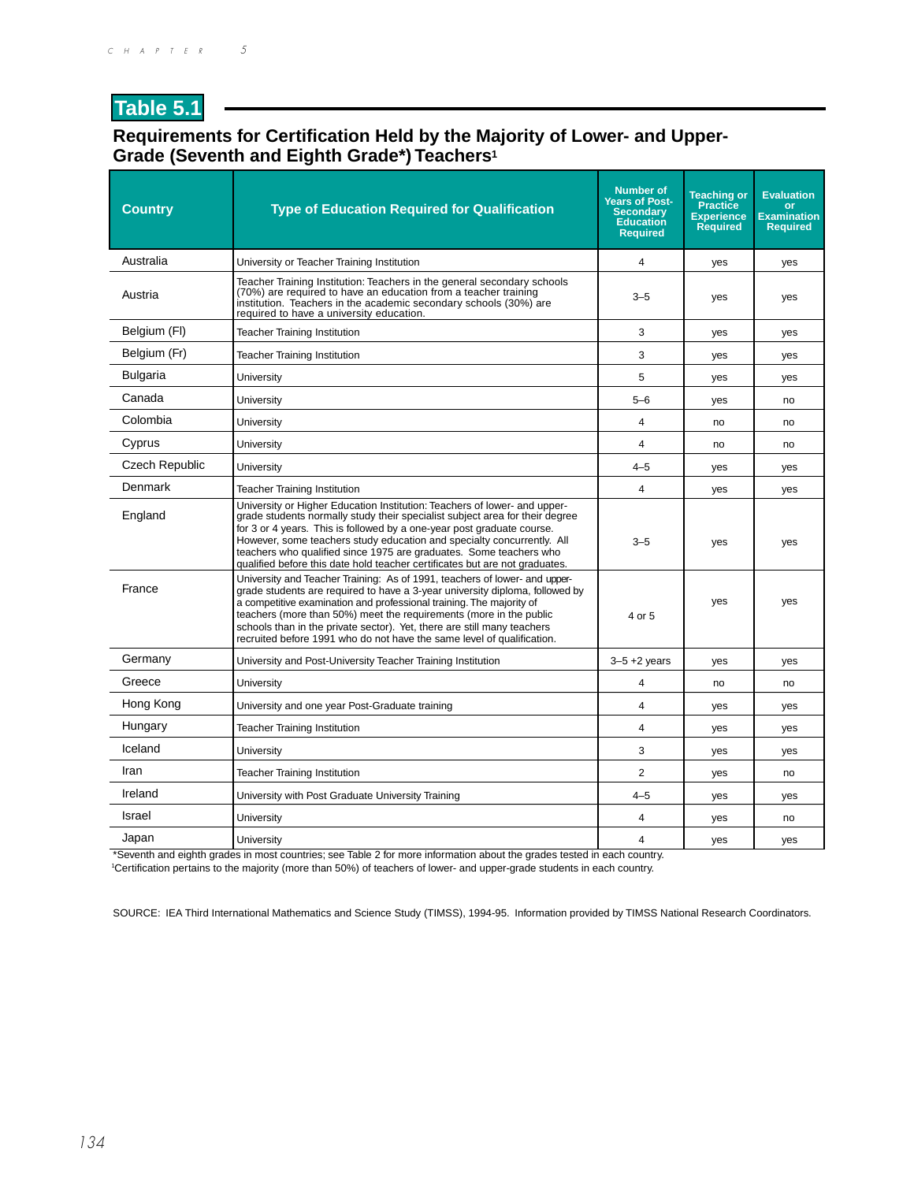## Table 5.1

### Requirements for Certification Held by the Majority of Lower- and Upper-Grade (Seventh and Eighth Grade*) Teachers[1]

| Country | Type of Education Required for Qualification | Number of Years of Post-Secondary Education Required | Teaching or Practice Experience Required | Evaluation or Examination Required |
|---|---|---|---|---|
| Australia | University or Teacher Training Institution | 4 | yes | yes |
| Austria | Teacher Training Institution: Teachers in the general secondary schools (70%) are required to have an education from a teacher training institution. Teachers in the academic secondary schools (30%) are required to have a university education. | 3–5 | yes | yes |
| Belgium (Fl) | Teacher Training Institution | 3 | yes | yes |
| Belgium (Fr) | Teacher Training Institution | 3 | yes | yes |
| Bulgaria | University | 5 | yes | yes |
| Canada | University | 5–6 | yes | no |
| Colombia | University | 4 | no | no |
| Cyprus | University | 4 | no | no |
| Czech Republic | University | 4–5 | yes | yes |
| Denmark | Teacher Training Institution | 4 | yes | yes |
| England | University or Higher Education Institution: Teachers of lower- and upper-grade students normally study their specialist subject area for their degree for 3 or 4 years. This is followed by a one-year post graduate course. However, some teachers study education and specialty concurrently. All teachers who qualified since 1975 are graduates. Some teachers who qualified before this date hold teacher certificates but are not graduates. | 3–5 | yes | yes |
| France | University and Teacher Training: As of 1991, teachers of lower- and upper-grade students are required to have a 3-year university diploma, followed by a competitive examination and professional training. The majority of teachers (more than 50%) meet the requirements (more in the public schools than in the private sector). Yet, there are still many teachers recruited before 1991 who do not have the same level of qualification. | 4 or 5 | yes | yes |
| Germany | University and Post-University Teacher Training Institution | 3–5 +2 years | yes | yes |
| Greece | University | 4 | no | no |
| Hong Kong | University and one year Post-Graduate training | 4 | yes | yes |
| Hungary | Teacher Training Institution | 4 | yes | yes |
| Iceland | University | 3 | yes | yes |
| Iran | Teacher Training Institution | 2 | yes | no |
| Ireland | University with Post Graduate University Training | 4–5 | yes | yes |
| Israel | University | 4 | yes | no |
| Japan | University | 4 | yes | yes |

*Seventh and eighth grades in most countries; see Table 2 for more information about the grades tested in each country.
[1]Certification pertains to the majority (more than 50%) of teachers of lower- and upper-grade students in each country.

SOURCE: IEA Third International Mathematics and Science Study (TIMSS), 1994-95. Information provided by TIMSS National Research Coordinators.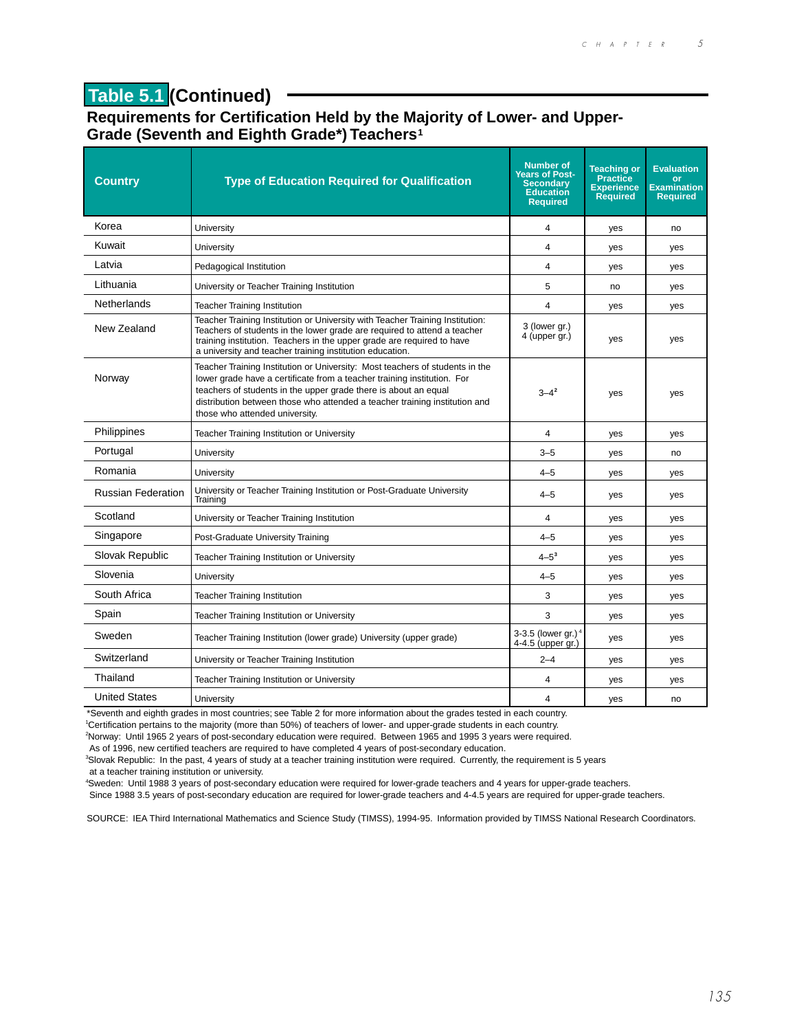## Table 5.1 (Continued)

### Requirements for Certification Held by the Majority of Lower- and Upper-Grade (Seventh and Eighth Grade*) Teachers[1]

| Country | Type of Education Required for Qualification | Number of Years of Post-Secondary Education Required | Teaching or Practice Experience Required | Evaluation or Examination Required |
|---|---|---|---|---|
| Korea | University | 4 | yes | no |
| Kuwait | University | 4 | yes | yes |
| Latvia | Pedagogical Institution | 4 | yes | yes |
| Lithuania | University or Teacher Training Institution | 5 | no | yes |
| Netherlands | Teacher Training Institution | 4 | yes | yes |
| New Zealand | Teacher Training Institution or University with Teacher Training Institution: Teachers of students in the lower grade are required to attend a teacher training institution. Teachers in the upper grade are required to have a university and teacher training institution education. | 3 (lower gr.) 4 (upper gr.) | yes | yes |
| Norway | Teacher Training Institution or University: Most teachers of students in the lower grade have a certificate from a teacher training institution. For teachers of students in the upper grade there is about an equal distribution between those who attended a teacher training institution and those who attended university. | 3–4[2] | yes | yes |
| Philippines | Teacher Training Institution or University | 4 | yes | yes |
| Portugal | University | 3–5 | yes | no |
| Romania | University | 4–5 | yes | yes |
| Russian Federation | University or Teacher Training Institution or Post-Graduate University Training | 4–5 | yes | yes |
| Scotland | University or Teacher Training Institution | 4 | yes | yes |
| Singapore | Post-Graduate University Training | 4–5 | yes | yes |
| Slovak Republic | Teacher Training Institution or University | 4–5[3] | yes | yes |
| Slovenia | University | 4–5 | yes | yes |
| South Africa | Teacher Training Institution | 3 | yes | yes |
| Spain | Teacher Training Institution or University | 3 | yes | yes |
| Sweden | Teacher Training Institution (lower grade) University (upper grade) | 3-3.5 (lower gr.)[4] 4-4.5 (upper gr.) | yes | yes |
| Switzerland | University or Teacher Training Institution | 2–4 | yes | yes |
| Thailand | Teacher Training Institution or University | 4 | yes | yes |
| United States | University | 4 | yes | no |

*Seventh and eighth grades in most countries; see Table 2 for more information about the grades tested in each country.
[1]Certification pertains to the majority (more than 50%) of teachers of lower- and upper-grade students in each country.
[2]Norway: Until 1965 2 years of post-secondary education were required. Between 1965 and 1995 3 years were required. As of 1996, new certified teachers are required to have completed 4 years of post-secondary education.
[3]Slovak Republic: In the past, 4 years of study at a teacher training institution were required. Currently, the requirement is 5 years at a teacher training institution or university.
[4]Sweden: Until 1988 3 years of post-secondary education were required for lower-grade teachers and 4 years for upper-grade teachers. Since 1988 3.5 years of post-secondary education are required for lower-grade teachers and 4-4.5 years are required for upper-grade teachers.

SOURCE: IEA Third International Mathematics and Science Study (TIMSS), 1994-95. Information provided by TIMSS National Research Coordinators.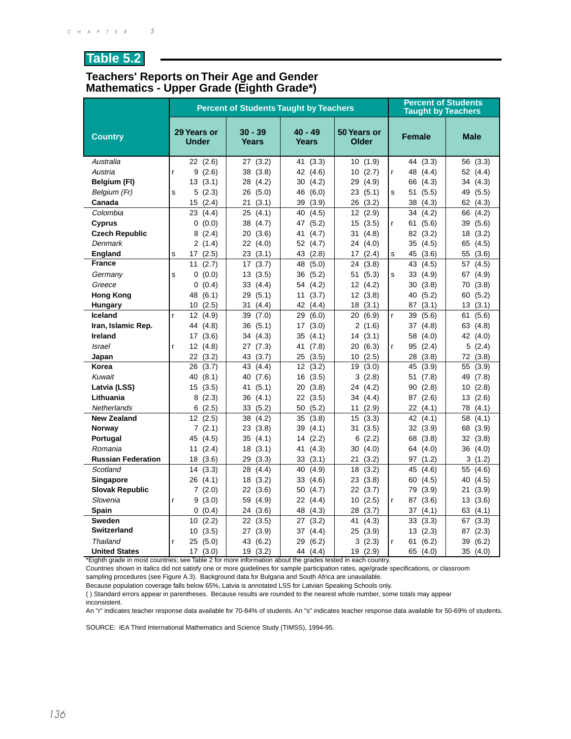## Table 5.2

### Teachers' Reports on Their Age and Gender Mathematics - Upper Grade (Eighth Grade*)

| Country | | Percent of Students Taught by Teachers | | | | | Percent of Students Taught by Teachers | |
|---|---|---|---|---|---|---|---|---|
| | | 29 Years or Under | 30 - 39 Years | 40 - 49 Years | 50 Years or Older | | Female | Male |
| *Australia* | | 22 (2.6) | 27 (3.2) | 41 (3.3) | 10 (1.9) | | 44 (3.3) | 56 (3.3) |
| *Austria* | r | 9 (2.6) | 38 (3.8) | 42 (4.6) | 10 (2.7) | r | 48 (4.4) | 52 (4.4) |
| **Belgium (Fl)** | | 13 (3.1) | 28 (4.2) | 30 (4.2) | 29 (4.9) | | 66 (4.3) | 34 (4.3) |
| *Belgium (Fr)* | s | 5 (2.3) | 26 (5.0) | 46 (6.0) | 23 (5.1) | s | 51 (5.5) | 49 (5.5) |
| **Canada** | | 15 (2.4) | 21 (3.1) | 39 (3.9) | 26 (3.2) | | 38 (4.3) | 62 (4.3) |
| *Colombia* | | 23 (4.4) | 25 (4.1) | 40 (4.5) | 12 (2.9) | | 34 (4.2) | 66 (4.2) |
| **Cyprus** | | 0 (0.0) | 38 (4.7) | 47 (5.2) | 15 (3.5) | r | 61 (5.6) | 39 (5.6) |
| **Czech Republic** | | 8 (2.4) | 20 (3.6) | 41 (4.7) | 31 (4.8) | | 82 (3.2) | 18 (3.2) |
| *Denmark* | | 2 (1.4) | 22 (4.0) | 52 (4.7) | 24 (4.0) | | 35 (4.5) | 65 (4.5) |
| **England** | s | 17 (2.5) | 23 (3.1) | 43 (2.8) | 17 (2.4) | s | 45 (3.6) | 55 (3.6) |
| **France** | | 11 (2.7) | 17 (3.7) | 48 (5.0) | 24 (3.8) | | 43 (4.5) | 57 (4.5) |
| *Germany* | s | 0 (0.0) | 13 (3.5) | 36 (5.2) | 51 (5.3) | s | 33 (4.9) | 67 (4.9) |
| *Greece* | | 0 (0.4) | 33 (4.4) | 54 (4.2) | 12 (4.2) | | 30 (3.8) | 70 (3.8) |
| **Hong Kong** | | 48 (6.1) | 29 (5.1) | 11 (3.7) | 12 (3.8) | | 40 (5.2) | 60 (5.2) |
| **Hungary** | | 10 (2.5) | 31 (4.4) | 42 (4.4) | 18 (3.1) | | 87 (3.1) | 13 (3.1) |
| **Iceland** | r | 12 (4.9) | 39 (7.0) | 29 (6.0) | 20 (6.9) | r | 39 (5.6) | 61 (5.6) |
| **Iran, Islamic Rep.** | | 44 (4.8) | 36 (5.1) | 17 (3.0) | 2 (1.6) | | 37 (4.8) | 63 (4.8) |
| **Ireland** | | 17 (3.6) | 34 (4.3) | 35 (4.1) | 14 (3.1) | | 58 (4.0) | 42 (4.0) |
| *Israel* | r | 12 (4.8) | 27 (7.3) | 41 (7.8) | 20 (6.3) | r | 95 (2.4) | 5 (2.4) |
| **Japan** | | 22 (3.2) | 43 (3.7) | 25 (3.5) | 10 (2.5) | | 28 (3.8) | 72 (3.8) |
| **Korea** | | 26 (3.7) | 43 (4.4) | 12 (3.2) | 19 (3.0) | | 45 (3.9) | 55 (3.9) |
| *Kuwait* | | 40 (8.1) | 40 (7.6) | 16 (3.5) | 3 (2.8) | | 51 (7.8) | 49 (7.8) |
| **Latvia (LSS)** | | 15 (3.5) | 41 (5.1) | 20 (3.8) | 24 (4.2) | | 90 (2.8) | 10 (2.8) |
| **Lithuania** | | 8 (2.3) | 36 (4.1) | 22 (3.5) | 34 (4.4) | | 87 (2.6) | 13 (2.6) |
| *Netherlands* | | 6 (2.5) | 33 (5.2) | 50 (5.2) | 11 (2.9) | | 22 (4.1) | 78 (4.1) |
| **New Zealand** | | 12 (2.5) | 38 (4.2) | 35 (3.8) | 15 (3.3) | | 42 (4.1) | 58 (4.1) |
| **Norway** | | 7 (2.1) | 23 (3.8) | 39 (4.1) | 31 (3.5) | | 32 (3.9) | 68 (3.9) |
| **Portugal** | | 45 (4.5) | 35 (4.1) | 14 (2.2) | 6 (2.2) | | 68 (3.8) | 32 (3.8) |
| *Romania* | | 11 (2.4) | 18 (3.1) | 41 (4.3) | 30 (4.0) | | 64 (4.0) | 36 (4.0) |
| **Russian Federation** | | 18 (3.6) | 29 (3.3) | 33 (3.1) | 21 (3.2) | | 97 (1.2) | 3 (1.2) |
| *Scotland* | | 14 (3.3) | 28 (4.4) | 40 (4.9) | 18 (3.2) | | 45 (4.6) | 55 (4.6) |
| **Singapore** | | 26 (4.1) | 18 (3.2) | 33 (4.6) | 23 (3.8) | | 60 (4.5) | 40 (4.5) |
| **Slovak Republic** | | 7 (2.0) | 22 (3.6) | 50 (4.7) | 22 (3.7) | | 79 (3.9) | 21 (3.9) |
| *Slovenia* | r | 9 (3.0) | 59 (4.9) | 22 (4.4) | 10 (2.5) | r | 87 (3.6) | 13 (3.6) |
| **Spain** | | 0 (0.4) | 24 (3.6) | 48 (4.3) | 28 (3.7) | | 37 (4.1) | 63 (4.1) |
| **Sweden** | | 10 (2.2) | 22 (3.5) | 27 (3.2) | 41 (4.3) | | 33 (3.3) | 67 (3.3) |
| **Switzerland** | | 10 (3.5) | 27 (3.9) | 37 (4.4) | 25 (3.9) | | 13 (2.3) | 87 (2.3) |
| *Thailand* | r | 25 (5.0) | 43 (6.2) | 29 (6.2) | 3 (2.3) | r | 61 (6.2) | 39 (6.2) |
| **United States** | | 17 (3.0) | 19 (3.2) | 44 (4.4) | 19 (2.9) | | 65 (4.0) | 35 (4.0) |

*Eighth grade in most countries; see Table 2 for more information about the grades tested in each country.

Countries shown in italics did not satisfy one or more guidelines for sample participation rates, age/grade specifications, or classroom sampling procedures (see Figure A.3). Background data for Bulgaria and South Africa are unavailable.

Because population coverage falls below 65%, Latvia is annotated LSS for Latvian Speaking Schools only.

( ) Standard errors appear in parentheses. Because results are rounded to the nearest whole number, some totals may appear inconsistent.

An "r" indicates teacher response data available for 70-84% of students. An "s" indicates teacher response data available for 50-69% of students.

SOURCE: IEA Third International Mathematics and Science Study (TIMSS), 1994-95.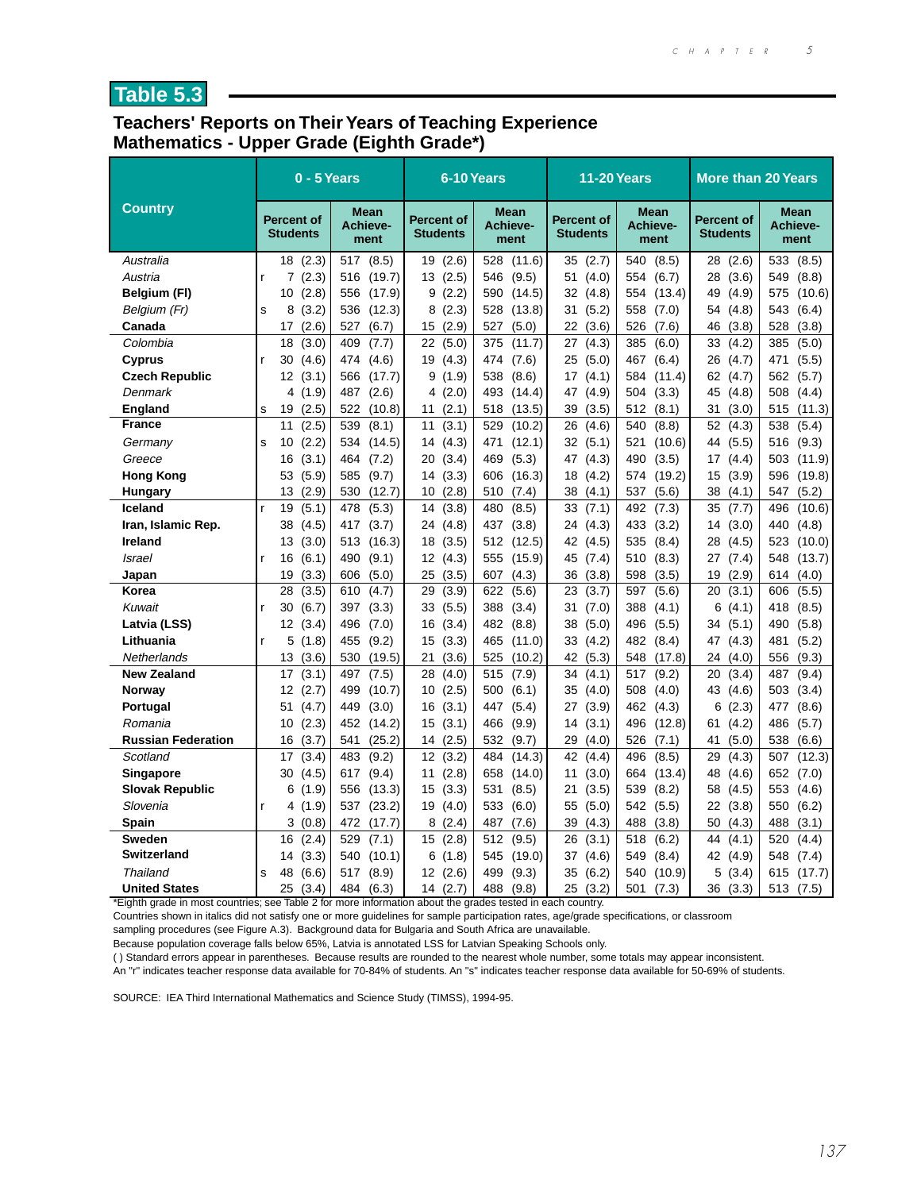## Table 5.3

### Teachers' Reports on Their Years of Teaching Experience
### Mathematics - Upper Grade (Eighth Grade*)

| Country | 0 - 5 Years | | 6-10 Years | | 11-20 Years | | More than 20 Years | |
|---|---|---|---|---|---|---|---|---|
| | Percent of Students | Mean Achieve-ment | Percent of Students | Mean Achieve-ment | Percent of Students | Mean Achieve-ment | Percent of Students | Mean Achieve-ment |
| *Australia* | 18 (2.3) | 517 (8.5) | 19 (2.6) | 528 (11.6) | 35 (2.7) | 540 (8.5) | 28 (2.6) | 533 (8.5) |
| *Austria* | r 7 (2.3) | 516 (19.7) | 13 (2.5) | 546 (9.5) | 51 (4.0) | 554 (6.7) | 28 (3.6) | 549 (8.8) |
| **Belgium (Fl)** | 10 (2.8) | 556 (17.9) | 9 (2.2) | 590 (14.5) | 32 (4.8) | 554 (13.4) | 49 (4.9) | 575 (10.6) |
| *Belgium (Fr)* | s 8 (3.2) | 536 (12.3) | 8 (2.3) | 528 (13.8) | 31 (5.2) | 558 (7.0) | 54 (4.8) | 543 (6.4) |
| **Canada** | 17 (2.6) | 527 (6.7) | 15 (2.9) | 527 (5.0) | 22 (3.6) | 526 (7.6) | 46 (3.8) | 528 (3.8) |
| *Colombia* | 18 (3.0) | 409 (7.7) | 22 (5.0) | 375 (11.7) | 27 (4.3) | 385 (6.0) | 33 (4.2) | 385 (5.0) |
| **Cyprus** | r 30 (4.6) | 474 (4.6) | 19 (4.3) | 474 (7.6) | 25 (5.0) | 467 (6.4) | 26 (4.7) | 471 (5.5) |
| **Czech Republic** | 12 (3.1) | 566 (17.7) | 9 (1.9) | 538 (8.6) | 17 (4.1) | 584 (11.4) | 62 (4.7) | 562 (5.7) |
| *Denmark* | 4 (1.9) | 487 (2.6) | 4 (2.0) | 493 (14.4) | 47 (4.9) | 504 (3.3) | 45 (4.8) | 508 (4.4) |
| **England** | s 19 (2.5) | 522 (10.8) | 11 (2.1) | 518 (13.5) | 39 (3.5) | 512 (8.1) | 31 (3.0) | 515 (11.3) |
| **France** | 11 (2.5) | 539 (8.1) | 11 (3.1) | 529 (10.2) | 26 (4.6) | 540 (8.8) | 52 (4.3) | 538 (5.4) |
| *Germany* | s 10 (2.2) | 534 (14.5) | 14 (4.3) | 471 (12.1) | 32 (5.1) | 521 (10.6) | 44 (5.5) | 516 (9.3) |
| *Greece* | 16 (3.1) | 464 (7.2) | 20 (3.4) | 469 (5.3) | 47 (4.3) | 490 (3.5) | 17 (4.4) | 503 (11.9) |
| **Hong Kong** | 53 (5.9) | 585 (9.7) | 14 (3.3) | 606 (16.3) | 18 (4.2) | 574 (19.2) | 15 (3.9) | 596 (19.8) |
| **Hungary** | 13 (2.9) | 530 (12.7) | 10 (2.8) | 510 (7.4) | 38 (4.1) | 537 (5.6) | 38 (4.1) | 547 (5.2) |
| **Iceland** | r 19 (5.1) | 478 (5.3) | 14 (3.8) | 480 (8.5) | 33 (7.1) | 492 (7.3) | 35 (7.7) | 496 (10.6) |
| **Iran, Islamic Rep.** | 38 (4.5) | 417 (3.7) | 24 (4.8) | 437 (3.8) | 24 (4.3) | 433 (3.2) | 14 (3.0) | 440 (4.8) |
| **Ireland** | 13 (3.0) | 513 (16.3) | 18 (3.5) | 512 (12.5) | 42 (4.5) | 535 (8.4) | 28 (4.5) | 523 (10.0) |
| *Israel* | r 16 (6.1) | 490 (9.1) | 12 (4.3) | 555 (15.9) | 45 (7.4) | 510 (8.3) | 27 (7.4) | 548 (13.7) |
| **Japan** | 19 (3.3) | 606 (5.0) | 25 (3.5) | 607 (4.3) | 36 (3.8) | 598 (3.5) | 19 (2.9) | 614 (4.0) |
| **Korea** | 28 (3.5) | 610 (4.7) | 29 (3.9) | 622 (5.6) | 23 (3.7) | 597 (5.6) | 20 (3.1) | 606 (5.5) |
| *Kuwait* | r 30 (6.7) | 397 (3.3) | 33 (5.5) | 388 (3.4) | 31 (7.0) | 388 (4.1) | 6 (4.1) | 418 (8.5) |
| **Latvia (LSS)** | 12 (3.4) | 496 (7.0) | 16 (3.4) | 482 (8.8) | 38 (5.0) | 496 (5.5) | 34 (5.1) | 490 (5.8) |
| **Lithuania** | r 5 (1.8) | 455 (9.2) | 15 (3.3) | 465 (11.0) | 33 (4.2) | 482 (8.4) | 47 (4.3) | 481 (5.2) |
| *Netherlands* | 13 (3.6) | 530 (19.5) | 21 (3.6) | 525 (10.2) | 42 (5.3) | 548 (17.8) | 24 (4.0) | 556 (9.3) |
| **New Zealand** | 17 (3.1) | 497 (7.5) | 28 (4.0) | 515 (7.9) | 34 (4.1) | 517 (9.2) | 20 (3.4) | 487 (9.4) |
| **Norway** | 12 (2.7) | 499 (10.7) | 10 (2.5) | 500 (6.1) | 35 (4.0) | 508 (4.0) | 43 (4.6) | 503 (3.4) |
| **Portugal** | 51 (4.7) | 449 (3.0) | 16 (3.1) | 447 (5.4) | 27 (3.9) | 462 (4.3) | 6 (2.3) | 477 (8.6) |
| *Romania* | 10 (2.3) | 452 (14.2) | 15 (3.1) | 466 (9.9) | 14 (3.1) | 496 (12.8) | 61 (4.2) | 486 (5.7) |
| **Russian Federation** | 16 (3.7) | 541 (25.2) | 14 (2.5) | 532 (9.7) | 29 (4.0) | 526 (7.1) | 41 (5.0) | 538 (6.6) |
| *Scotland* | 17 (3.4) | 483 (9.2) | 12 (3.2) | 484 (14.3) | 42 (4.4) | 496 (8.5) | 29 (4.3) | 507 (12.3) |
| **Singapore** | 30 (4.5) | 617 (9.4) | 11 (2.8) | 658 (14.0) | 11 (3.0) | 664 (13.4) | 48 (4.6) | 652 (7.0) |
| **Slovak Republic** | 6 (1.9) | 556 (13.3) | 15 (3.3) | 531 (8.5) | 21 (3.5) | 539 (8.2) | 58 (4.5) | 553 (4.6) |
| *Slovenia* | r 4 (1.9) | 537 (23.2) | 19 (4.0) | 533 (6.0) | 55 (5.0) | 542 (5.5) | 22 (3.8) | 550 (6.2) |
| **Spain** | 3 (0.8) | 472 (17.7) | 8 (2.4) | 487 (7.6) | 39 (4.3) | 488 (3.8) | 50 (4.3) | 488 (3.1) |
| **Sweden** | 16 (2.4) | 529 (7.1) | 15 (2.8) | 512 (9.5) | 26 (3.1) | 518 (6.2) | 44 (4.1) | 520 (4.4) |
| **Switzerland** | 14 (3.3) | 540 (10.1) | 6 (1.8) | 545 (19.0) | 37 (4.6) | 549 (8.4) | 42 (4.9) | 548 (7.4) |
| *Thailand* | s 48 (6.6) | 517 (8.9) | 12 (2.6) | 499 (9.3) | 35 (6.2) | 540 (10.9) | 5 (3.4) | 615 (17.7) |
| **United States** | 25 (3.4) | 484 (6.3) | 14 (2.7) | 488 (9.8) | 25 (3.2) | 501 (7.3) | 36 (3.3) | 513 (7.5) |

*Eighth grade in most countries; see Table 2 for more information about the grades tested in each country.

Countries shown in italics did not satisfy one or more guidelines for sample participation rates, age/grade specifications, or classroom sampling procedures (see Figure A.3). Background data for Bulgaria and South Africa are unavailable.

Because population coverage falls below 65%, Latvia is annotated LSS for Latvian Speaking Schools only.

( ) Standard errors appear in parentheses. Because results are rounded to the nearest whole number, some totals may appear inconsistent.

An "r" indicates teacher response data available for 70-84% of students. An "s" indicates teacher response data available for 50-69% of students.

SOURCE: IEA Third International Mathematics and Science Study (TIMSS), 1994-95.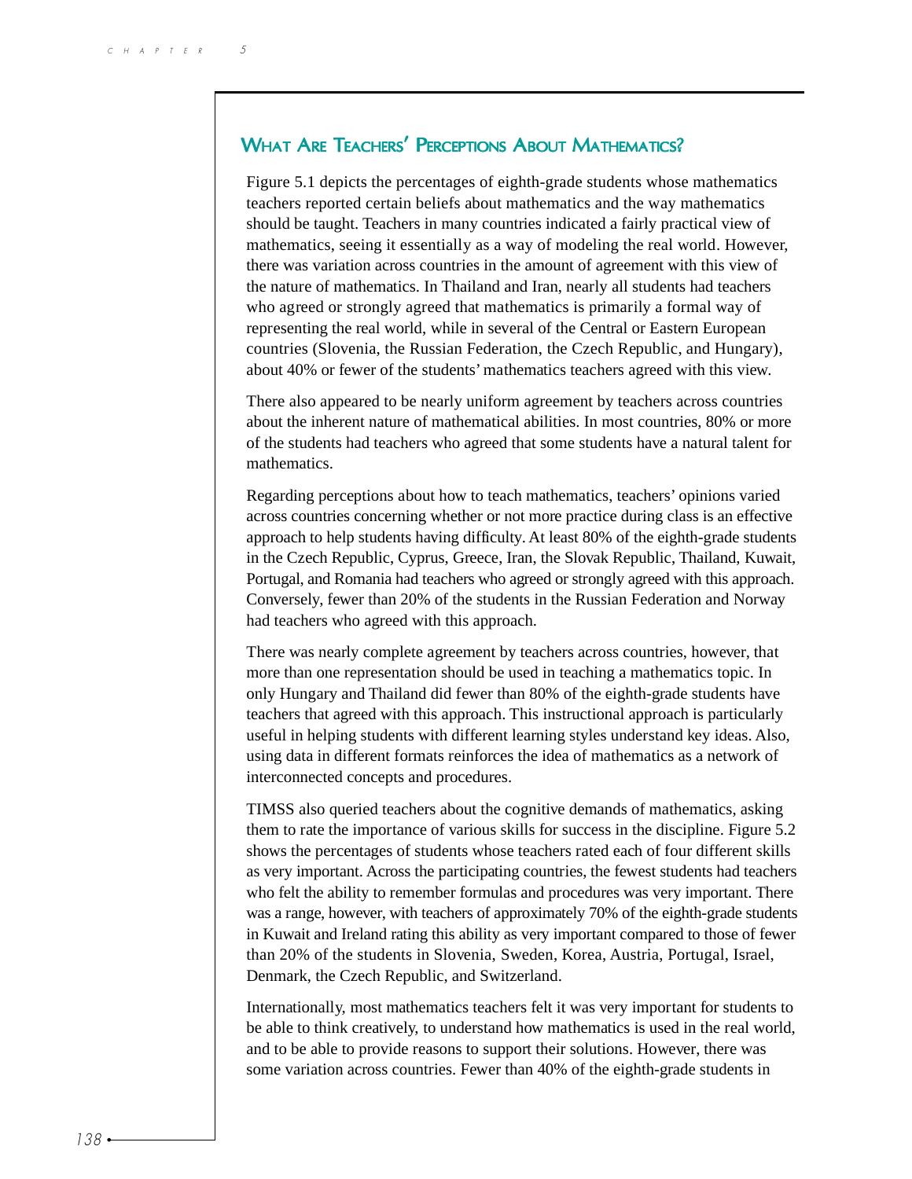## What Are Teachers' Perceptions About Mathematics?

Figure 5.1 depicts the percentages of eighth-grade students whose mathematics teachers reported certain beliefs about mathematics and the way mathematics should be taught. Teachers in many countries indicated a fairly practical view of mathematics, seeing it essentially as a way of modeling the real world. However, there was variation across countries in the amount of agreement with this view of the nature of mathematics. In Thailand and Iran, nearly all students had teachers who agreed or strongly agreed that mathematics is primarily a formal way of representing the real world, while in several of the Central or Eastern European countries (Slovenia, the Russian Federation, the Czech Republic, and Hungary), about 40% or fewer of the students' mathematics teachers agreed with this view.

There also appeared to be nearly uniform agreement by teachers across countries about the inherent nature of mathematical abilities. In most countries, 80% or more of the students had teachers who agreed that some students have a natural talent for mathematics.

Regarding perceptions about how to teach mathematics, teachers' opinions varied across countries concerning whether or not more practice during class is an effective approach to help students having difficulty. At least 80% of the eighth-grade students in the Czech Republic, Cyprus, Greece, Iran, the Slovak Republic, Thailand, Kuwait, Portugal, and Romania had teachers who agreed or strongly agreed with this approach. Conversely, fewer than 20% of the students in the Russian Federation and Norway had teachers who agreed with this approach.

There was nearly complete agreement by teachers across countries, however, that more than one representation should be used in teaching a mathematics topic. In only Hungary and Thailand did fewer than 80% of the eighth-grade students have teachers that agreed with this approach. This instructional approach is particularly useful in helping students with different learning styles understand key ideas. Also, using data in different formats reinforces the idea of mathematics as a network of interconnected concepts and procedures.

TIMSS also queried teachers about the cognitive demands of mathematics, asking them to rate the importance of various skills for success in the discipline. Figure 5.2 shows the percentages of students whose teachers rated each of four different skills as very important. Across the participating countries, the fewest students had teachers who felt the ability to remember formulas and procedures was very important. There was a range, however, with teachers of approximately 70% of the eighth-grade students in Kuwait and Ireland rating this ability as very important compared to those of fewer than 20% of the students in Slovenia, Sweden, Korea, Austria, Portugal, Israel, Denmark, the Czech Republic, and Switzerland.

Internationally, most mathematics teachers felt it was very important for students to be able to think creatively, to understand how mathematics is used in the real world, and to be able to provide reasons to support their solutions. However, there was some variation across countries. Fewer than 40% of the eighth-grade students in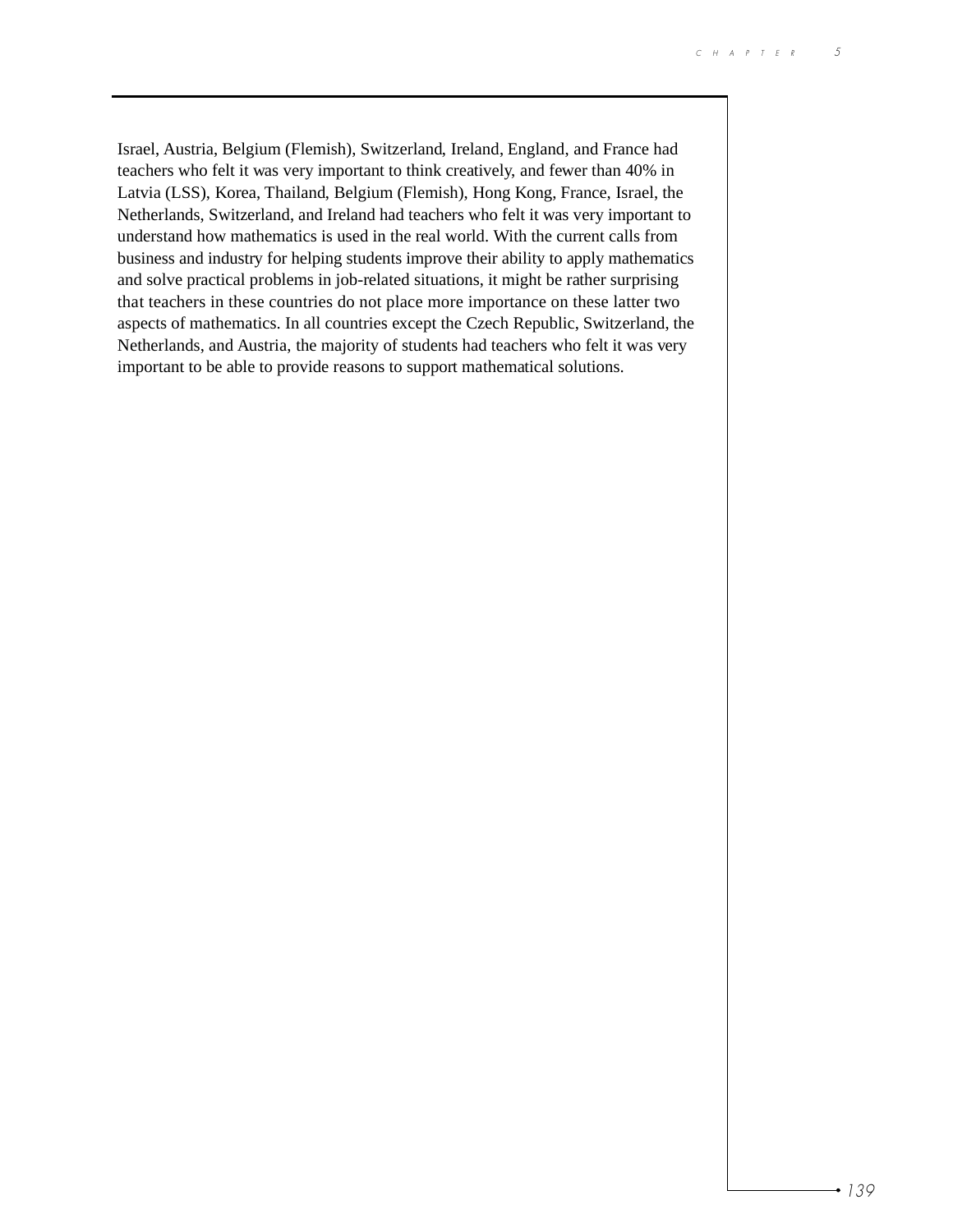Israel, Austria, Belgium (Flemish), Switzerland, Ireland, England, and France had teachers who felt it was very important to think creatively, and fewer than 40% in Latvia (LSS), Korea, Thailand, Belgium (Flemish), Hong Kong, France, Israel, the Netherlands, Switzerland, and Ireland had teachers who felt it was very important to understand how mathematics is used in the real world. With the current calls from business and industry for helping students improve their ability to apply mathematics and solve practical problems in job-related situations, it might be rather surprising that teachers in these countries do not place more importance on these latter two aspects of mathematics. In all countries except the Czech Republic, Switzerland, the Netherlands, and Austria, the majority of students had teachers who felt it was very important to be able to provide reasons to support mathematical solutions.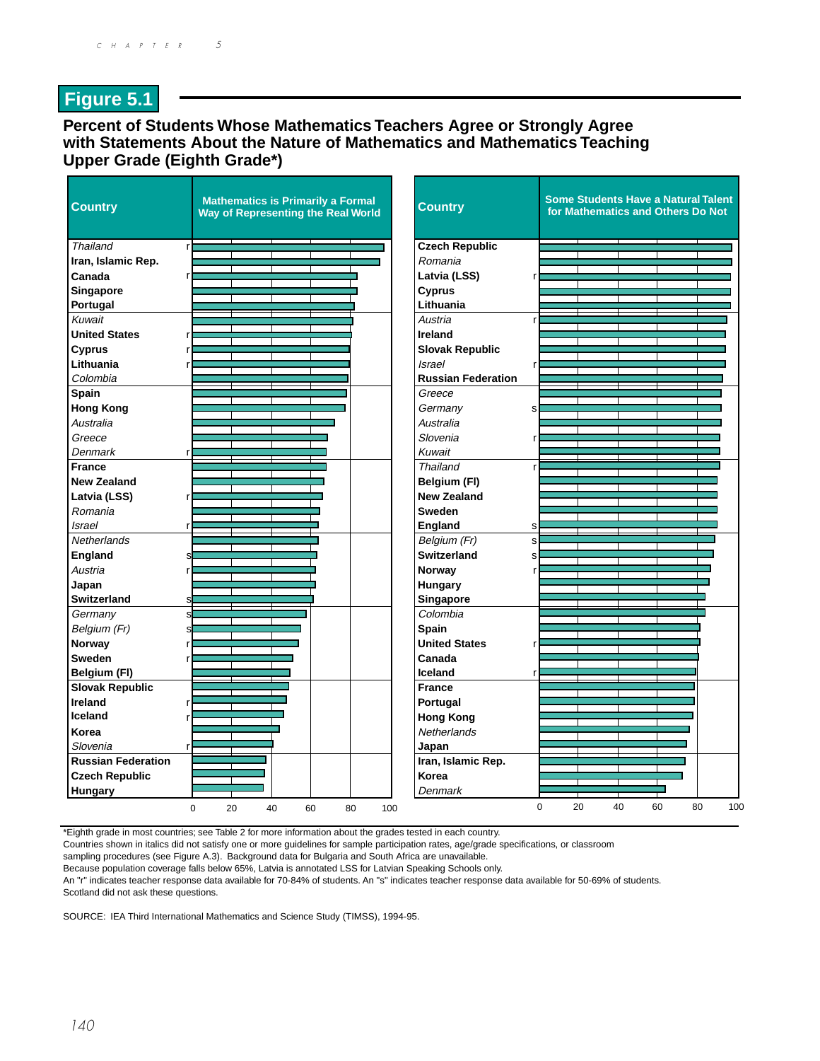## Figure 5.1

### Percent of Students Whose Mathematics Teachers Agree or Strongly Agree with Statements About the Nature of Mathematics and Mathematics Teaching Upper Grade (Eighth Grade*)

| Country | | Mathematics is Primarily a Formal Way of Representing the Real World |
|---|---|---|
| *Thailand* | r | |
| **Iran, Islamic Rep.** | | |
| **Canada** | r | |
| **Singapore** | | |
| **Portugal** | | |
| *Kuwait* | | |
| **United States** | r | |
| **Cyprus** | r | |
| **Lithuania** | r | |
| *Colombia* | | |
| **Spain** | | |
| **Hong Kong** | | |
| *Australia* | | |
| *Greece* | | |
| *Denmark* | r | |
| **France** | | |
| **New Zealand** | | |
| **Latvia (LSS)** | r | |
| *Romania* | | |
| *Israel* | r | |
| *Netherlands* | | |
| **England** | s | |
| *Austria* | r | |
| **Japan** | | |
| **Switzerland** | s | |
| *Germany* | s | |
| *Belgium (Fr)* | s | |
| **Norway** | r | |
| **Sweden** | r | |
| **Belgium (Fl)** | | |
| **Slovak Republic** | | |
| **Ireland** | r | |
| **Iceland** | r | |
| **Korea** | | |
| *Slovenia* | r | |
| **Russian Federation** | | |
| **Czech Republic** | | |
| **Hungary** | | |

| Country | | Some Students Have a Natural Talent for Mathematics and Others Do Not |
|---|---|---|
| **Czech Republic** | | |
| *Romania* | | |
| **Latvia (LSS)** | r | |
| **Cyprus** | | |
| **Lithuania** | | |
| *Austria* | r | |
| **Ireland** | | |
| **Slovak Republic** | | |
| *Israel* | r | |
| **Russian Federation** | | |
| *Greece* | | |
| *Germany* | s | |
| *Australia* | | |
| *Slovenia* | r | |
| *Kuwait* | | |
| *Thailand* | r | |
| **Belgium (Fl)** | | |
| **New Zealand** | | |
| **Sweden** | | |
| **England** | s | |
| *Belgium (Fr)* | s | |
| **Switzerland** | s | |
| **Norway** | r | |
| **Hungary** | | |
| **Singapore** | | |
| *Colombia* | | |
| **Spain** | | |
| **United States** | r | |
| **Canada** | | |
| **Iceland** | r | |
| **France** | | |
| **Portugal** | | |
| **Hong Kong** | | |
| *Netherlands* | | |
| **Japan** | | |
| **Iran, Islamic Rep.** | | |
| **Korea** | | |
| *Denmark* | | |

*Eighth grade in most countries; see Table 2 for more information about the grades tested in each country.
Countries shown in italics did not satisfy one or more guidelines for sample participation rates, age/grade specifications, or classroom sampling procedures (see Figure A.3). Background data for Bulgaria and South Africa are unavailable.
Because population coverage falls below 65%, Latvia is annotated LSS for Latvian Speaking Schools only.
An "r" indicates teacher response data available for 70-84% of students. An "s" indicates teacher response data available for 50-69% of students.
Scotland did not ask these questions.

SOURCE: IEA Third International Mathematics and Science Study (TIMSS), 1994-95.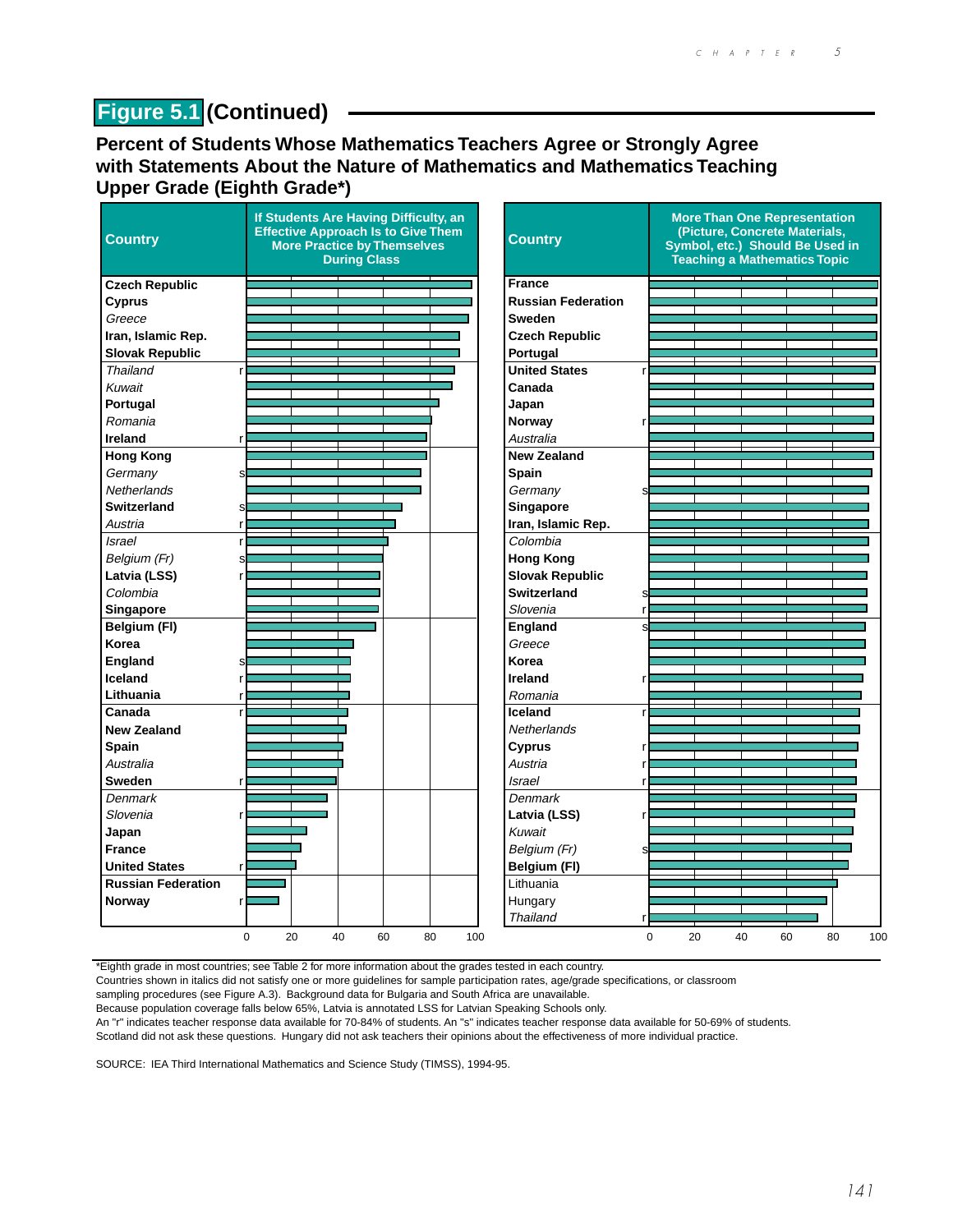# Figure 5.1 (Continued)

## Percent of Students Whose Mathematics Teachers Agree or Strongly Agree with Statements About the Nature of Mathematics and Mathematics Teaching Upper Grade (Eighth Grade*)

| Country | | If Students Are Having Difficulty, an Effective Approach Is to Give Them More Practice by Themselves During Class |
|---|---|---|
| **Czech Republic** | | |
| **Cyprus** | | |
| *Greece* | | |
| **Iran, Islamic Rep.** | | |
| **Slovak Republic** | | |
| *Thailand* | r | |
| *Kuwait* | | |
| **Portugal** | | |
| *Romania* | | |
| **Ireland** | r | |
| **Hong Kong** | | |
| *Germany* | s | |
| *Netherlands* | | |
| **Switzerland** | s | |
| *Austria* | r | |
| *Israel* | r | |
| *Belgium (Fr)* | s | |
| **Latvia (LSS)** | r | |
| *Colombia* | | |
| **Singapore** | | |
| **Belgium (Fl)** | | |
| **Korea** | | |
| **England** | s | |
| **Iceland** | r | |
| **Lithuania** | r | |
| **Canada** | r | |
| **New Zealand** | | |
| **Spain** | | |
| *Australia* | | |
| **Sweden** | r | |
| *Denmark* | | |
| *Slovenia* | r | |
| **Japan** | | |
| **France** | | |
| **United States** | r | |
| **Russian Federation** | | |
| **Norway** | r | |

| Country | | More Than One Representation (Picture, Concrete Materials, Symbol, etc.) Should Be Used in Teaching a Mathematics Topic |
|---|---|---|
| **France** | | |
| **Russian Federation** | | |
| **Sweden** | | |
| **Czech Republic** | | |
| **Portugal** | | |
| **United States** | r | |
| **Canada** | | |
| **Japan** | | |
| **Norway** | r | |
| *Australia* | | |
| **New Zealand** | | |
| **Spain** | | |
| *Germany* | s | |
| **Singapore** | | |
| **Iran, Islamic Rep.** | | |
| *Colombia* | | |
| **Hong Kong** | | |
| **Slovak Republic** | | |
| **Switzerland** | s | |
| *Slovenia* | r | |
| **England** | s | |
| *Greece* | | |
| **Korea** | | |
| **Ireland** | r | |
| *Romania* | | |
| **Iceland** | r | |
| *Netherlands* | | |
| **Cyprus** | r | |
| *Austria* | r | |
| *Israel* | r | |
| *Denmark* | | |
| **Latvia (LSS)** | r | |
| *Kuwait* | | |
| *Belgium (Fr)* | s | |
| **Belgium (Fl)** | | |
| Lithuania | | |
| Hungary | | |
| *Thailand* | r | |

*Eighth grade in most countries; see Table 2 for more information about the grades tested in each country.
Countries shown in italics did not satisfy one or more guidelines for sample participation rates, age/grade specifications, or classroom sampling procedures (see Figure A.3). Background data for Bulgaria and South Africa are unavailable.
Because population coverage falls below 65%, Latvia is annotated LSS for Latvian Speaking Schools only.
An "r" indicates teacher response data available for 70-84% of students. An "s" indicates teacher response data available for 50-69% of students.
Scotland did not ask these questions. Hungary did not ask teachers their opinions about the effectiveness of more individual practice.

SOURCE: IEA Third International Mathematics and Science Study (TIMSS), 1994-95.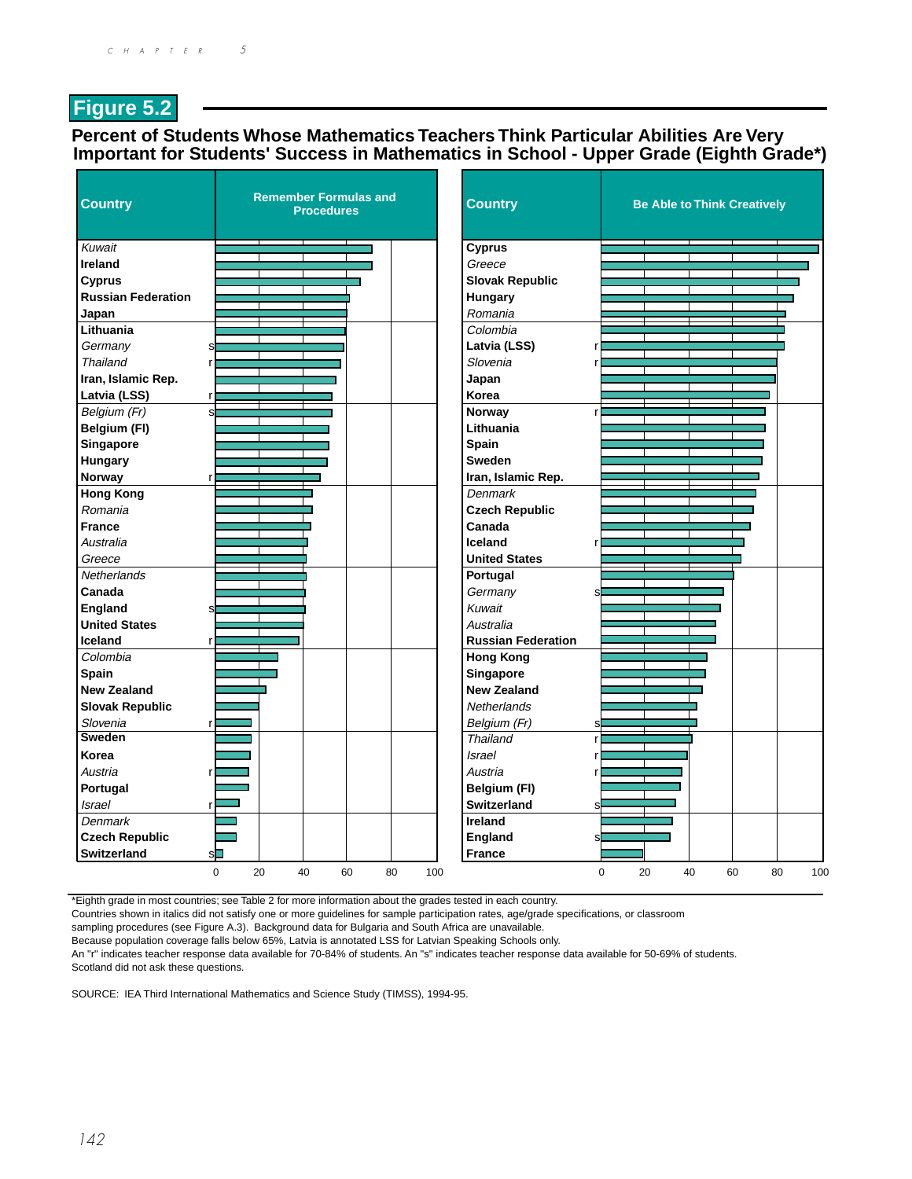## Figure 5.2

### Percent of Students Whose Mathematics Teachers Think Particular Abilities Are Very Important for Students' Success in Mathematics in School - Upper Grade (Eighth Grade*)

| Country | Remember Formulas and Procedures |
|---|---|
| *Kuwait* | |
| **Ireland** | |
| **Cyprus** | |
| **Russian Federation** | |
| **Japan** | |
| **Lithuania** | |
| *Germany* s | |
| *Thailand* r | |
| **Iran, Islamic Rep.** | |
| **Latvia (LSS)** r | |
| *Belgium (Fr)* s | |
| **Belgium (Fl)** | |
| **Singapore** | |
| **Hungary** | |
| **Norway** r | |
| **Hong Kong** | |
| *Romania* | |
| **France** | |
| *Australia* | |
| *Greece* | |
| *Netherlands* | |
| **Canada** | |
| **England** s | |
| **United States** | |
| **Iceland** r | |
| *Colombia* | |
| **Spain** | |
| **New Zealand** | |
| **Slovak Republic** | |
| *Slovenia* r | |
| **Sweden** | |
| **Korea** | |
| *Austria* r | |
| **Portugal** | |
| *Israel* r | |
| *Denmark* | |
| **Czech Republic** | |
| **Switzerland** s | |

| Country | Be Able to Think Creatively |
|---|---|
| **Cyprus** | |
| *Greece* | |
| **Slovak Republic** | |
| **Hungary** | |
| *Romania* | |
| *Colombia* | |
| **Latvia (LSS)** r | |
| *Slovenia* r | |
| **Japan** | |
| **Korea** | |
| **Norway** r | |
| **Lithuania** | |
| **Spain** | |
| **Sweden** | |
| **Iran, Islamic Rep.** | |
| *Denmark* | |
| **Czech Republic** | |
| **Canada** | |
| **Iceland** r | |
| **United States** | |
| **Portugal** | |
| *Germany* s | |
| *Kuwait* | |
| *Australia* | |
| **Russian Federation** | |
| **Hong Kong** | |
| **Singapore** | |
| **New Zealand** | |
| *Netherlands* | |
| *Belgium (Fr)* s | |
| *Thailand* r | |
| *Israel* r | |
| *Austria* r | |
| **Belgium (Fl)** | |
| **Switzerland** s | |
| **Ireland** | |
| **England** s | |
| **France** | |

Axis: 0 20 40 60 80 100

*Eighth grade in most countries; see Table 2 for more information about the grades tested in each country.
Countries shown in italics did not satisfy one or more guidelines for sample participation rates, age/grade specifications, or classroom sampling procedures (see Figure A.3). Background data for Bulgaria and South Africa are unavailable.
Because population coverage falls below 65%, Latvia is annotated LSS for Latvian Speaking Schools only.
An "r" indicates teacher response data available for 70-84% of students. An "s" indicates teacher response data available for 50-69% of students.
Scotland did not ask these questions.

SOURCE: IEA Third International Mathematics and Science Study (TIMSS), 1994-95.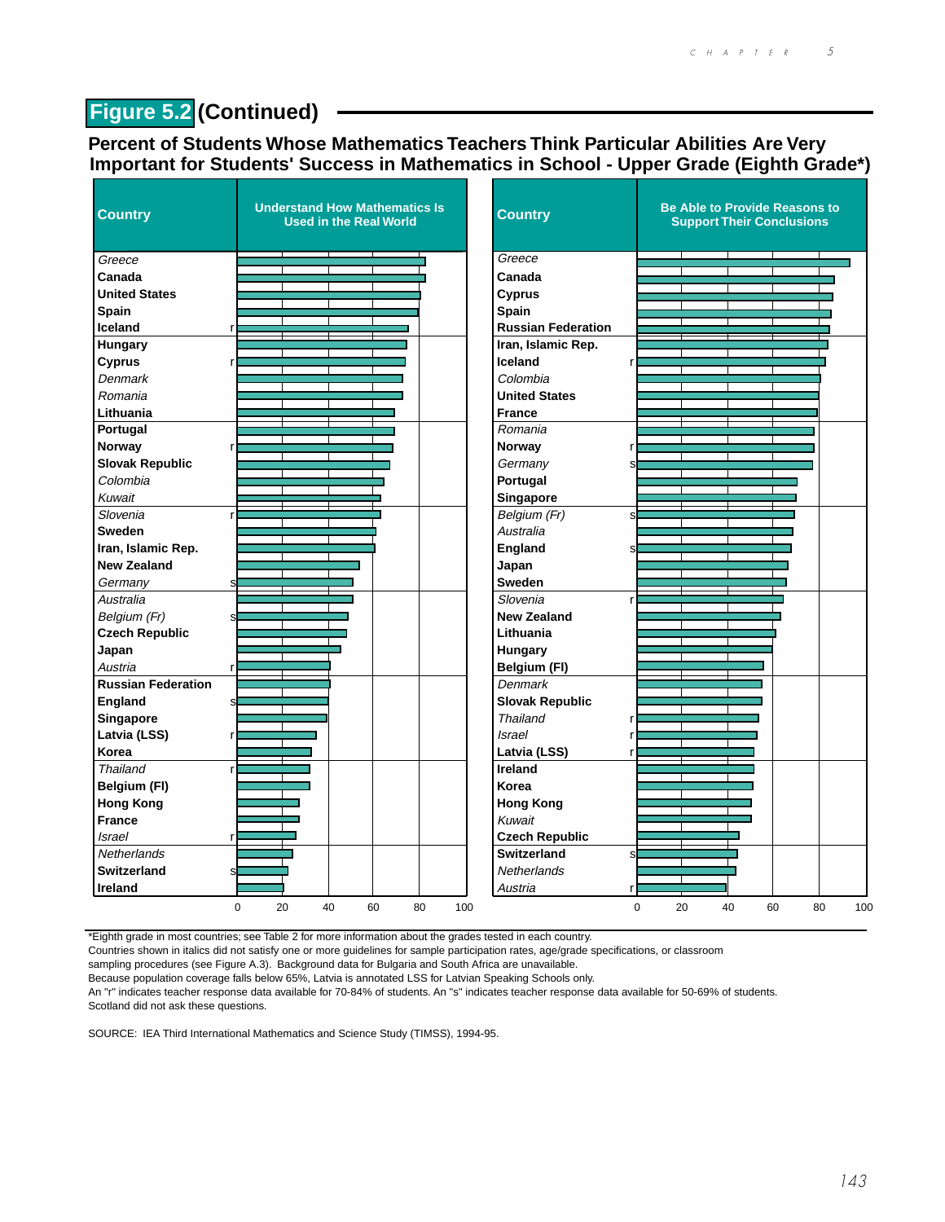## Figure 5.2 (Continued)

### Percent of Students Whose Mathematics Teachers Think Particular Abilities Are Very Important for Students' Success in Mathematics in School - Upper Grade (Eighth Grade*)

| Country | | Understand How Mathematics Is Used in the Real World |
|---|---|---|
| *Greece* | | |
| Canada | | |
| United States | | |
| Spain | | |
| Iceland | r | |
| Hungary | | |
| Cyprus | r | |
| *Denmark* | | |
| *Romania* | | |
| Lithuania | | |
| Portugal | | |
| Norway | r | |
| Slovak Republic | | |
| *Colombia* | | |
| *Kuwait* | | |
| *Slovenia* | r | |
| Sweden | | |
| Iran, Islamic Rep. | | |
| New Zealand | | |
| *Germany* | s | |
| *Australia* | | |
| *Belgium (Fr)* | s | |
| Czech Republic | | |
| Japan | | |
| *Austria* | r | |
| Russian Federation | | |
| England | s | |
| Singapore | | |
| Latvia (LSS) | r | |
| Korea | | |
| *Thailand* | r | |
| Belgium (Fl) | | |
| Hong Kong | | |
| France | | |
| *Israel* | r | |
| *Netherlands* | | |
| Switzerland | s | |
| Ireland | | |

| Country | | Be Able to Provide Reasons to Support Their Conclusions |
|---|---|---|
| *Greece* | | |
| Canada | | |
| Cyprus | | |
| Spain | | |
| Russian Federation | | |
| Iran, Islamic Rep. | | |
| Iceland | r | |
| *Colombia* | | |
| United States | | |
| France | | |
| *Romania* | | |
| Norway | r | |
| *Germany* | s | |
| Portugal | | |
| Singapore | | |
| *Belgium (Fr)* | s | |
| *Australia* | | |
| England | s | |
| Japan | | |
| Sweden | | |
| *Slovenia* | r | |
| New Zealand | | |
| Lithuania | | |
| Hungary | | |
| Belgium (Fl) | | |
| *Denmark* | | |
| Slovak Republic | | |
| *Thailand* | r | |
| *Israel* | r | |
| Latvia (LSS) | r | |
| Ireland | | |
| Korea | | |
| Hong Kong | | |
| *Kuwait* | | |
| Czech Republic | | |
| Switzerland | s | |
| *Netherlands* | | |
| *Austria* | r | |

*Eighth grade in most countries; see Table 2 for more information about the grades tested in each country.
Countries shown in italics did not satisfy one or more guidelines for sample participation rates, age/grade specifications, or classroom sampling procedures (see Figure A.3). Background data for Bulgaria and South Africa are unavailable.
Because population coverage falls below 65%, Latvia is annotated LSS for Latvian Speaking Schools only.
An "r" indicates teacher response data available for 70-84% of students. An "s" indicates teacher response data available for 50-69% of students.
Scotland did not ask these questions.

SOURCE: IEA Third International Mathematics and Science Study (TIMSS), 1994-95.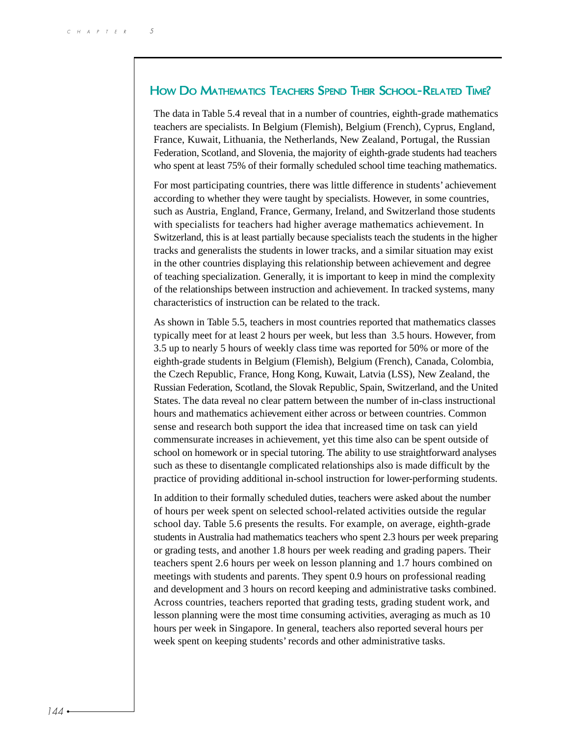## How Do Mathematics Teachers Spend Their School-Related Time?

The data in Table 5.4 reveal that in a number of countries, eighth-grade mathematics teachers are specialists. In Belgium (Flemish), Belgium (French), Cyprus, England, France, Kuwait, Lithuania, the Netherlands, New Zealand, Portugal, the Russian Federation, Scotland, and Slovenia, the majority of eighth-grade students had teachers who spent at least 75% of their formally scheduled school time teaching mathematics.

For most participating countries, there was little difference in students' achievement according to whether they were taught by specialists. However, in some countries, such as Austria, England, France, Germany, Ireland, and Switzerland those students with specialists for teachers had higher average mathematics achievement. In Switzerland, this is at least partially because specialists teach the students in the higher tracks and generalists the students in lower tracks, and a similar situation may exist in the other countries displaying this relationship between achievement and degree of teaching specialization. Generally, it is important to keep in mind the complexity of the relationships between instruction and achievement. In tracked systems, many characteristics of instruction can be related to the track.

As shown in Table 5.5, teachers in most countries reported that mathematics classes typically meet for at least 2 hours per week, but less than 3.5 hours. However, from 3.5 up to nearly 5 hours of weekly class time was reported for 50% or more of the eighth-grade students in Belgium (Flemish), Belgium (French), Canada, Colombia, the Czech Republic, France, Hong Kong, Kuwait, Latvia (LSS), New Zealand, the Russian Federation, Scotland, the Slovak Republic, Spain, Switzerland, and the United States. The data reveal no clear pattern between the number of in-class instructional hours and mathematics achievement either across or between countries. Common sense and research both support the idea that increased time on task can yield commensurate increases in achievement, yet this time also can be spent outside of school on homework or in special tutoring. The ability to use straightforward analyses such as these to disentangle complicated relationships also is made difficult by the practice of providing additional in-school instruction for lower-performing students.

In addition to their formally scheduled duties, teachers were asked about the number of hours per week spent on selected school-related activities outside the regular school day. Table 5.6 presents the results. For example, on average, eighth-grade students in Australia had mathematics teachers who spent 2.3 hours per week preparing or grading tests, and another 1.8 hours per week reading and grading papers. Their teachers spent 2.6 hours per week on lesson planning and 1.7 hours combined on meetings with students and parents. They spent 0.9 hours on professional reading and development and 3 hours on record keeping and administrative tasks combined. Across countries, teachers reported that grading tests, grading student work, and lesson planning were the most time consuming activities, averaging as much as 10 hours per week in Singapore. In general, teachers also reported several hours per week spent on keeping students' records and other administrative tasks.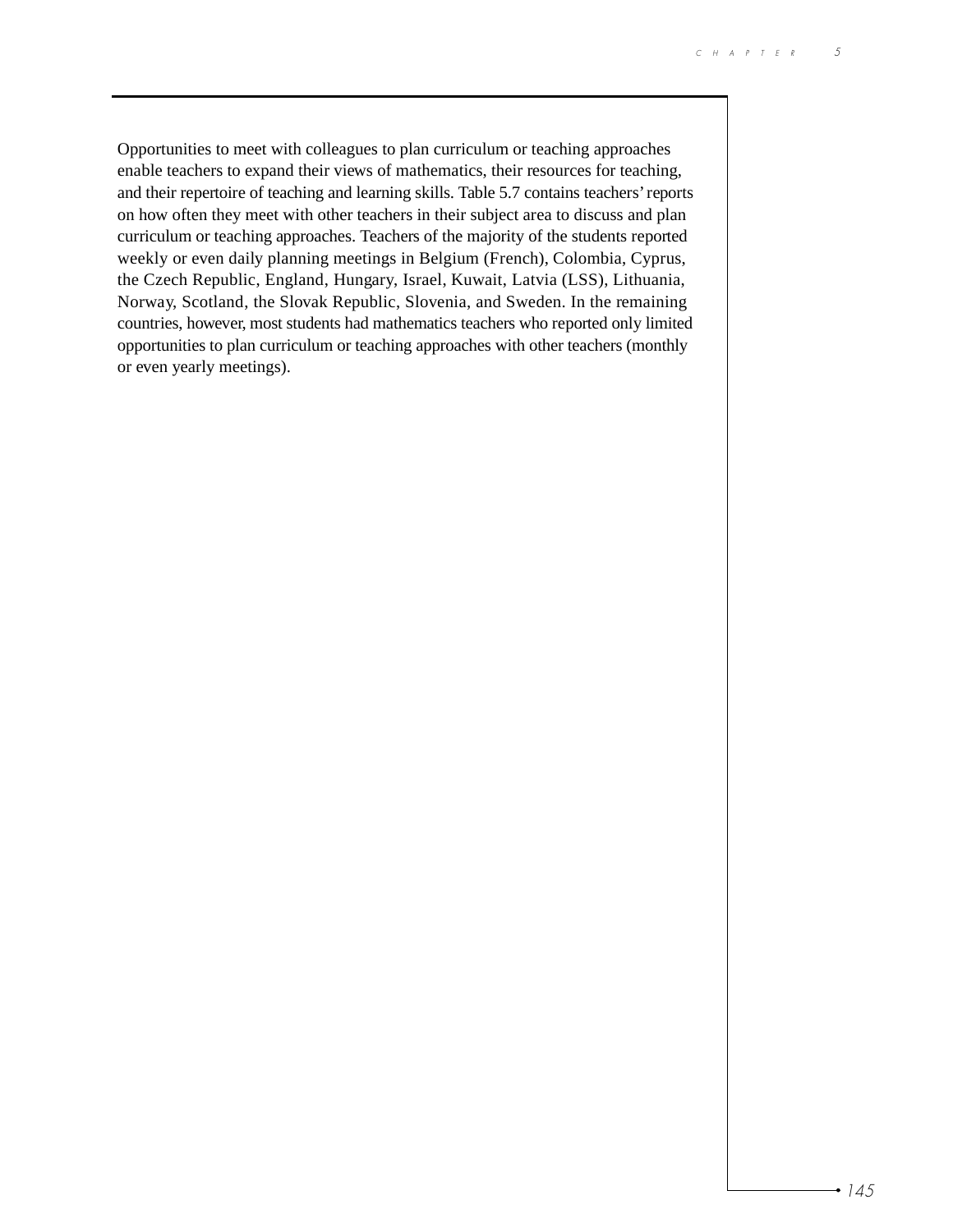Opportunities to meet with colleagues to plan curriculum or teaching approaches enable teachers to expand their views of mathematics, their resources for teaching, and their repertoire of teaching and learning skills. Table 5.7 contains teachers' reports on how often they meet with other teachers in their subject area to discuss and plan curriculum or teaching approaches. Teachers of the majority of the students reported weekly or even daily planning meetings in Belgium (French), Colombia, Cyprus, the Czech Republic, England, Hungary, Israel, Kuwait, Latvia (LSS), Lithuania, Norway, Scotland, the Slovak Republic, Slovenia, and Sweden. In the remaining countries, however, most students had mathematics teachers who reported only limited opportunities to plan curriculum or teaching approaches with other teachers (monthly or even yearly meetings).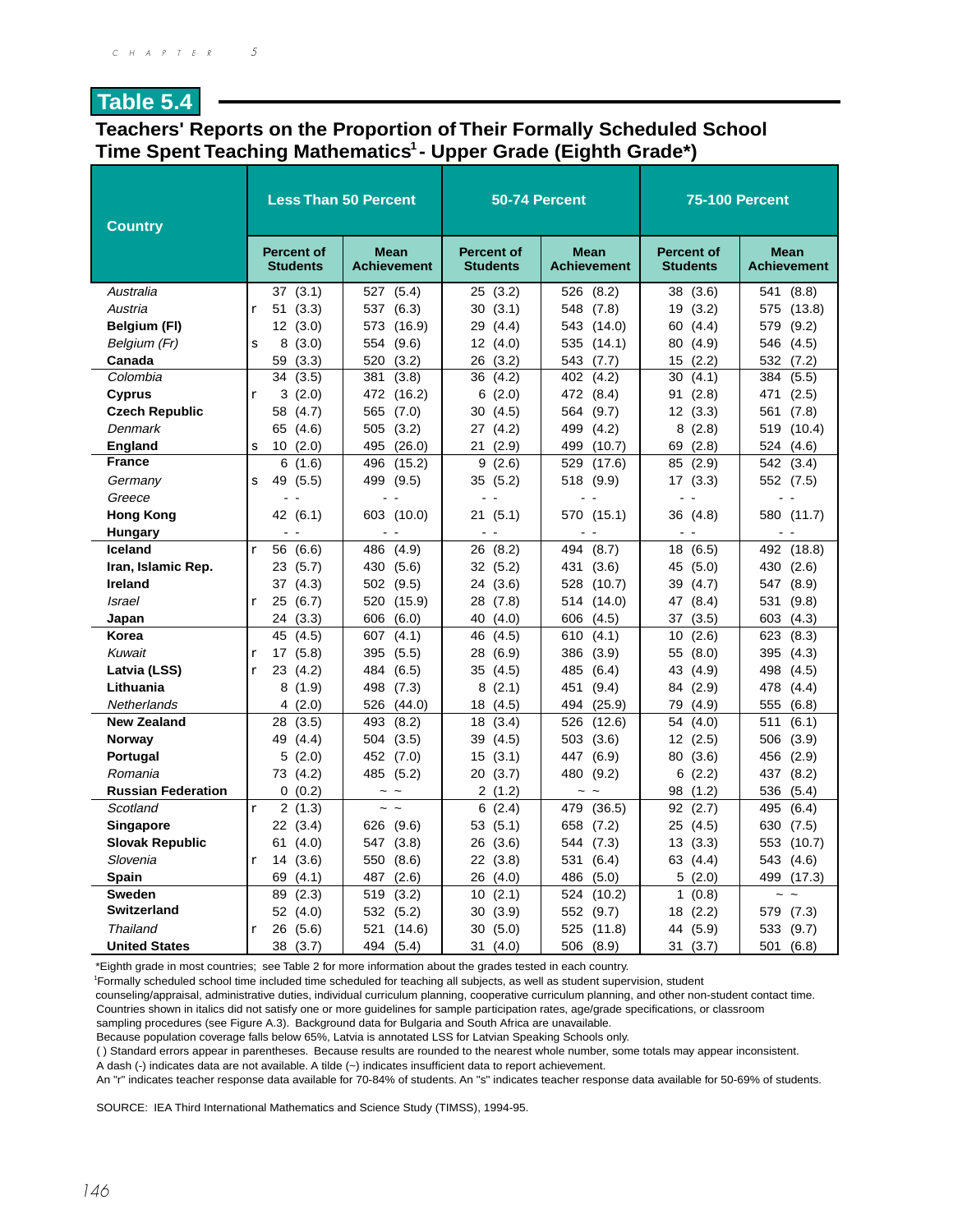## Table 5.4

### Teachers' Reports on the Proportion of Their Formally Scheduled School Time Spent Teaching Mathematics[1] - Upper Grade (Eighth Grade*)

| Country | | Less Than 50 Percent | | 50-74 Percent | | 75-100 Percent | |
|---|---|---|---|---|---|---|---|
| | | Percent of Students | Mean Achievement | Percent of Students | Mean Achievement | Percent of Students | Mean Achievement |
| *Australia* | | 37 (3.1) | 527 (5.4) | 25 (3.2) | 526 (8.2) | 38 (3.6) | 541 (8.8) |
| *Austria* | r | 51 (3.3) | 537 (6.3) | 30 (3.1) | 548 (7.8) | 19 (3.2) | 575 (13.8) |
| **Belgium (Fl)** | | 12 (3.0) | 573 (16.9) | 29 (4.4) | 543 (14.0) | 60 (4.4) | 579 (9.2) |
| *Belgium (Fr)* | s | 8 (3.0) | 554 (9.6) | 12 (4.0) | 535 (14.1) | 80 (4.9) | 546 (4.5) |
| **Canada** | | 59 (3.3) | 520 (3.2) | 26 (3.2) | 543 (7.7) | 15 (2.2) | 532 (7.2) |
| *Colombia* | | 34 (3.5) | 381 (3.8) | 36 (4.2) | 402 (4.2) | 30 (4.1) | 384 (5.5) |
| **Cyprus** | r | 3 (2.0) | 472 (16.2) | 6 (2.0) | 472 (8.4) | 91 (2.8) | 471 (2.5) |
| **Czech Republic** | | 58 (4.7) | 565 (7.0) | 30 (4.5) | 564 (9.7) | 12 (3.3) | 561 (7.8) |
| *Denmark* | | 65 (4.6) | 505 (3.2) | 27 (4.2) | 499 (4.2) | 8 (2.8) | 519 (10.4) |
| **England** | s | 10 (2.0) | 495 (26.0) | 21 (2.9) | 499 (10.7) | 69 (2.8) | 524 (4.6) |
| **France** | | 6 (1.6) | 496 (15.2) | 9 (2.6) | 529 (17.6) | 85 (2.9) | 542 (3.4) |
| *Germany* | s | 49 (5.5) | 499 (9.5) | 35 (5.2) | 518 (9.9) | 17 (3.3) | 552 (7.5) |
| *Greece* | | - - | - - | - - | - - | - - | - - |
| **Hong Kong** | | 42 (6.1) | 603 (10.0) | 21 (5.1) | 570 (15.1) | 36 (4.8) | 580 (11.7) |
| **Hungary** | | - - | - - | - - | - - | - - | - - |
| **Iceland** | r | 56 (6.6) | 486 (4.9) | 26 (8.2) | 494 (8.7) | 18 (6.5) | 492 (18.8) |
| **Iran, Islamic Rep.** | | 23 (5.7) | 430 (5.6) | 32 (5.2) | 431 (3.6) | 45 (5.0) | 430 (2.6) |
| **Ireland** | | 37 (4.3) | 502 (9.5) | 24 (3.6) | 528 (10.7) | 39 (4.7) | 547 (8.9) |
| *Israel* | r | 25 (6.7) | 520 (15.9) | 28 (7.8) | 514 (14.0) | 47 (8.4) | 531 (9.8) |
| **Japan** | | 24 (3.3) | 606 (6.0) | 40 (4.0) | 606 (4.5) | 37 (3.5) | 603 (4.3) |
| **Korea** | | 45 (4.5) | 607 (4.1) | 46 (4.5) | 610 (4.1) | 10 (2.6) | 623 (8.3) |
| *Kuwait* | r | 17 (5.8) | 395 (5.5) | 28 (6.9) | 386 (3.9) | 55 (8.0) | 395 (4.3) |
| **Latvia (LSS)** | r | 23 (4.2) | 484 (6.5) | 35 (4.5) | 485 (6.4) | 43 (4.9) | 498 (4.5) |
| **Lithuania** | | 8 (1.9) | 498 (7.3) | 8 (2.1) | 451 (9.4) | 84 (2.9) | 478 (4.4) |
| *Netherlands* | | 4 (2.0) | 526 (44.0) | 18 (4.5) | 494 (25.9) | 79 (4.9) | 555 (6.8) |
| **New Zealand** | | 28 (3.5) | 493 (8.2) | 18 (3.4) | 526 (12.6) | 54 (4.0) | 511 (6.1) |
| **Norway** | | 49 (4.4) | 504 (3.5) | 39 (4.5) | 503 (3.6) | 12 (2.5) | 506 (3.9) |
| **Portugal** | | 5 (2.0) | 452 (7.0) | 15 (3.1) | 447 (6.9) | 80 (3.6) | 456 (2.9) |
| *Romania* | | 73 (4.2) | 485 (5.2) | 20 (3.7) | 480 (9.2) | 6 (2.2) | 437 (8.2) |
| **Russian Federation** | | 0 (0.2) | ~ ~ | 2 (1.2) | ~ ~ | 98 (1.2) | 536 (5.4) |
| *Scotland* | r | 2 (1.3) | ~ ~ | 6 (2.4) | 479 (36.5) | 92 (2.7) | 495 (6.4) |
| **Singapore** | | 22 (3.4) | 626 (9.6) | 53 (5.1) | 658 (7.2) | 25 (4.5) | 630 (7.5) |
| **Slovak Republic** | | 61 (4.0) | 547 (3.8) | 26 (3.6) | 544 (7.3) | 13 (3.3) | 553 (10.7) |
| *Slovenia* | r | 14 (3.6) | 550 (8.6) | 22 (3.8) | 531 (6.4) | 63 (4.4) | 543 (4.6) |
| **Spain** | | 69 (4.1) | 487 (2.6) | 26 (4.0) | 486 (5.0) | 5 (2.0) | 499 (17.3) |
| **Sweden** | | 89 (2.3) | 519 (3.2) | 10 (2.1) | 524 (10.2) | 1 (0.8) | ~ ~ |
| **Switzerland** | | 52 (4.0) | 532 (5.2) | 30 (3.9) | 552 (9.7) | 18 (2.2) | 579 (7.3) |
| *Thailand* | r | 26 (5.6) | 521 (14.6) | 30 (5.0) | 525 (11.8) | 44 (5.9) | 533 (9.7) |
| **United States** | | 38 (3.7) | 494 (5.4) | 31 (4.0) | 506 (8.9) | 31 (3.7) | 501 (6.8) |

*Eighth grade in most countries; see Table 2 for more information about the grades tested in each country.

[1]Formally scheduled school time included time scheduled for teaching all subjects, as well as student supervision, student counseling/appraisal, administrative duties, individual curriculum planning, cooperative curriculum planning, and other non-student contact time.

Countries shown in italics did not satisfy one or more guidelines for sample participation rates, age/grade specifications, or classroom sampling procedures (see Figure A.3). Background data for Bulgaria and South Africa are unavailable.

Because population coverage falls below 65%, Latvia is annotated LSS for Latvian Speaking Schools only.

( ) Standard errors appear in parentheses. Because results are rounded to the nearest whole number, some totals may appear inconsistent.

A dash (-) indicates data are not available. A tilde (~) indicates insufficient data to report achievement.

An "r" indicates teacher response data available for 70-84% of students. An "s" indicates teacher response data available for 50-69% of students.

SOURCE: IEA Third International Mathematics and Science Study (TIMSS), 1994-95.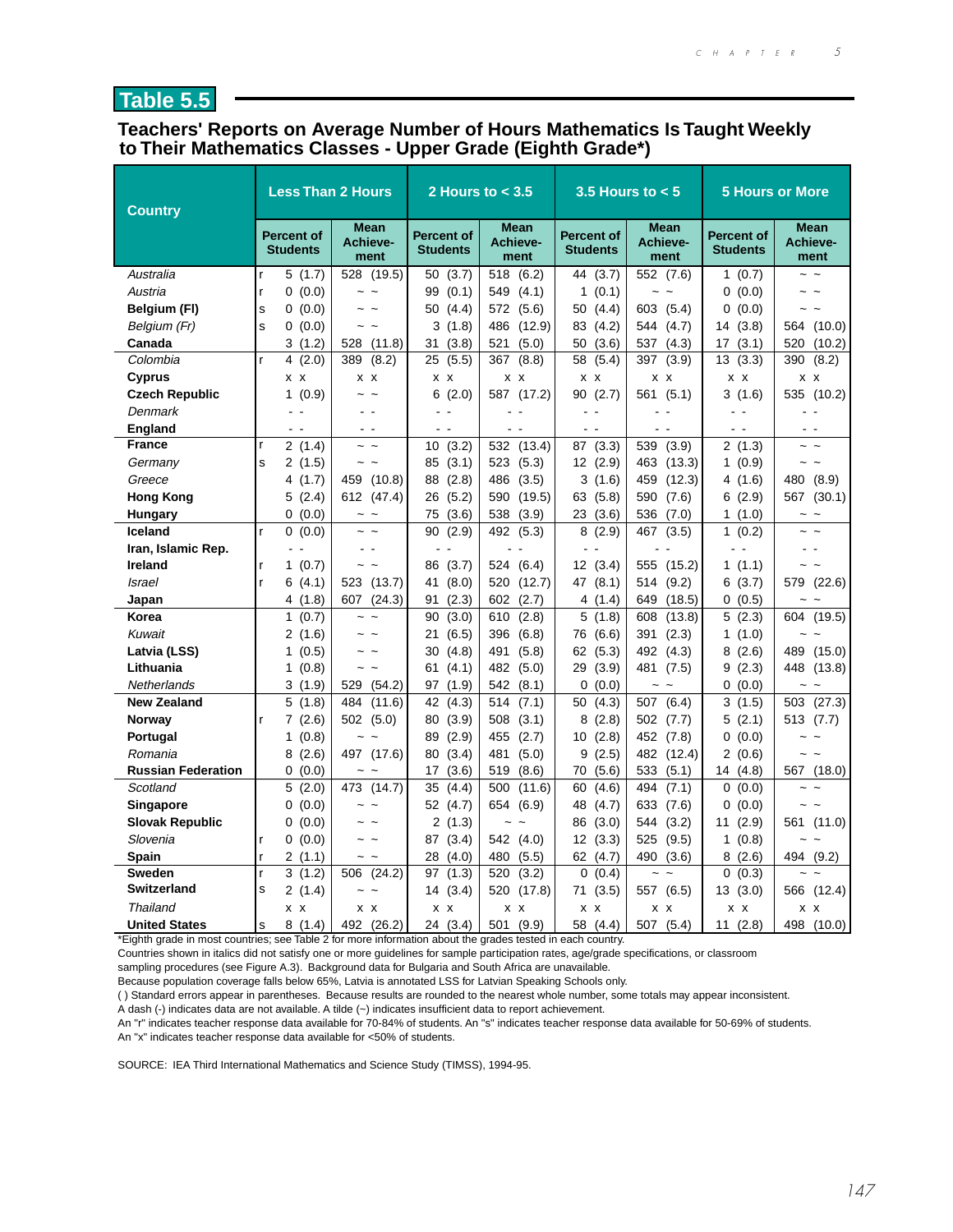## Table 5.5

### Teachers' Reports on Average Number of Hours Mathematics Is Taught Weekly to Their Mathematics Classes - Upper Grade (Eighth Grade*)

| Country | | Less Than 2 Hours | | 2 Hours to < 3.5 | | 3.5 Hours to < 5 | | 5 Hours or More | |
|---|---|---|---|---|---|---|---|---|---|
| | | Percent of Students | Mean Achievement | Percent of Students | Mean Achievement | Percent of Students | Mean Achievement | Percent of Students | Mean Achievement |
| *Australia* | r | 5 (1.7) | 528 (19.5) | 50 (3.7) | 518 (6.2) | 44 (3.7) | 552 (7.6) | 1 (0.7) | ~ ~ |
| *Austria* | r | 0 (0.0) | ~ ~ | 99 (0.1) | 549 (4.1) | 1 (0.1) | ~ ~ | 0 (0.0) | ~ ~ |
| **Belgium (Fl)** | s | 0 (0.0) | ~ ~ | 50 (4.4) | 572 (5.6) | 50 (4.4) | 603 (5.4) | 0 (0.0) | ~ ~ |
| *Belgium (Fr)* | s | 0 (0.0) | ~ ~ | 3 (1.8) | 486 (12.9) | 83 (4.2) | 544 (4.7) | 14 (3.8) | 564 (10.0) |
| **Canada** | | 3 (1.2) | 528 (11.8) | 31 (3.8) | 521 (5.0) | 50 (3.6) | 537 (4.3) | 17 (3.1) | 520 (10.2) |
| *Colombia* | r | 4 (2.0) | 389 (8.2) | 25 (5.5) | 367 (8.8) | 58 (5.4) | 397 (3.9) | 13 (3.3) | 390 (8.2) |
| **Cyprus** | | x x | x x | x x | x x | x x | x x | x x | x x |
| **Czech Republic** | | 1 (0.9) | ~ ~ | 6 (2.0) | 587 (17.2) | 90 (2.7) | 561 (5.1) | 3 (1.6) | 535 (10.2) |
| *Denmark* | | - - | - - | - - | - - | - - | - - | - - | - - |
| **England** | | - - | - - | - - | - - | - - | - - | - - | - - |
| **France** | r | 2 (1.4) | ~ ~ | 10 (3.2) | 532 (13.4) | 87 (3.3) | 539 (3.9) | 2 (1.3) | ~ ~ |
| *Germany* | s | 2 (1.5) | ~ ~ | 85 (3.1) | 523 (5.3) | 12 (2.9) | 463 (13.3) | 1 (0.9) | ~ ~ |
| *Greece* | | 4 (1.7) | 459 (10.8) | 88 (2.8) | 486 (3.5) | 3 (1.6) | 459 (12.3) | 4 (1.6) | 480 (8.9) |
| **Hong Kong** | | 5 (2.4) | 612 (47.4) | 26 (5.2) | 590 (19.5) | 63 (5.8) | 590 (7.6) | 6 (2.9) | 567 (30.1) |
| **Hungary** | | 0 (0.0) | ~ ~ | 75 (3.6) | 538 (3.9) | 23 (3.6) | 536 (7.0) | 1 (1.0) | ~ ~ |
| **Iceland** | r | 0 (0.0) | ~ ~ | 90 (2.9) | 492 (5.3) | 8 (2.9) | 467 (3.5) | 1 (0.2) | ~ ~ |
| **Iran, Islamic Rep.** | | - - | - - | - - | - - | - - | - - | - - | - - |
| **Ireland** | r | 1 (0.7) | ~ ~ | 86 (3.7) | 524 (6.4) | 12 (3.4) | 555 (15.2) | 1 (1.1) | ~ ~ |
| *Israel* | r | 6 (4.1) | 523 (13.7) | 41 (8.0) | 520 (12.7) | 47 (8.1) | 514 (9.2) | 6 (3.7) | 579 (22.6) |
| **Japan** | | 4 (1.8) | 607 (24.3) | 91 (2.3) | 602 (2.7) | 4 (1.4) | 649 (18.5) | 0 (0.5) | ~ ~ |
| **Korea** | | 1 (0.7) | ~ ~ | 90 (3.0) | 610 (2.8) | 5 (1.8) | 608 (13.8) | 5 (2.3) | 604 (19.5) |
| *Kuwait* | | 2 (1.6) | ~ ~ | 21 (6.5) | 396 (6.8) | 76 (6.6) | 391 (2.3) | 1 (1.0) | ~ ~ |
| **Latvia (LSS)** | | 1 (0.5) | ~ ~ | 30 (4.8) | 491 (5.8) | 62 (5.3) | 492 (4.3) | 8 (2.6) | 489 (15.0) |
| **Lithuania** | | 1 (0.8) | ~ ~ | 61 (4.1) | 482 (5.0) | 29 (3.9) | 481 (7.5) | 9 (2.3) | 448 (13.8) |
| *Netherlands* | | 3 (1.9) | 529 (54.2) | 97 (1.9) | 542 (8.1) | 0 (0.0) | ~ ~ | 0 (0.0) | ~ ~ |
| **New Zealand** | | 5 (1.8) | 484 (11.6) | 42 (4.3) | 514 (7.1) | 50 (4.3) | 507 (6.4) | 3 (1.5) | 503 (27.3) |
| **Norway** | r | 7 (2.6) | 502 (5.0) | 80 (3.9) | 508 (3.1) | 8 (2.8) | 502 (7.7) | 5 (2.1) | 513 (7.7) |
| **Portugal** | | 1 (0.8) | ~ ~ | 89 (2.9) | 455 (2.7) | 10 (2.8) | 452 (7.8) | 0 (0.0) | ~ ~ |
| *Romania* | | 8 (2.6) | 497 (17.6) | 80 (3.4) | 481 (5.0) | 9 (2.5) | 482 (12.4) | 2 (0.6) | ~ ~ |
| **Russian Federation** | | 0 (0.0) | ~ ~ | 17 (3.6) | 519 (8.6) | 70 (5.6) | 533 (5.1) | 14 (4.8) | 567 (18.0) |
| *Scotland* | | 5 (2.0) | 473 (14.7) | 35 (4.4) | 500 (11.6) | 60 (4.6) | 494 (7.1) | 0 (0.0) | ~ ~ |
| **Singapore** | | 0 (0.0) | ~ ~ | 52 (4.7) | 654 (6.9) | 48 (4.7) | 633 (7.6) | 0 (0.0) | ~ ~ |
| **Slovak Republic** | | 0 (0.0) | ~ ~ | 2 (1.3) | ~ ~ | 86 (3.0) | 544 (3.2) | 11 (2.9) | 561 (11.0) |
| *Slovenia* | r | 0 (0.0) | ~ ~ | 87 (3.4) | 542 (4.0) | 12 (3.3) | 525 (9.5) | 1 (0.8) | ~ ~ |
| **Spain** | r | 2 (1.1) | ~ ~ | 28 (4.0) | 480 (5.5) | 62 (4.7) | 490 (3.6) | 8 (2.6) | 494 (9.2) |
| **Sweden** | r | 3 (1.2) | 506 (24.2) | 97 (1.3) | 520 (3.2) | 0 (0.4) | ~ ~ | 0 (0.3) | ~ ~ |
| **Switzerland** | s | 2 (1.4) | ~ ~ | 14 (3.4) | 520 (17.8) | 71 (3.5) | 557 (6.5) | 13 (3.0) | 566 (12.4) |
| *Thailand* | | x x | x x | x x | x x | x x | x x | x x | x x |
| **United States** | s | 8 (1.4) | 492 (26.2) | 24 (3.4) | 501 (9.9) | 58 (4.4) | 507 (5.4) | 11 (2.8) | 498 (10.0) |

*Eighth grade in most countries; see Table 2 for more information about the grades tested in each country.
Countries shown in italics did not satisfy one or more guidelines for sample participation rates, age/grade specifications, or classroom sampling procedures (see Figure A.3). Background data for Bulgaria and South Africa are unavailable.
Because population coverage falls below 65%, Latvia is annotated LSS for Latvian Speaking Schools only.
( ) Standard errors appear in parentheses. Because results are rounded to the nearest whole number, some totals may appear inconsistent.
A dash (-) indicates data are not available. A tilde (~) indicates insufficient data to report achievement.
An "r" indicates teacher response data available for 70-84% of students. An "s" indicates teacher response data available for 50-69% of students.
An "x" indicates teacher response data available for <50% of students.

SOURCE: IEA Third International Mathematics and Science Study (TIMSS), 1994-95.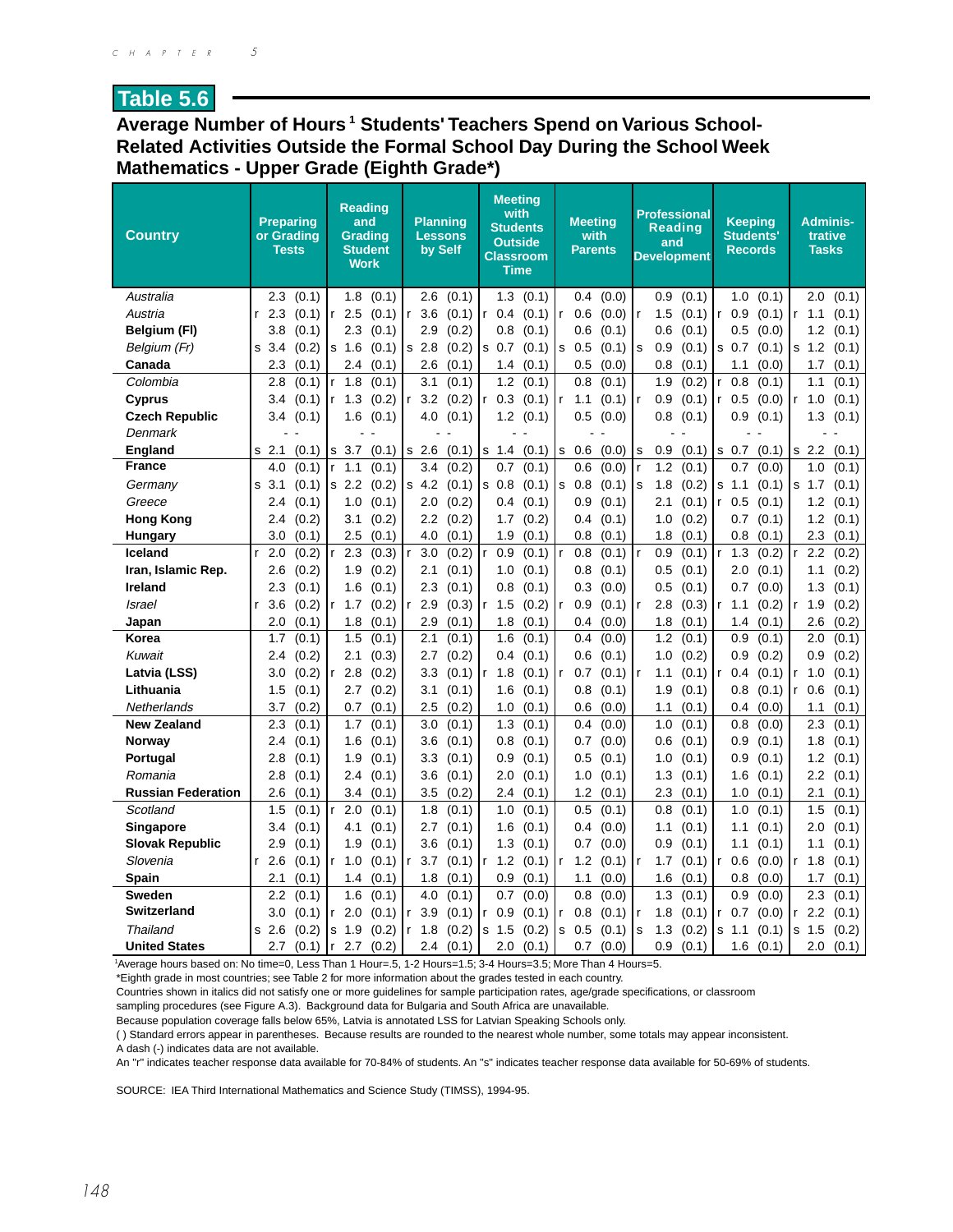## Table 5.6

### Average Number of Hours[1] Students' Teachers Spend on Various School-Related Activities Outside the Formal School Day During the School Week Mathematics - Upper Grade (Eighth Grade*)

| Country | Preparing or Grading Tests | Reading and Grading Student Work | Planning Lessons by Self | Meeting with Students Outside Classroom Time | Meeting with Parents | Professional Reading and Development | Keeping Students' Records | Adminis-trative Tasks |
|---|---|---|---|---|---|---|---|---|
| *Australia* | 2.3 (0.1) | 1.8 (0.1) | 2.6 (0.1) | 1.3 (0.1) | 0.4 (0.0) | 0.9 (0.1) | 1.0 (0.1) | 2.0 (0.1) |
| *Austria* | r 2.3 (0.1) | r 2.5 (0.1) | r 3.6 (0.1) | r 0.4 (0.1) | r 0.6 (0.0) | r 1.5 (0.1) | r 0.9 (0.1) | r 1.1 (0.1) |
| **Belgium (Fl)** | 3.8 (0.1) | 2.3 (0.1) | 2.9 (0.2) | 0.8 (0.1) | 0.6 (0.1) | 0.6 (0.1) | 0.5 (0.0) | 1.2 (0.1) |
| *Belgium (Fr)* | s 3.4 (0.2) | s 1.6 (0.1) | s 2.8 (0.2) | s 0.7 (0.1) | s 0.5 (0.1) | s 0.9 (0.1) | s 0.7 (0.1) | s 1.2 (0.1) |
| **Canada** | 2.3 (0.1) | 2.4 (0.1) | 2.6 (0.1) | 1.4 (0.1) | 0.5 (0.0) | 0.8 (0.1) | 1.1 (0.0) | 1.7 (0.1) |
| *Colombia* | 2.8 (0.1) | r 1.8 (0.1) | 3.1 (0.1) | 1.2 (0.1) | 0.8 (0.1) | 1.9 (0.2) | r 0.8 (0.1) | 1.1 (0.1) |
| **Cyprus** | 3.4 (0.1) | r 1.3 (0.2) | r 3.2 (0.2) | r 0.3 (0.1) | r 1.1 (0.1) | r 0.9 (0.1) | r 0.5 (0.0) | r 1.0 (0.1) |
| **Czech Republic** | 3.4 (0.1) | 1.6 (0.1) | 4.0 (0.1) | 1.2 (0.1) | 0.5 (0.0) | 0.8 (0.1) | 0.9 (0.1) | 1.3 (0.1) |
| *Denmark* | - - | - - | - - | - - | - - | - - | - - | - - |
| **England** | s 2.1 (0.1) | s 3.7 (0.1) | s 2.6 (0.1) | s 1.4 (0.1) | s 0.6 (0.0) | s 0.9 (0.1) | s 0.7 (0.1) | s 2.2 (0.1) |
| **France** | 4.0 (0.1) | r 1.1 (0.1) | 3.4 (0.2) | 0.7 (0.1) | 0.6 (0.0) | r 1.2 (0.1) | 0.7 (0.0) | 1.0 (0.1) |
| *Germany* | s 3.1 (0.1) | s 2.2 (0.2) | s 4.2 (0.1) | s 0.8 (0.1) | s 0.8 (0.1) | s 1.8 (0.2) | s 1.1 (0.1) | s 1.7 (0.1) |
| *Greece* | 2.4 (0.1) | 1.0 (0.1) | 2.0 (0.2) | 0.4 (0.1) | 0.9 (0.1) | 2.1 (0.1) | r 0.5 (0.1) | 1.2 (0.1) |
| **Hong Kong** | 2.4 (0.2) | 3.1 (0.2) | 2.2 (0.2) | 1.7 (0.2) | 0.4 (0.1) | 1.0 (0.2) | 0.7 (0.1) | 1.2 (0.1) |
| **Hungary** | 3.0 (0.1) | 2.5 (0.1) | 4.0 (0.1) | 1.9 (0.1) | 0.8 (0.1) | 1.8 (0.1) | 0.8 (0.1) | 2.3 (0.1) |
| **Iceland** | r 2.0 (0.2) | r 2.3 (0.3) | r 3.0 (0.2) | r 0.9 (0.1) | r 0.8 (0.1) | r 0.9 (0.1) | r 1.3 (0.2) | r 2.2 (0.2) |
| **Iran, Islamic Rep.** | 2.6 (0.2) | 1.9 (0.2) | 2.1 (0.1) | 1.0 (0.1) | 0.8 (0.1) | 0.5 (0.1) | 2.0 (0.1) | 1.1 (0.2) |
| **Ireland** | 2.3 (0.1) | 1.6 (0.1) | 2.3 (0.1) | 0.8 (0.1) | 0.3 (0.0) | 0.5 (0.1) | 0.7 (0.0) | 1.3 (0.1) |
| *Israel* | r 3.6 (0.2) | r 1.7 (0.2) | r 2.9 (0.3) | r 1.5 (0.2) | r 0.9 (0.1) | r 2.8 (0.3) | r 1.1 (0.2) | r 1.9 (0.2) |
| **Japan** | 2.0 (0.1) | 1.8 (0.1) | 2.9 (0.1) | 1.8 (0.1) | 0.4 (0.0) | 1.8 (0.1) | 1.4 (0.1) | 2.6 (0.2) |
| **Korea** | 1.7 (0.1) | 1.5 (0.1) | 2.1 (0.1) | 1.6 (0.1) | 0.4 (0.0) | 1.2 (0.1) | 0.9 (0.1) | 2.0 (0.1) |
| *Kuwait* | 2.4 (0.2) | 2.1 (0.3) | 2.7 (0.2) | 0.4 (0.1) | 0.6 (0.1) | 1.0 (0.2) | 0.9 (0.2) | 0.9 (0.2) |
| **Latvia (LSS)** | 3.0 (0.2) | r 2.8 (0.2) | 3.3 (0.1) | r 1.8 (0.1) | r 0.7 (0.1) | r 1.1 (0.1) | r 0.4 (0.1) | r 1.0 (0.1) |
| **Lithuania** | 1.5 (0.1) | 2.7 (0.2) | 3.1 (0.1) | 1.6 (0.1) | 0.8 (0.1) | 1.9 (0.1) | 0.8 (0.1) | r 0.6 (0.1) |
| *Netherlands* | 3.7 (0.2) | 0.7 (0.1) | 2.5 (0.2) | 1.0 (0.1) | 0.6 (0.0) | 1.1 (0.1) | 0.4 (0.0) | 1.1 (0.1) |
| **New Zealand** | 2.3 (0.1) | 1.7 (0.1) | 3.0 (0.1) | 1.3 (0.1) | 0.4 (0.0) | 1.0 (0.1) | 0.8 (0.0) | 2.3 (0.1) |
| **Norway** | 2.4 (0.1) | 1.6 (0.1) | 3.6 (0.1) | 0.8 (0.1) | 0.7 (0.0) | 0.6 (0.1) | 0.9 (0.1) | 1.8 (0.1) |
| **Portugal** | 2.8 (0.1) | 1.9 (0.1) | 3.3 (0.1) | 0.9 (0.1) | 0.5 (0.1) | 1.0 (0.1) | 0.9 (0.1) | 1.2 (0.1) |
| *Romania* | 2.8 (0.1) | 2.4 (0.1) | 3.6 (0.1) | 2.0 (0.1) | 1.0 (0.1) | 1.3 (0.1) | 1.6 (0.1) | 2.2 (0.1) |
| **Russian Federation** | 2.6 (0.1) | 3.4 (0.1) | 3.5 (0.2) | 2.4 (0.1) | 1.2 (0.1) | 2.3 (0.1) | 1.0 (0.1) | 2.1 (0.1) |
| *Scotland* | 1.5 (0.1) | r 2.0 (0.1) | 1.8 (0.1) | 1.0 (0.1) | 0.5 (0.1) | 0.8 (0.1) | 1.0 (0.1) | 1.5 (0.1) |
| **Singapore** | 3.4 (0.1) | 4.1 (0.1) | 2.7 (0.1) | 1.6 (0.1) | 0.4 (0.0) | 1.1 (0.1) | 1.1 (0.1) | 2.0 (0.1) |
| **Slovak Republic** | 2.9 (0.1) | 1.9 (0.1) | 3.6 (0.1) | 1.3 (0.1) | 0.7 (0.0) | 0.9 (0.1) | 1.1 (0.1) | 1.1 (0.1) |
| *Slovenia* | r 2.6 (0.1) | r 1.0 (0.1) | r 3.7 (0.1) | r 1.2 (0.1) | r 1.2 (0.1) | r 1.7 (0.1) | r 0.6 (0.0) | r 1.8 (0.1) |
| **Spain** | 2.1 (0.1) | 1.4 (0.1) | 1.8 (0.1) | 0.9 (0.1) | 1.1 (0.0) | 1.6 (0.1) | 0.8 (0.0) | 1.7 (0.1) |
| **Sweden** | 2.2 (0.1) | 1.6 (0.1) | 4.0 (0.1) | 0.7 (0.0) | 0.8 (0.0) | 1.3 (0.1) | 0.9 (0.0) | 2.3 (0.1) |
| **Switzerland** | 3.0 (0.1) | r 2.0 (0.1) | r 3.9 (0.1) | r 0.9 (0.1) | r 0.8 (0.1) | r 1.8 (0.1) | r 0.7 (0.0) | r 2.2 (0.1) |
| *Thailand* | s 2.6 (0.2) | s 1.9 (0.2) | r 1.8 (0.2) | s 1.5 (0.2) | s 0.5 (0.1) | s 1.3 (0.2) | s 1.1 (0.1) | s 1.5 (0.2) |
| **United States** | 2.7 (0.1) | r 2.7 (0.2) | 2.4 (0.1) | 2.0 (0.1) | 0.7 (0.0) | 0.9 (0.1) | 1.6 (0.1) | 2.0 (0.1) |

[1]Average hours based on: No time=0, Less Than 1 Hour=.5, 1-2 Hours=1.5; 3-4 Hours=3.5; More Than 4 Hours=5.

*Eighth grade in most countries; see Table 2 for more information about the grades tested in each country.

Countries shown in italics did not satisfy one or more guidelines for sample participation rates, age/grade specifications, or classroom sampling procedures (see Figure A.3). Background data for Bulgaria and South Africa are unavailable.

Because population coverage falls below 65%, Latvia is annotated LSS for Latvian Speaking Schools only.

( ) Standard errors appear in parentheses. Because results are rounded to the nearest whole number, some totals may appear inconsistent.

A dash (-) indicates data are not available.

An "r" indicates teacher response data available for 70-84% of students. An "s" indicates teacher response data available for 50-69% of students.

SOURCE: IEA Third International Mathematics and Science Study (TIMSS), 1994-95.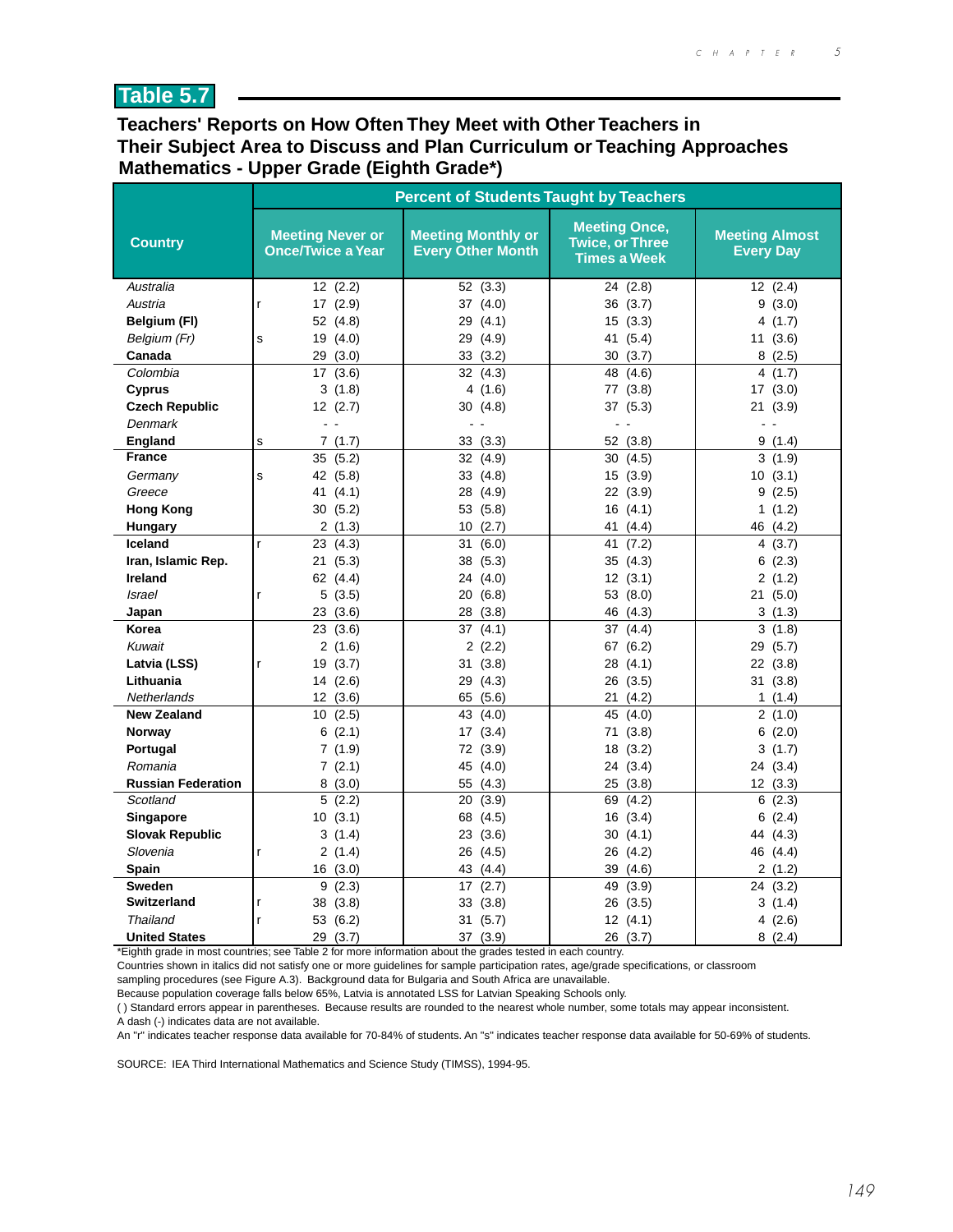## Table 5.7

### Teachers' Reports on How Often They Meet with Other Teachers in Their Subject Area to Discuss and Plan Curriculum or Teaching Approaches Mathematics - Upper Grade (Eighth Grade*)

| Country | | Percent of Students Taught by Teachers | | | |
|---|---|---|---|---|---|
| | | Meeting Never or Once/Twice a Year | Meeting Monthly or Every Other Month | Meeting Once, Twice, or Three Times a Week | Meeting Almost Every Day |
| *Australia* | | 12 (2.2) | 52 (3.3) | 24 (2.8) | 12 (2.4) |
| *Austria* | r | 17 (2.9) | 37 (4.0) | 36 (3.7) | 9 (3.0) |
| **Belgium (Fl)** | | 52 (4.8) | 29 (4.1) | 15 (3.3) | 4 (1.7) |
| *Belgium (Fr)* | s | 19 (4.0) | 29 (4.9) | 41 (5.4) | 11 (3.6) |
| **Canada** | | 29 (3.0) | 33 (3.2) | 30 (3.7) | 8 (2.5) |
| *Colombia* | | 17 (3.6) | 32 (4.3) | 48 (4.6) | 4 (1.7) |
| **Cyprus** | | 3 (1.8) | 4 (1.6) | 77 (3.8) | 17 (3.0) |
| **Czech Republic** | | 12 (2.7) | 30 (4.8) | 37 (5.3) | 21 (3.9) |
| *Denmark* | | - - | - - | - - | - - |
| **England** | s | 7 (1.7) | 33 (3.3) | 52 (3.8) | 9 (1.4) |
| **France** | | 35 (5.2) | 32 (4.9) | 30 (4.5) | 3 (1.9) |
| *Germany* | s | 42 (5.8) | 33 (4.8) | 15 (3.9) | 10 (3.1) |
| *Greece* | | 41 (4.1) | 28 (4.9) | 22 (3.9) | 9 (2.5) |
| **Hong Kong** | | 30 (5.2) | 53 (5.8) | 16 (4.1) | 1 (1.2) |
| **Hungary** | | 2 (1.3) | 10 (2.7) | 41 (4.4) | 46 (4.2) |
| **Iceland** | r | 23 (4.3) | 31 (6.0) | 41 (7.2) | 4 (3.7) |
| **Iran, Islamic Rep.** | | 21 (5.3) | 38 (5.3) | 35 (4.3) | 6 (2.3) |
| **Ireland** | | 62 (4.4) | 24 (4.0) | 12 (3.1) | 2 (1.2) |
| *Israel* | r | 5 (3.5) | 20 (6.8) | 53 (8.0) | 21 (5.0) |
| **Japan** | | 23 (3.6) | 28 (3.8) | 46 (4.3) | 3 (1.3) |
| **Korea** | | 23 (3.6) | 37 (4.1) | 37 (4.4) | 3 (1.8) |
| *Kuwait* | | 2 (1.6) | 2 (2.2) | 67 (6.2) | 29 (5.7) |
| **Latvia (LSS)** | r | 19 (3.7) | 31 (3.8) | 28 (4.1) | 22 (3.8) |
| **Lithuania** | | 14 (2.6) | 29 (4.3) | 26 (3.5) | 31 (3.8) |
| *Netherlands* | | 12 (3.6) | 65 (5.6) | 21 (4.2) | 1 (1.4) |
| **New Zealand** | | 10 (2.5) | 43 (4.0) | 45 (4.0) | 2 (1.0) |
| **Norway** | | 6 (2.1) | 17 (3.4) | 71 (3.8) | 6 (2.0) |
| **Portugal** | | 7 (1.9) | 72 (3.9) | 18 (3.2) | 3 (1.7) |
| *Romania* | | 7 (2.1) | 45 (4.0) | 24 (3.4) | 24 (3.4) |
| **Russian Federation** | | 8 (3.0) | 55 (4.3) | 25 (3.8) | 12 (3.3) |
| *Scotland* | | 5 (2.2) | 20 (3.9) | 69 (4.2) | 6 (2.3) |
| **Singapore** | | 10 (3.1) | 68 (4.5) | 16 (3.4) | 6 (2.4) |
| **Slovak Republic** | | 3 (1.4) | 23 (3.6) | 30 (4.1) | 44 (4.3) |
| *Slovenia* | r | 2 (1.4) | 26 (4.5) | 26 (4.2) | 46 (4.4) |
| **Spain** | | 16 (3.0) | 43 (4.4) | 39 (4.6) | 2 (1.2) |
| **Sweden** | | 9 (2.3) | 17 (2.7) | 49 (3.9) | 24 (3.2) |
| **Switzerland** | r | 38 (3.8) | 33 (3.8) | 26 (3.5) | 3 (1.4) |
| *Thailand* | r | 53 (6.2) | 31 (5.7) | 12 (4.1) | 4 (2.6) |
| **United States** | | 29 (3.7) | 37 (3.9) | 26 (3.7) | 8 (2.4) |

*Eighth grade in most countries; see Table 2 for more information about the grades tested in each country.
Countries shown in italics did not satisfy one or more guidelines for sample participation rates, age/grade specifications, or classroom sampling procedures (see Figure A.3). Background data for Bulgaria and South Africa are unavailable.
Because population coverage falls below 65%, Latvia is annotated LSS for Latvian Speaking Schools only.
( ) Standard errors appear in parentheses. Because results are rounded to the nearest whole number, some totals may appear inconsistent.
A dash (-) indicates data are not available.
An "r" indicates teacher response data available for 70-84% of students. An "s" indicates teacher response data available for 50-69% of students.

SOURCE: IEA Third International Mathematics and Science Study (TIMSS), 1994-95.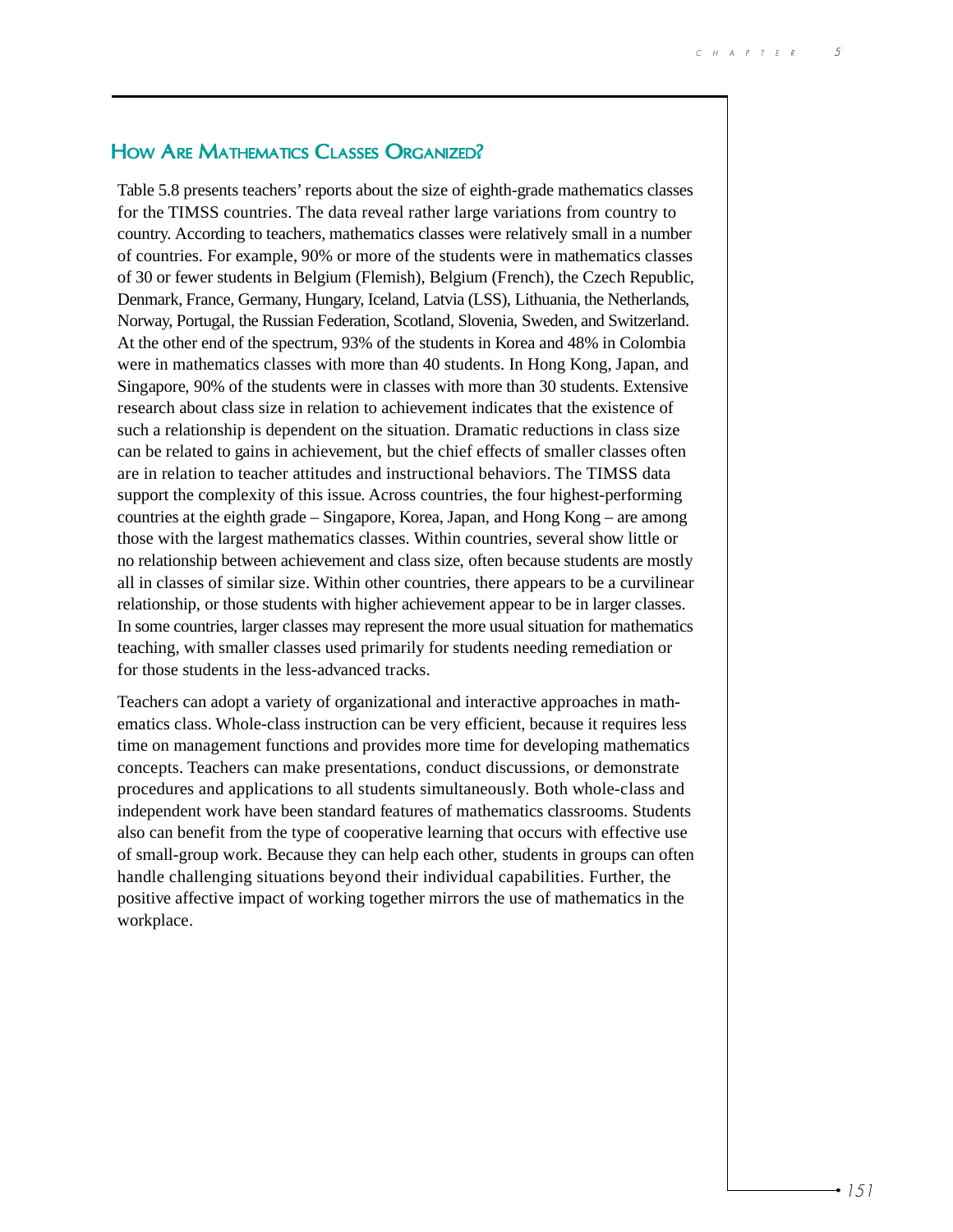## How Are Mathematics Classes Organized?

Table 5.8 presents teachers' reports about the size of eighth-grade mathematics classes for the TIMSS countries. The data reveal rather large variations from country to country. According to teachers, mathematics classes were relatively small in a number of countries. For example, 90% or more of the students were in mathematics classes of 30 or fewer students in Belgium (Flemish), Belgium (French), the Czech Republic, Denmark, France, Germany, Hungary, Iceland, Latvia (LSS), Lithuania, the Netherlands, Norway, Portugal, the Russian Federation, Scotland, Slovenia, Sweden, and Switzerland. At the other end of the spectrum, 93% of the students in Korea and 48% in Colombia were in mathematics classes with more than 40 students. In Hong Kong, Japan, and Singapore, 90% of the students were in classes with more than 30 students. Extensive research about class size in relation to achievement indicates that the existence of such a relationship is dependent on the situation. Dramatic reductions in class size can be related to gains in achievement, but the chief effects of smaller classes often are in relation to teacher attitudes and instructional behaviors. The TIMSS data support the complexity of this issue. Across countries, the four highest-performing countries at the eighth grade – Singapore, Korea, Japan, and Hong Kong – are among those with the largest mathematics classes. Within countries, several show little or no relationship between achievement and class size, often because students are mostly all in classes of similar size. Within other countries, there appears to be a curvilinear relationship, or those students with higher achievement appear to be in larger classes. In some countries, larger classes may represent the more usual situation for mathematics teaching, with smaller classes used primarily for students needing remediation or for those students in the less-advanced tracks.

Teachers can adopt a variety of organizational and interactive approaches in mathematics class. Whole-class instruction can be very efficient, because it requires less time on management functions and provides more time for developing mathematics concepts. Teachers can make presentations, conduct discussions, or demonstrate procedures and applications to all students simultaneously. Both whole-class and independent work have been standard features of mathematics classrooms. Students also can benefit from the type of cooperative learning that occurs with effective use of small-group work. Because they can help each other, students in groups can often handle challenging situations beyond their individual capabilities. Further, the positive affective impact of working together mirrors the use of mathematics in the workplace.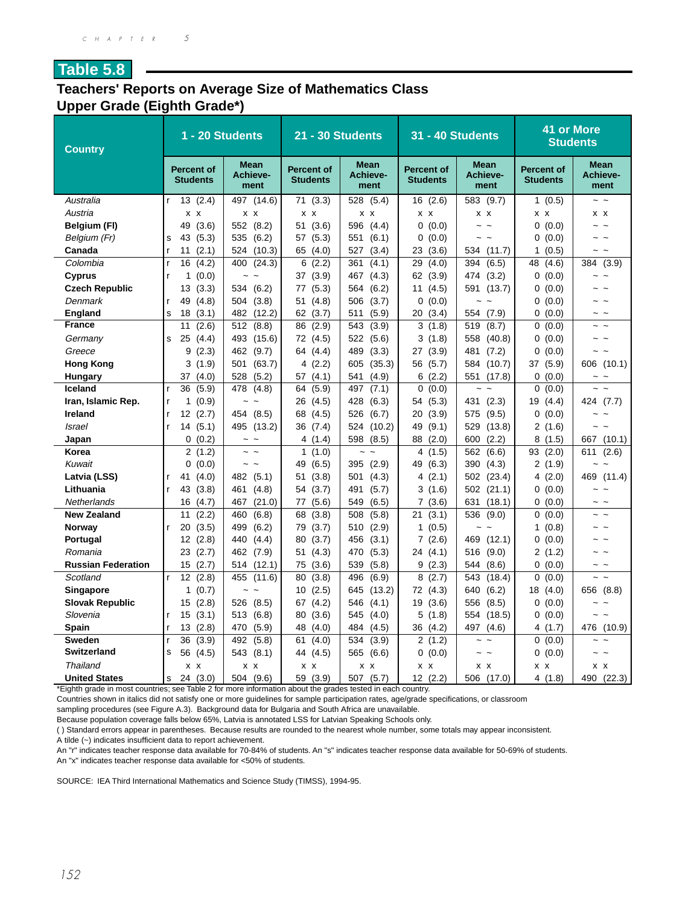## Table 5.8

### Teachers' Reports on Average Size of Mathematics Class Upper Grade (Eighth Grade*)

| Country | 1 - 20 Students | | 21 - 30 Students | | 31 - 40 Students | | 41 or More Students | |
|---|---|---|---|---|---|---|---|---|
| | Percent of Students | Mean Achieve-ment | Percent of Students | Mean Achieve-ment | Percent of Students | Mean Achieve-ment | Percent of Students | Mean Achieve-ment |
| *Australia* | r 13 (2.4) | 497 (14.6) | 71 (3.3) | 528 (5.4) | 16 (2.6) | 583 (9.7) | 1 (0.5) | ~ ~ |
| *Austria* | x x | x x | x x | x x | x x | x x | x x | x x |
| **Belgium (Fl)** | 49 (3.6) | 552 (8.2) | 51 (3.6) | 596 (4.4) | 0 (0.0) | ~ ~ | 0 (0.0) | ~ ~ |
| *Belgium (Fr)* | s 43 (5.3) | 535 (6.2) | 57 (5.3) | 551 (6.1) | 0 (0.0) | ~ ~ | 0 (0.0) | ~ ~ |
| **Canada** | r 11 (2.1) | 524 (10.3) | 65 (4.0) | 527 (3.4) | 23 (3.6) | 534 (11.7) | 1 (0.5) | ~ ~ |
| *Colombia* | r 16 (4.2) | 400 (24.3) | 6 (2.2) | 361 (4.1) | 29 (4.0) | 394 (6.5) | 48 (4.6) | 384 (3.9) |
| **Cyprus** | r 1 (0.0) | ~ ~ | 37 (3.9) | 467 (4.3) | 62 (3.9) | 474 (3.2) | 0 (0.0) | ~ ~ |
| **Czech Republic** | 13 (3.3) | 534 (6.2) | 77 (5.3) | 564 (6.2) | 11 (4.5) | 591 (13.7) | 0 (0.0) | ~ ~ |
| *Denmark* | r 49 (4.8) | 504 (3.8) | 51 (4.8) | 506 (3.7) | 0 (0.0) | ~ ~ | 0 (0.0) | ~ ~ |
| **England** | s 18 (3.1) | 482 (12.2) | 62 (3.7) | 511 (5.9) | 20 (3.4) | 554 (7.9) | 0 (0.0) | ~ ~ |
| **France** | 11 (2.6) | 512 (8.8) | 86 (2.9) | 543 (3.9) | 3 (1.8) | 519 (8.7) | 0 (0.0) | ~ ~ |
| *Germany* | s 25 (4.4) | 493 (15.6) | 72 (4.5) | 522 (5.6) | 3 (1.8) | 558 (40.8) | 0 (0.0) | ~ ~ |
| *Greece* | 9 (2.3) | 462 (9.7) | 64 (4.4) | 489 (3.3) | 27 (3.9) | 481 (7.2) | 0 (0.0) | ~ ~ |
| **Hong Kong** | 3 (1.9) | 501 (63.7) | 4 (2.2) | 605 (35.3) | 56 (5.7) | 584 (10.7) | 37 (5.9) | 606 (10.1) |
| **Hungary** | 37 (4.0) | 528 (5.2) | 57 (4.1) | 541 (4.9) | 6 (2.2) | 551 (17.8) | 0 (0.0) | ~ ~ |
| **Iceland** | r 36 (5.9) | 478 (4.8) | 64 (5.9) | 497 (7.1) | 0 (0.0) | ~ ~ | 0 (0.0) | ~ ~ |
| **Iran, Islamic Rep.** | r 1 (0.9) | ~ ~ | 26 (4.5) | 428 (6.3) | 54 (5.3) | 431 (2.3) | 19 (4.4) | 424 (7.7) |
| **Ireland** | r 12 (2.7) | 454 (8.5) | 68 (4.5) | 526 (6.7) | 20 (3.9) | 575 (9.5) | 0 (0.0) | ~ ~ |
| *Israel* | r 14 (5.1) | 495 (13.2) | 36 (7.4) | 524 (10.2) | 49 (9.1) | 529 (13.8) | 2 (1.6) | ~ ~ |
| **Japan** | 0 (0.2) | ~ ~ | 4 (1.4) | 598 (8.5) | 88 (2.0) | 600 (2.2) | 8 (1.5) | 667 (10.1) |
| **Korea** | 2 (1.2) | ~ ~ | 1 (1.0) | ~ ~ | 4 (1.5) | 562 (6.6) | 93 (2.0) | 611 (2.6) |
| *Kuwait* | 0 (0.0) | ~ ~ | 49 (6.5) | 395 (2.9) | 49 (6.3) | 390 (4.3) | 2 (1.9) | ~ ~ |
| **Latvia (LSS)** | r 41 (4.0) | 482 (5.1) | 51 (3.8) | 501 (4.3) | 4 (2.1) | 502 (23.4) | 4 (2.0) | 469 (11.4) |
| **Lithuania** | r 43 (3.8) | 461 (4.8) | 54 (3.7) | 491 (5.7) | 3 (1.6) | 502 (21.1) | 0 (0.0) | ~ ~ |
| *Netherlands* | 16 (4.7) | 467 (21.0) | 77 (5.6) | 549 (6.5) | 7 (3.6) | 631 (18.1) | 0 (0.0) | ~ ~ |
| **New Zealand** | 11 (2.2) | 460 (6.8) | 68 (3.8) | 508 (5.8) | 21 (3.1) | 536 (9.0) | 0 (0.0) | ~ ~ |
| **Norway** | r 20 (3.5) | 499 (6.2) | 79 (3.7) | 510 (2.9) | 1 (0.5) | ~ ~ | 1 (0.8) | ~ ~ |
| **Portugal** | 12 (2.8) | 440 (4.4) | 80 (3.7) | 456 (3.1) | 7 (2.6) | 469 (12.1) | 0 (0.0) | ~ ~ |
| *Romania* | 23 (2.7) | 462 (7.9) | 51 (4.3) | 470 (5.3) | 24 (4.1) | 516 (9.0) | 2 (1.2) | ~ ~ |
| **Russian Federation** | 15 (2.7) | 514 (12.1) | 75 (3.6) | 539 (5.8) | 9 (2.3) | 544 (8.6) | 0 (0.0) | ~ ~ |
| *Scotland* | r 12 (2.8) | 455 (11.6) | 80 (3.8) | 496 (6.9) | 8 (2.7) | 543 (18.4) | 0 (0.0) | ~ ~ |
| **Singapore** | 1 (0.7) | ~ ~ | 10 (2.5) | 645 (13.2) | 72 (4.3) | 640 (6.2) | 18 (4.0) | 656 (8.8) |
| **Slovak Republic** | 15 (2.8) | 526 (8.5) | 67 (4.2) | 546 (4.1) | 19 (3.6) | 556 (8.5) | 0 (0.0) | ~ ~ |
| *Slovenia* | r 15 (3.1) | 513 (6.8) | 80 (3.6) | 545 (4.0) | 5 (1.8) | 554 (18.5) | 0 (0.0) | ~ ~ |
| **Spain** | r 13 (2.8) | 470 (5.9) | 48 (4.0) | 484 (4.5) | 36 (4.2) | 497 (4.6) | 4 (1.7) | 476 (10.9) |
| **Sweden** | r 36 (3.9) | 492 (5.8) | 61 (4.0) | 534 (3.9) | 2 (1.2) | ~ ~ | 0 (0.0) | ~ ~ |
| **Switzerland** | s 56 (4.5) | 543 (8.1) | 44 (4.5) | 565 (6.6) | 0 (0.0) | ~ ~ | 0 (0.0) | ~ ~ |
| *Thailand* | x x | x x | x x | x x | x x | x x | x x | x x |
| **United States** | s 24 (3.0) | 504 (9.6) | 59 (3.9) | 507 (5.7) | 12 (2.2) | 506 (17.0) | 4 (1.8) | 490 (22.3) |

*Eighth grade in most countries; see Table 2 for more information about the grades tested in each country.
Countries shown in italics did not satisfy one or more guidelines for sample participation rates, age/grade specifications, or classroom sampling procedures (see Figure A.3). Background data for Bulgaria and South Africa are unavailable.
Because population coverage falls below 65%, Latvia is annotated LSS for Latvian Speaking Schools only.
( ) Standard errors appear in parentheses. Because results are rounded to the nearest whole number, some totals may appear inconsistent.
A tilde (~) indicates insufficient data to report achievement.
An "r" indicates teacher response data available for 70-84% of students. An "s" indicates teacher response data available for 50-69% of students.
An "x" indicates teacher response data available for <50% of students.

SOURCE: IEA Third International Mathematics and Science Study (TIMSS), 1994-95.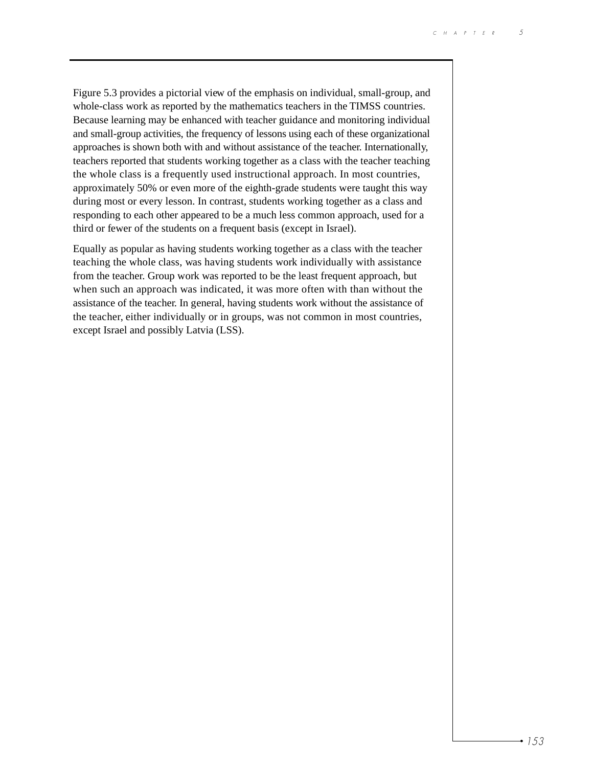Figure 5.3 provides a pictorial view of the emphasis on individual, small-group, and whole-class work as reported by the mathematics teachers in the TIMSS countries. Because learning may be enhanced with teacher guidance and monitoring individual and small-group activities, the frequency of lessons using each of these organizational approaches is shown both with and without assistance of the teacher. Internationally, teachers reported that students working together as a class with the teacher teaching the whole class is a frequently used instructional approach. In most countries, approximately 50% or even more of the eighth-grade students were taught this way during most or every lesson. In contrast, students working together as a class and responding to each other appeared to be a much less common approach, used for a third or fewer of the students on a frequent basis (except in Israel).

Equally as popular as having students working together as a class with the teacher teaching the whole class, was having students work individually with assistance from the teacher. Group work was reported to be the least frequent approach, but when such an approach was indicated, it was more often with than without the assistance of the teacher. In general, having students work without the assistance of the teacher, either individually or in groups, was not common in most countries, except Israel and possibly Latvia (LSS).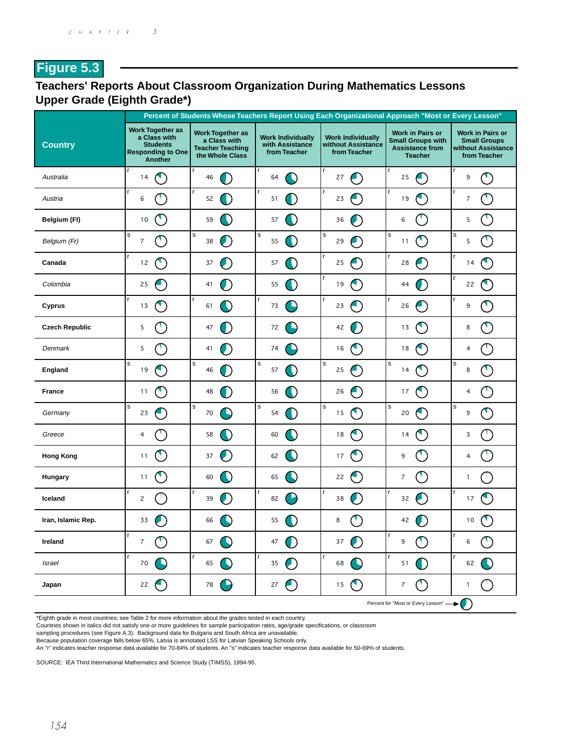## Figure 5.3

### Teachers' Reports About Classroom Organization During Mathematics Lessons Upper Grade (Eighth Grade*)

| Country | Percent of Students Whose Teachers Report Using Each Organizational Approach "Most or Every Lesson" | | | | | |
|---|---|---|---|---|---|---|
| | Work Together as a Class with Students Responding to One Another | Work Together as a Class with Teacher Teaching the Whole Class | Work Individually with Assistance from Teacher | Work Individually without Assistance from Teacher | Work in Pairs or Small Groups with Assistance from Teacher | Work in Pairs or Small Groups without Assistance from Teacher |
| *Australia* | r 14 | r 46 | r 64 | r 27 | r 25 | r 9 |
| *Austria* | r 6 | r 52 | r 51 | r 23 | r 19 | r 7 |
| **Belgium (Fl)** | 10 | 59 | 57 | 36 | 6 | 5 |
| *Belgium (Fr)* | s 7 | s 38 | s 55 | s 29 | s 11 | s 5 |
| **Canada** | r 12 | 37 | 57 | r 25 | r 28 | r 14 |
| *Colombia* | 25 | 41 | 55 | r 19 | 44 | r 22 |
| **Cyprus** | r 13 | r 61 | r 73 | r 23 | r 26 | r 9 |
| **Czech Republic** | 5 | 47 | 72 | 42 | 13 | 8 |
| *Denmark* | 5 | 41 | 74 | 16 | 18 | 4 |
| **England** | s 19 | s 46 | s 57 | s 25 | s 14 | s 8 |
| **France** | 11 | 48 | 56 | 26 | 17 | 4 |
| *Germany* | s 23 | s 70 | s 54 | s 15 | s 20 | s 9 |
| *Greece* | 4 | 58 | 60 | 18 | 14 | 3 |
| **Hong Kong** | 11 | 37 | 62 | 17 | 9 | 4 |
| **Hungary** | 11 | 60 | 65 | 22 | 7 | 1 |
| **Iceland** | r 2 | r 39 | r 82 | r 38 | r 32 | r 17 |
| **Iran, Islamic Rep.** | 33 | 66 | 55 | 8 | 42 | 10 |
| **Ireland** | r 7 | 67 | 47 | 37 | r 9 | r 6 |
| *Israel* | r 70 | r 65 | r 35 | r 68 | r 51 | r 62 |
| **Japan** | 22 | 78 | 27 | 15 | 7 | 1 |

Percent for "Most or Every Lesson"

*Eighth grade in most countries; see Table 2 for more information about the grades tested in each country.
Countries shown in italics did not satisfy one or more guidelines for sample participation rates, age/grade specifications, or classroom sampling procedures (see Figure A.3). Background data for Bulgaria and South Africa are unavailable.
Because population coverage falls below 65%, Latvia is annotated LSS for Latvian Speaking Schools only.
An "r" indicates teacher response data available for 70-84% of students. An "s" indicates teacher response data available for 50-69% of students.

SOURCE: IEA Third International Mathematics and Science Study (TIMSS), 1994-95.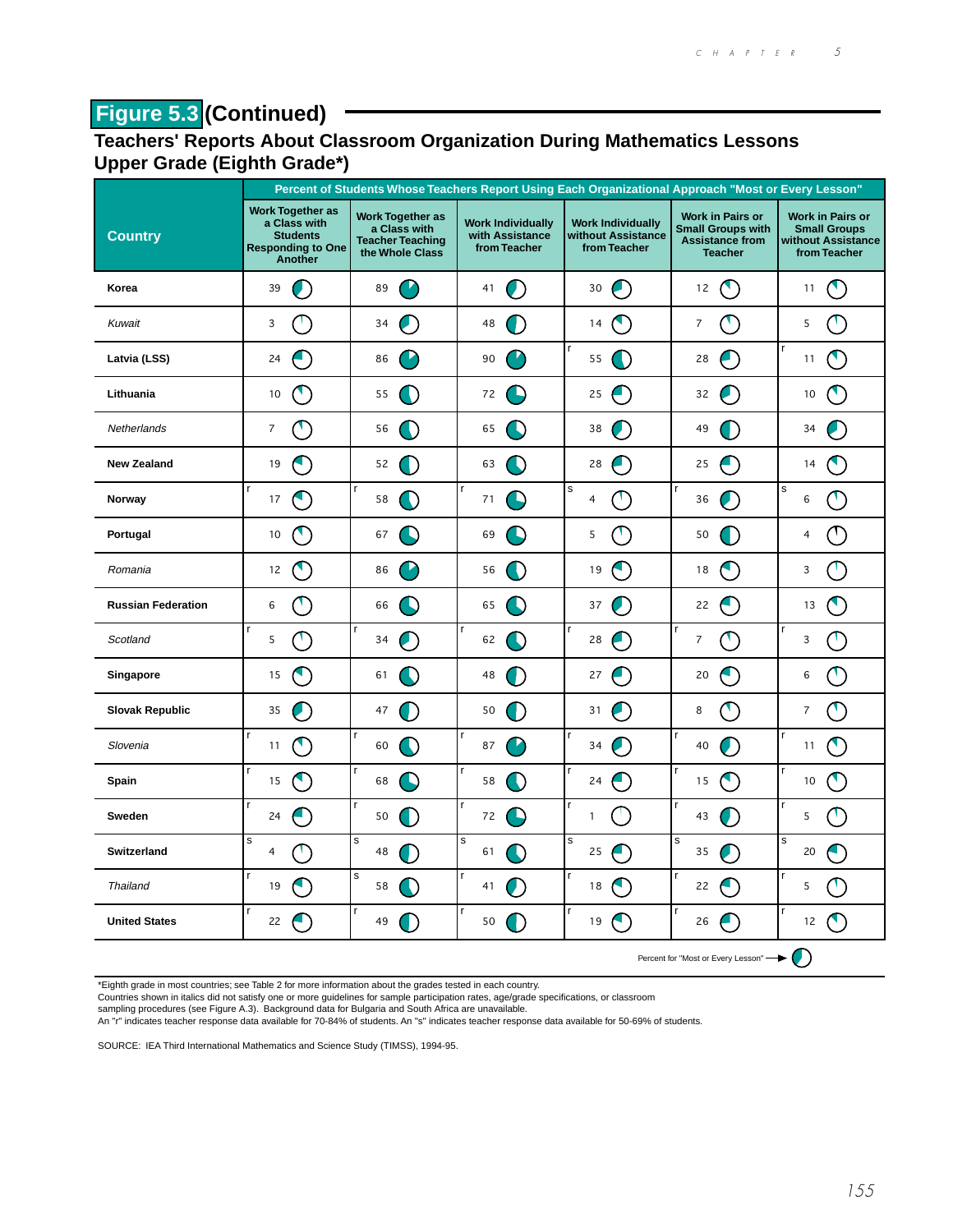## Figure 5.3 (Continued)

### Teachers' Reports About Classroom Organization During Mathematics Lessons
### Upper Grade (Eighth Grade*)

| Country | Percent of Students Whose Teachers Report Using Each Organizational Approach "Most or Every Lesson" | | | | | |
|---|---|---|---|---|---|---|
| | Work Together as a Class with Students Responding to One Another | Work Together as a Class with Teacher Teaching the Whole Class | Work Individually with Assistance from Teacher | Work Individually without Assistance from Teacher | Work in Pairs or Small Groups with Assistance from Teacher | Work in Pairs or Small Groups without Assistance from Teacher |
| **Korea** | 39 | 89 | 41 | 30 | 12 | 11 |
| *Kuwait* | 3 | 34 | 48 | 14 | 7 | 5 |
| **Latvia (LSS)** | 24 | 86 | 90 | r 55 | 28 | r 11 |
| **Lithuania** | 10 | 55 | 72 | 25 | 32 | 10 |
| *Netherlands* | 7 | 56 | 65 | 38 | 49 | 34 |
| **New Zealand** | 19 | 52 | 63 | 28 | 25 | 14 |
| **Norway** | r 17 | r 58 | r 71 | s 4 | r 36 | s 6 |
| **Portugal** | 10 | 67 | 69 | 5 | 50 | 4 |
| *Romania* | 12 | 86 | 56 | 19 | 18 | 3 |
| **Russian Federation** | 6 | 66 | 65 | 37 | 22 | 13 |
| *Scotland* | r 5 | r 34 | r 62 | r 28 | r 7 | r 3 |
| **Singapore** | 15 | 61 | 48 | 27 | 20 | 6 |
| **Slovak Republic** | 35 | 47 | 50 | 31 | 8 | 7 |
| *Slovenia* | r 11 | r 60 | r 87 | r 34 | r 40 | r 11 |
| **Spain** | r 15 | r 68 | r 58 | r 24 | r 15 | r 10 |
| **Sweden** | r 24 | r 50 | r 72 | r 1 | r 43 | r 5 |
| **Switzerland** | s 4 | s 48 | s 61 | s 25 | s 35 | s 20 |
| *Thailand* | r 19 | s 58 | r 41 | r 18 | r 22 | r 5 |
| **United States** | r 22 | r 49 | r 50 | r 19 | r 26 | r 12 |

Percent for "Most or Every Lesson"

*Eighth grade in most countries; see Table 2 for more information about the grades tested in each country.
Countries shown in italics did not satisfy one or more guidelines for sample participation rates, age/grade specifications, or classroom sampling procedures (see Figure A.3). Background data for Bulgaria and South Africa are unavailable.
An "r" indicates teacher response data available for 70-84% of students. An "s" indicates teacher response data available for 50-69% of students.

SOURCE: IEA Third International Mathematics and Science Study (TIMSS), 1994-95.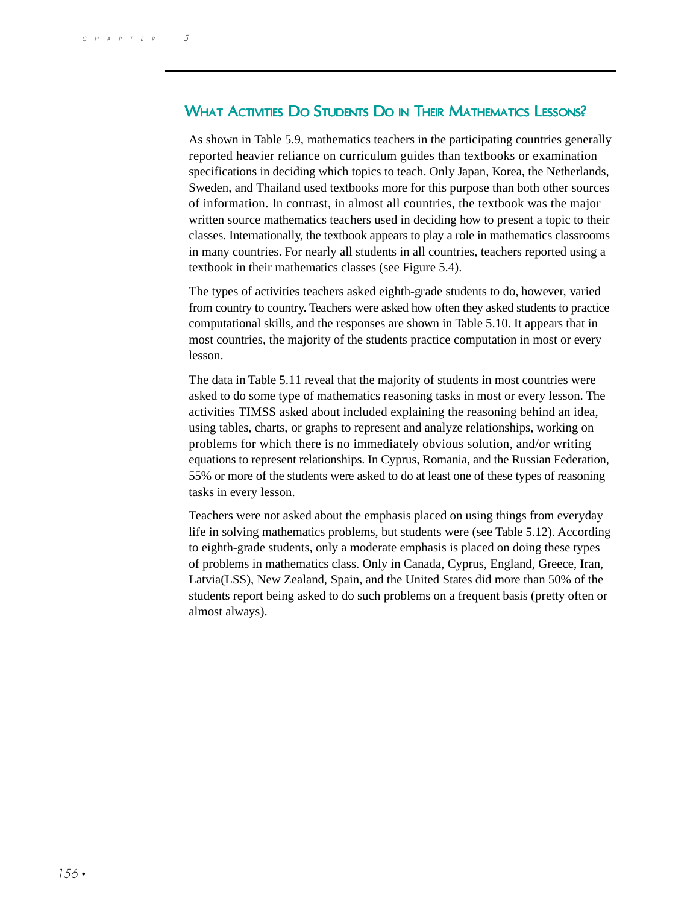## What Activities Do Students Do in Their Mathematics Lessons?

As shown in Table 5.9, mathematics teachers in the participating countries generally reported heavier reliance on curriculum guides than textbooks or examination specifications in deciding which topics to teach. Only Japan, Korea, the Netherlands, Sweden, and Thailand used textbooks more for this purpose than both other sources of information. In contrast, in almost all countries, the textbook was the major written source mathematics teachers used in deciding how to present a topic to their classes. Internationally, the textbook appears to play a role in mathematics classrooms in many countries. For nearly all students in all countries, teachers reported using a textbook in their mathematics classes (see Figure 5.4).

The types of activities teachers asked eighth-grade students to do, however, varied from country to country. Teachers were asked how often they asked students to practice computational skills, and the responses are shown in Table 5.10. It appears that in most countries, the majority of the students practice computation in most or every lesson.

The data in Table 5.11 reveal that the majority of students in most countries were asked to do some type of mathematics reasoning tasks in most or every lesson. The activities TIMSS asked about included explaining the reasoning behind an idea, using tables, charts, or graphs to represent and analyze relationships, working on problems for which there is no immediately obvious solution, and/or writing equations to represent relationships. In Cyprus, Romania, and the Russian Federation, 55% or more of the students were asked to do at least one of these types of reasoning tasks in every lesson.

Teachers were not asked about the emphasis placed on using things from everyday life in solving mathematics problems, but students were (see Table 5.12). According to eighth-grade students, only a moderate emphasis is placed on doing these types of problems in mathematics class. Only in Canada, Cyprus, England, Greece, Iran, Latvia(LSS), New Zealand, Spain, and the United States did more than 50% of the students report being asked to do such problems on a frequent basis (pretty often or almost always).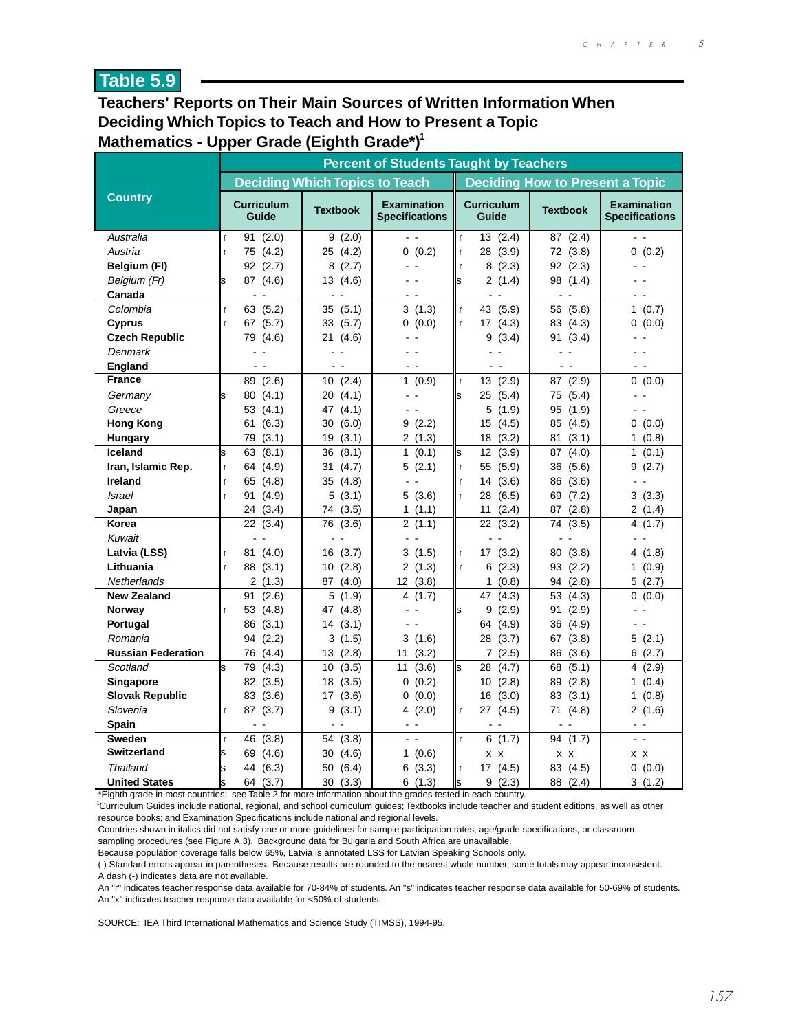## Table 5.9

### Teachers' Reports on Their Main Sources of Written Information When Deciding Which Topics to Teach and How to Present a Topic
### Mathematics - Upper Grade (Eighth Grade*)[1]

| Country | Percent of Students Taught by Teachers | | | | | | | |
|---|---|---|---|---|---|---|---|---|
| | Deciding Which Topics to Teach | | | | Deciding How to Present a Topic | | | |
| | | Curriculum Guide | Textbook | Examination Specifications | | Curriculum Guide | Textbook | Examination Specifications |
| *Australia* | r | 91 (2.0) | 9 (2.0) | - - | r | 13 (2.4) | 87 (2.4) | - - |
| *Austria* | r | 75 (4.2) | 25 (4.2) | 0 (0.2) | r | 28 (3.9) | 72 (3.8) | 0 (0.2) |
| **Belgium (Fl)** | | 92 (2.7) | 8 (2.7) | - - | r | 8 (2.3) | 92 (2.3) | - - |
| *Belgium (Fr)* | s | 87 (4.6) | 13 (4.6) | - - | s | 2 (1.4) | 98 (1.4) | - - |
| **Canada** | | - - | - - | - - | | - - | - - | - - |
| *Colombia* | r | 63 (5.2) | 35 (5.1) | 3 (1.3) | r | 43 (5.9) | 56 (5.8) | 1 (0.7) |
| **Cyprus** | r | 67 (5.7) | 33 (5.7) | 0 (0.0) | r | 17 (4.3) | 83 (4.3) | 0 (0.0) |
| **Czech Republic** | | 79 (4.6) | 21 (4.6) | - - | | 9 (3.4) | 91 (3.4) | - - |
| *Denmark* | | - - | - - | - - | | - - | - - | - - |
| **England** | | - - | - - | - - | | - - | - - | - - |
| **France** | | 89 (2.6) | 10 (2.4) | 1 (0.9) | r | 13 (2.9) | 87 (2.9) | 0 (0.0) |
| *Germany* | s | 80 (4.1) | 20 (4.1) | - - | s | 25 (5.4) | 75 (5.4) | - - |
| *Greece* | | 53 (4.1) | 47 (4.1) | - - | | 5 (1.9) | 95 (1.9) | - - |
| **Hong Kong** | | 61 (6.3) | 30 (6.0) | 9 (2.2) | | 15 (4.5) | 85 (4.5) | 0 (0.0) |
| **Hungary** | | 79 (3.1) | 19 (3.1) | 2 (1.3) | | 18 (3.2) | 81 (3.1) | 1 (0.8) |
| **Iceland** | s | 63 (8.1) | 36 (8.1) | 1 (0.1) | s | 12 (3.9) | 87 (4.0) | 1 (0.1) |
| **Iran, Islamic Rep.** | r | 64 (4.9) | 31 (4.7) | 5 (2.1) | r | 55 (5.9) | 36 (5.6) | 9 (2.7) |
| **Ireland** | r | 65 (4.8) | 35 (4.8) | - - | r | 14 (3.6) | 86 (3.6) | - - |
| *Israel* | r | 91 (4.9) | 5 (3.1) | 5 (3.6) | r | 28 (6.5) | 69 (7.2) | 3 (3.3) |
| **Japan** | | 24 (3.4) | 74 (3.5) | 1 (1.1) | | 11 (2.4) | 87 (2.8) | 2 (1.4) |
| **Korea** | | 22 (3.4) | 76 (3.6) | 2 (1.1) | | 22 (3.2) | 74 (3.5) | 4 (1.7) |
| *Kuwait* | | - - | - - | - - | | - - | - - | - - |
| **Latvia (LSS)** | r | 81 (4.0) | 16 (3.7) | 3 (1.5) | r | 17 (3.2) | 80 (3.8) | 4 (1.8) |
| **Lithuania** | r | 88 (3.1) | 10 (2.8) | 2 (1.3) | r | 6 (2.3) | 93 (2.2) | 1 (0.9) |
| *Netherlands* | | 2 (1.3) | 87 (4.0) | 12 (3.8) | | 1 (0.8) | 94 (2.8) | 5 (2.7) |
| **New Zealand** | | 91 (2.6) | 5 (1.9) | 4 (1.7) | | 47 (4.3) | 53 (4.3) | 0 (0.0) |
| **Norway** | r | 53 (4.8) | 47 (4.8) | - - | s | 9 (2.9) | 91 (2.9) | - - |
| **Portugal** | | 86 (3.1) | 14 (3.1) | - - | | 64 (4.9) | 36 (4.9) | - - |
| *Romania* | | 94 (2.2) | 3 (1.5) | 3 (1.6) | | 28 (3.7) | 67 (3.8) | 5 (2.1) |
| **Russian Federation** | | 76 (4.4) | 13 (2.8) | 11 (3.2) | | 7 (2.5) | 86 (3.6) | 6 (2.7) |
| *Scotland* | s | 79 (4.3) | 10 (3.5) | 11 (3.6) | s | 28 (4.7) | 68 (5.1) | 4 (2.9) |
| **Singapore** | | 82 (3.5) | 18 (3.5) | 0 (0.2) | | 10 (2.8) | 89 (2.8) | 1 (0.4) |
| **Slovak Republic** | | 83 (3.6) | 17 (3.6) | 0 (0.0) | | 16 (3.0) | 83 (3.1) | 1 (0.8) |
| *Slovenia* | r | 87 (3.7) | 9 (3.1) | 4 (2.0) | r | 27 (4.5) | 71 (4.8) | 2 (1.6) |
| **Spain** | | - - | - - | - - | | - - | - - | - - |
| **Sweden** | r | 46 (3.8) | 54 (3.8) | - - | r | 6 (1.7) | 94 (1.7) | - - |
| **Switzerland** | s | 69 (4.6) | 30 (4.6) | 1 (0.6) | | x x | x x | x x |
| *Thailand* | s | 44 (6.3) | 50 (6.4) | 6 (3.3) | r | 17 (4.5) | 83 (4.5) | 0 (0.0) |
| **United States** | s | 64 (3.7) | 30 (3.3) | 6 (1.3) | s | 9 (2.3) | 88 (2.4) | 3 (1.2) |

*Eighth grade in most countries; see Table 2 for more information about the grades tested in each country.

[1]Curriculum Guides include national, regional, and school curriculum guides; Textbooks include teacher and student editions, as well as other resource books; and Examination Specifications include national and regional levels.

Countries shown in italics did not satisfy one or more guidelines for sample participation rates, age/grade specifications, or classroom sampling procedures (see Figure A.3). Background data for Bulgaria and South Africa are unavailable.

Because population coverage falls below 65%, Latvia is annotated LSS for Latvian Speaking Schools only.

( ) Standard errors appear in parentheses. Because results are rounded to the nearest whole number, some totals may appear inconsistent.

A dash (-) indicates data are not available.

An "r" indicates teacher response data available for 70-84% of students. An "s" indicates teacher response data available for 50-69% of students. An "x" indicates teacher response data available for <50% of students.

SOURCE: IEA Third International Mathematics and Science Study (TIMSS), 1994-95.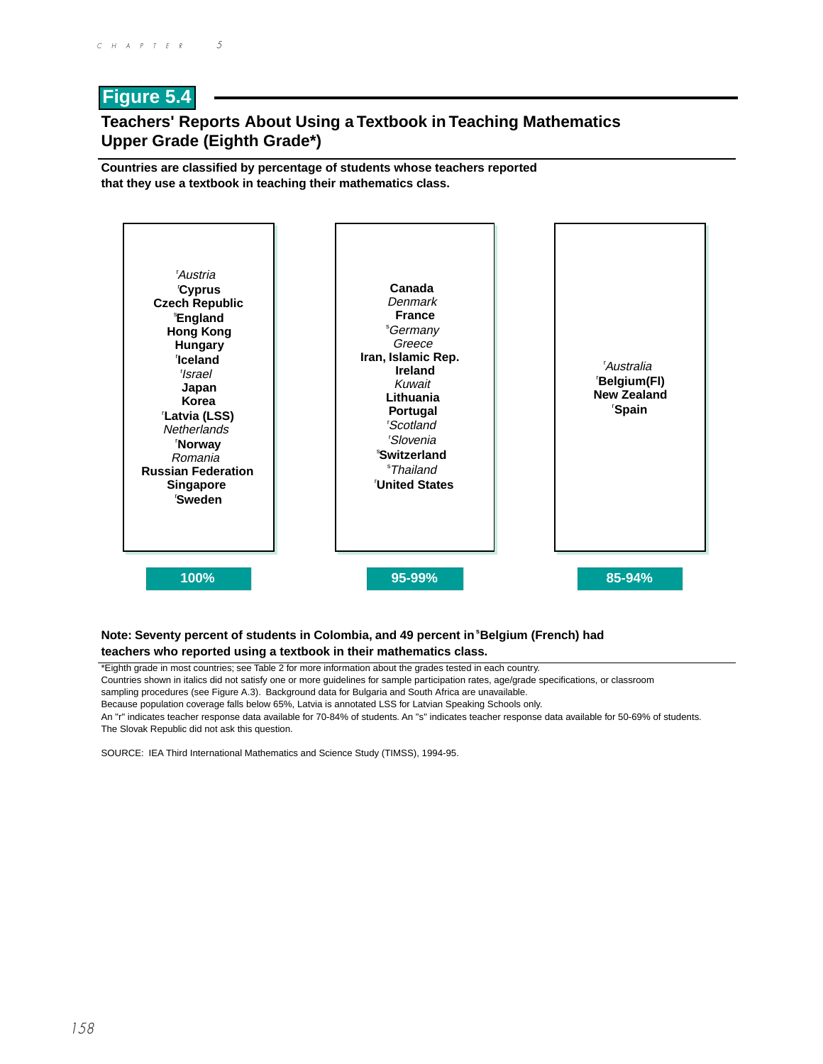## Figure 5.4

### Teachers' Reports About Using a Textbook in Teaching Mathematics Upper Grade (Eighth Grade*)

**Countries are classified by percentage of students whose teachers reported that they use a textbook in teaching their mathematics class.**

| 100% | 95-99% | 85-94% |
|---|---|---|
| [r]*Austria* | **Canada** | [r]*Australia* |
| [r]**Cyprus** | *Denmark* | [r]**Belgium(Fl)** |
| **Czech Republic** | **France** | **New Zealand** |
| [s]**England** | [s]*Germany* | [r]**Spain** |
| **Hong Kong** | *Greece* | |
| **Hungary** | **Iran, Islamic Rep.** | |
| [r]**Iceland** | **Ireland** | |
| [r]*Israel* | *Kuwait* | |
| **Japan** | **Lithuania** | |
| **Korea** | **Portugal** | |
| [r]**Latvia (LSS)** | [r]*Scotland* | |
| *Netherlands* | [r]*Slovenia* | |
| [r]**Norway** | [s]**Switzerland** | |
| *Romania* | [s]*Thailand* | |
| **Russian Federation** | [r]**United States** | |
| **Singapore** | | |
| [r]**Sweden** | | |

**Note: Seventy percent of students in Colombia, and 49 percent in [s]Belgium (French) had teachers who reported using a textbook in their mathematics class.**

*Eighth grade in most countries; see Table 2 for more information about the grades tested in each country.
Countries shown in italics did not satisfy one or more guidelines for sample participation rates, age/grade specifications, or classroom sampling procedures (see Figure A.3). Background data for Bulgaria and South Africa are unavailable.
Because population coverage falls below 65%, Latvia is annotated LSS for Latvian Speaking Schools only.
An "r" indicates teacher response data available for 70-84% of students. An "s" indicates teacher response data available for 50-69% of students.
The Slovak Republic did not ask this question.

SOURCE: IEA Third International Mathematics and Science Study (TIMSS), 1994-95.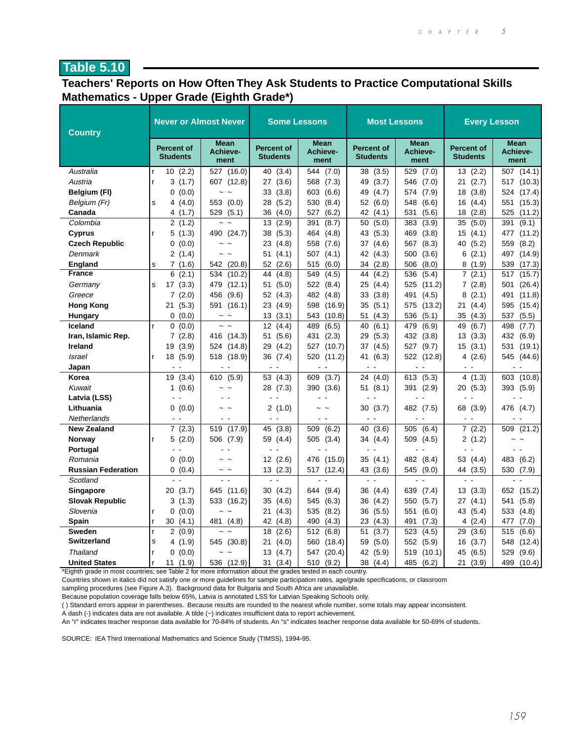## Table 5.10

### Teachers' Reports on How Often They Ask Students to Practice Computational Skills Mathematics - Upper Grade (Eighth Grade*)

| Country | | Never or Almost Never | | Some Lessons | | Most Lessons | | Every Lesson | |
|---|---|---|---|---|---|---|---|---|---|
| | | Percent of Students | Mean Achieve-ment | Percent of Students | Mean Achieve-ment | Percent of Students | Mean Achieve-ment | Percent of Students | Mean Achieve-ment |
| *Australia* | r | 10 (2.2) | 527 (16.0) | 40 (3.4) | 544 (7.0) | 38 (3.5) | 529 (7.0) | 13 (2.2) | 507 (14.1) |
| *Austria* | r | 3 (1.7) | 607 (12.8) | 27 (3.6) | 568 (7.3) | 49 (3.7) | 546 (7.0) | 21 (2.7) | 517 (10.3) |
| **Belgium (Fl)** | | 0 (0.0) | ~ ~ | 33 (3.8) | 603 (6.6) | 49 (4.7) | 574 (7.9) | 18 (3.8) | 524 (17.4) |
| *Belgium (Fr)* | s | 4 (4.0) | 553 (0.0) | 28 (5.2) | 530 (8.4) | 52 (6.0) | 548 (6.6) | 16 (4.4) | 551 (15.3) |
| **Canada** | | 4 (1.7) | 529 (5.1) | 36 (4.0) | 527 (6.2) | 42 (4.1) | 531 (5.6) | 18 (2.8) | 525 (11.2) |
| *Colombia* | | 2 (1.2) | ~ ~ | 13 (2.9) | 391 (8.7) | 50 (5.0) | 383 (3.9) | 35 (5.0) | 391 (9.1) |
| **Cyprus** | r | 5 (1.3) | 490 (24.7) | 38 (5.3) | 464 (4.8) | 43 (5.3) | 469 (3.8) | 15 (4.1) | 477 (11.2) |
| **Czech Republic** | | 0 (0.0) | ~ ~ | 23 (4.8) | 558 (7.6) | 37 (4.6) | 567 (8.3) | 40 (5.2) | 559 (8.2) |
| *Denmark* | | 2 (1.4) | ~ ~ | 51 (4.1) | 507 (4.1) | 42 (4.3) | 500 (3.6) | 6 (2.1) | 497 (14.9) |
| **England** | s | 7 (1.6) | 542 (20.8) | 52 (2.6) | 515 (6.0) | 34 (2.8) | 506 (8.0) | 8 (1.9) | 539 (17.3) |
| **France** | | 6 (2.1) | 534 (10.2) | 44 (4.8) | 549 (4.5) | 44 (4.2) | 536 (5.4) | 7 (2.1) | 517 (15.7) |
| *Germany* | s | 17 (3.3) | 479 (12.1) | 51 (5.0) | 522 (8.4) | 25 (4.4) | 525 (11.2) | 7 (2.8) | 501 (26.4) |
| *Greece* | | 7 (2.0) | 456 (9.6) | 52 (4.3) | 482 (4.8) | 33 (3.8) | 491 (4.5) | 8 (2.1) | 491 (11.8) |
| **Hong Kong** | | 21 (5.3) | 591 (16.1) | 23 (4.9) | 598 (16.9) | 35 (5.1) | 575 (13.2) | 21 (4.4) | 595 (15.4) |
| **Hungary** | | 0 (0.0) | ~ ~ | 13 (3.1) | 543 (10.8) | 51 (4.3) | 536 (5.1) | 35 (4.3) | 537 (5.5) |
| **Iceland** | r | 0 (0.0) | ~ ~ | 12 (4.4) | 489 (6.5) | 40 (6.1) | 479 (6.9) | 49 (6.7) | 498 (7.7) |
| **Iran, Islamic Rep.** | | 7 (2.8) | 416 (14.3) | 51 (5.6) | 431 (2.3) | 29 (5.3) | 432 (3.8) | 13 (3.3) | 432 (6.9) |
| **Ireland** | | 19 (3.9) | 524 (14.8) | 29 (4.2) | 527 (10.7) | 37 (4.5) | 527 (9.7) | 15 (3.1) | 531 (19.1) |
| *Israel* | r | 18 (5.9) | 518 (18.9) | 36 (7.4) | 520 (11.2) | 41 (6.3) | 522 (12.8) | 4 (2.6) | 545 (44.6) |
| **Japan** | | - - | - - | - - | - - | - - | - - | - - | - - |
| **Korea** | | 19 (3.4) | 610 (5.9) | 53 (4.3) | 609 (3.7) | 24 (4.0) | 613 (5.3) | 4 (1.3) | 603 (10.8) |
| *Kuwait* | | 1 (0.6) | ~ ~ | 28 (7.3) | 390 (3.6) | 51 (8.1) | 391 (2.9) | 20 (5.3) | 393 (5.9) |
| **Latvia (LSS)** | | - - | - - | - - | - - | - - | - - | - - | - - |
| **Lithuania** | | 0 (0.0) | ~ ~ | 2 (1.0) | ~ ~ | 30 (3.7) | 482 (7.5) | 68 (3.9) | 476 (4.7) |
| *Netherlands* | | - - | - - | - - | - - | - - | - - | - - | - - |
| **New Zealand** | | 7 (2.3) | 519 (17.9) | 45 (3.8) | 509 (6.2) | 40 (3.6) | 505 (6.4) | 7 (2.2) | 509 (21.2) |
| **Norway** | r | 5 (2.0) | 506 (7.9) | 59 (4.4) | 505 (3.4) | 34 (4.4) | 509 (4.5) | 2 (1.2) | ~ ~ |
| **Portugal** | | - - | - - | - - | - - | - - | - - | - - | - - |
| *Romania* | | 0 (0.0) | ~ ~ | 12 (2.6) | 476 (15.0) | 35 (4.1) | 482 (8.4) | 53 (4.4) | 483 (6.2) |
| **Russian Federation** | | 0 (0.4) | ~ ~ | 13 (2.3) | 517 (12.4) | 43 (3.6) | 545 (9.0) | 44 (3.5) | 530 (7.9) |
| *Scotland* | | - - | - - | - - | - - | - - | - - | - - | - - |
| **Singapore** | | 20 (3.7) | 645 (11.6) | 30 (4.2) | 644 (9.4) | 36 (4.4) | 639 (7.4) | 13 (3.3) | 652 (15.2) |
| **Slovak Republic** | | 3 (1.3) | 533 (16.2) | 35 (4.6) | 545 (6.3) | 36 (4.2) | 550 (5.7) | 27 (4.1) | 541 (5.8) |
| *Slovenia* | r | 0 (0.0) | ~ ~ | 21 (4.3) | 535 (8.2) | 36 (5.5) | 551 (6.0) | 43 (5.4) | 533 (4.8) |
| **Spain** | r | 30 (4.1) | 481 (4.8) | 42 (4.8) | 490 (4.3) | 23 (4.3) | 491 (7.3) | 4 (2.4) | 477 (7.0) |
| **Sweden** | r | 2 (0.9) | ~ ~ | 18 (2.6) | 512 (6.8) | 51 (3.7) | 523 (4.5) | 29 (3.6) | 515 (6.6) |
| **Switzerland** | s | 4 (1.9) | 545 (30.8) | 21 (4.0) | 560 (18.4) | 59 (5.0) | 552 (5.9) | 16 (3.7) | 548 (12.4) |
| *Thailand* | r | 0 (0.0) | ~ ~ | 13 (4.7) | 547 (20.4) | 42 (5.9) | 519 (10.1) | 45 (6.5) | 529 (9.6) |
| **United States** | r | 11 (1.9) | 536 (12.9) | 31 (3.4) | 510 (9.2) | 38 (4.4) | 485 (6.2) | 21 (3.9) | 499 (10.4) |

*Eighth grade in most countries; see Table 2 for more information about the grades tested in each country.

Countries shown in italics did not satisfy one or more guidelines for sample participation rates, age/grade specifications, or classroom sampling procedures (see Figure A.3). Background data for Bulgaria and South Africa are unavailable.

Because population coverage falls below 65%, Latvia is annotated LSS for Latvian Speaking Schools only.

( ) Standard errors appear in parentheses. Because results are rounded to the nearest whole number, some totals may appear inconsistent.

A dash (-) indicates data are not available. A tilde (~) indicates insufficient data to report achievement.

An "r" indicates teacher response data available for 70-84% of students. An "s" indicates teacher response data available for 50-69% of students.

SOURCE: IEA Third International Mathematics and Science Study (TIMSS), 1994-95.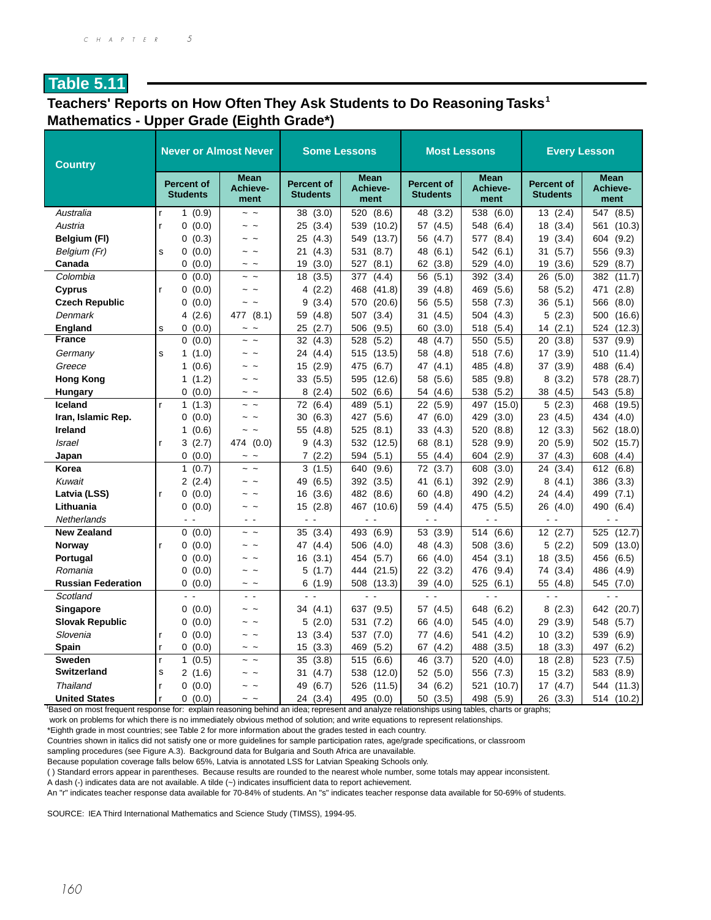## Table 5.11

### Teachers' Reports on How Often They Ask Students to Do Reasoning Tasks[1] Mathematics - Upper Grade (Eighth Grade*)

| Country | | Never or Almost Never | | Some Lessons | | Most Lessons | | Every Lesson | |
|---|---|---|---|---|---|---|---|---|---|
| | | Percent of Students | Mean Achievement | Percent of Students | Mean Achievement | Percent of Students | Mean Achievement | Percent of Students | Mean Achievement |
| *Australia* | r | 1 (0.9) | ~ ~ | 38 (3.0) | 520 (8.6) | 48 (3.2) | 538 (6.0) | 13 (2.4) | 547 (8.5) |
| *Austria* | r | 0 (0.0) | ~ ~ | 25 (3.4) | 539 (10.2) | 57 (4.5) | 548 (6.4) | 18 (3.4) | 561 (10.3) |
| **Belgium (Fl)** | | 0 (0.3) | ~ ~ | 25 (4.3) | 549 (13.7) | 56 (4.7) | 577 (8.4) | 19 (3.4) | 604 (9.2) |
| *Belgium (Fr)* | s | 0 (0.0) | ~ ~ | 21 (4.3) | 531 (8.7) | 48 (6.1) | 542 (6.1) | 31 (5.7) | 556 (9.3) |
| **Canada** | | 0 (0.0) | ~ ~ | 19 (3.0) | 527 (8.1) | 62 (3.8) | 529 (4.0) | 19 (3.6) | 529 (8.7) |
| *Colombia* | | 0 (0.0) | ~ ~ | 18 (3.5) | 377 (4.4) | 56 (5.1) | 392 (3.4) | 26 (5.0) | 382 (11.7) |
| **Cyprus** | r | 0 (0.0) | ~ ~ | 4 (2.2) | 468 (41.8) | 39 (4.8) | 469 (5.6) | 58 (5.2) | 471 (2.8) |
| **Czech Republic** | | 0 (0.0) | ~ ~ | 9 (3.4) | 570 (20.6) | 56 (5.5) | 558 (7.3) | 36 (5.1) | 566 (8.0) |
| *Denmark* | | 4 (2.6) | 477 (8.1) | 59 (4.8) | 507 (3.4) | 31 (4.5) | 504 (4.3) | 5 (2.3) | 500 (16.6) |
| **England** | s | 0 (0.0) | ~ ~ | 25 (2.7) | 506 (9.5) | 60 (3.0) | 518 (5.4) | 14 (2.1) | 524 (12.3) |
| **France** | | 0 (0.0) | ~ ~ | 32 (4.3) | 528 (5.2) | 48 (4.7) | 550 (5.5) | 20 (3.8) | 537 (9.9) |
| *Germany* | s | 1 (1.0) | ~ ~ | 24 (4.4) | 515 (13.5) | 58 (4.8) | 518 (7.6) | 17 (3.9) | 510 (11.4) |
| *Greece* | | 1 (0.6) | ~ ~ | 15 (2.9) | 475 (6.7) | 47 (4.1) | 485 (4.8) | 37 (3.9) | 488 (6.4) |
| **Hong Kong** | | 1 (1.2) | ~ ~ | 33 (5.5) | 595 (12.6) | 58 (5.6) | 585 (9.8) | 8 (3.2) | 578 (28.7) |
| **Hungary** | | 0 (0.0) | ~ ~ | 8 (2.4) | 502 (6.6) | 54 (4.6) | 538 (5.2) | 38 (4.5) | 543 (5.8) |
| **Iceland** | r | 1 (1.3) | ~ ~ | 72 (6.4) | 489 (5.1) | 22 (5.9) | 497 (15.0) | 5 (2.3) | 468 (19.5) |
| **Iran, Islamic Rep.** | | 0 (0.0) | ~ ~ | 30 (6.3) | 427 (5.6) | 47 (6.0) | 429 (3.0) | 23 (4.5) | 434 (4.0) |
| **Ireland** | | 1 (0.6) | ~ ~ | 55 (4.8) | 525 (8.1) | 33 (4.3) | 520 (8.8) | 12 (3.3) | 562 (18.0) |
| *Israel* | r | 3 (2.7) | 474 (0.0) | 9 (4.3) | 532 (12.5) | 68 (8.1) | 528 (9.9) | 20 (5.9) | 502 (15.7) |
| **Japan** | | 0 (0.0) | ~ ~ | 7 (2.2) | 594 (5.1) | 55 (4.4) | 604 (2.9) | 37 (4.3) | 608 (4.4) |
| **Korea** | | 1 (0.7) | ~ ~ | 3 (1.5) | 640 (9.6) | 72 (3.7) | 608 (3.0) | 24 (3.4) | 612 (6.8) |
| *Kuwait* | | 2 (2.4) | ~ ~ | 49 (6.5) | 392 (3.5) | 41 (6.1) | 392 (2.9) | 8 (4.1) | 386 (3.3) |
| **Latvia (LSS)** | r | 0 (0.0) | ~ ~ | 16 (3.6) | 482 (8.6) | 60 (4.8) | 490 (4.2) | 24 (4.4) | 499 (7.1) |
| **Lithuania** | | 0 (0.0) | ~ ~ | 15 (2.8) | 467 (10.6) | 59 (4.4) | 475 (5.5) | 26 (4.0) | 490 (6.4) |
| *Netherlands* | | - - | - - | - - | - - | - - | - - | - - | - - |
| **New Zealand** | | 0 (0.0) | ~ ~ | 35 (3.4) | 493 (6.9) | 53 (3.9) | 514 (6.6) | 12 (2.7) | 525 (12.7) |
| **Norway** | r | 0 (0.0) | ~ ~ | 47 (4.4) | 506 (4.0) | 48 (4.3) | 508 (3.6) | 5 (2.2) | 509 (13.0) |
| **Portugal** | | 0 (0.0) | ~ ~ | 16 (3.1) | 454 (5.7) | 66 (4.0) | 454 (3.1) | 18 (3.5) | 456 (6.5) |
| *Romania* | | 0 (0.0) | ~ ~ | 5 (1.7) | 444 (21.5) | 22 (3.2) | 476 (9.4) | 74 (3.4) | 486 (4.9) |
| **Russian Federation** | | 0 (0.0) | ~ ~ | 6 (1.9) | 508 (13.3) | 39 (4.0) | 525 (6.1) | 55 (4.8) | 545 (7.0) |
| *Scotland* | | - - | - - | - - | - - | - - | - - | - - | - - |
| **Singapore** | | 0 (0.0) | ~ ~ | 34 (4.1) | 637 (9.5) | 57 (4.5) | 648 (6.2) | 8 (2.3) | 642 (20.7) |
| **Slovak Republic** | | 0 (0.0) | ~ ~ | 5 (2.0) | 531 (7.2) | 66 (4.0) | 545 (4.0) | 29 (3.9) | 548 (5.7) |
| *Slovenia* | r | 0 (0.0) | ~ ~ | 13 (3.4) | 537 (7.0) | 77 (4.6) | 541 (4.2) | 10 (3.2) | 539 (6.9) |
| **Spain** | r | 0 (0.0) | ~ ~ | 15 (3.3) | 469 (5.2) | 67 (4.2) | 488 (3.5) | 18 (3.3) | 497 (6.2) |
| **Sweden** | r | 1 (0.5) | ~ ~ | 35 (3.8) | 515 (6.6) | 46 (3.7) | 520 (4.0) | 18 (2.8) | 523 (7.5) |
| **Switzerland** | s | 2 (1.6) | ~ ~ | 31 (4.7) | 538 (12.0) | 52 (5.0) | 556 (7.3) | 15 (3.2) | 583 (8.9) |
| *Thailand* | r | 0 (0.0) | ~ ~ | 49 (6.7) | 526 (11.5) | 34 (6.2) | 521 (10.7) | 17 (4.7) | 544 (11.3) |
| **United States** | r | 0 (0.0) | ~ ~ | 24 (3.4) | 495 (0.0) | 50 (3.5) | 498 (5.9) | 26 (3.3) | 514 (10.2) |

[1]Based on most frequent response for: explain reasoning behind an idea; represent and analyze relationships using tables, charts or graphs; work on problems for which there is no immediately obvious method of solution; and write equations to represent relationships.

*Eighth grade in most countries; see Table 2 for more information about the grades tested in each country.

Countries shown in italics did not satisfy one or more guidelines for sample participation rates, age/grade specifications, or classroom sampling procedures (see Figure A.3). Background data for Bulgaria and South Africa are unavailable.

Because population coverage falls below 65%, Latvia is annotated LSS for Latvian Speaking Schools only.

( ) Standard errors appear in parentheses. Because results are rounded to the nearest whole number, some totals may appear inconsistent.

A dash (-) indicates data are not available. A tilde (~) indicates insufficient data to report achievement.

An "r" indicates teacher response data available for 70-84% of students. An "s" indicates teacher response data available for 50-69% of students.

SOURCE: IEA Third International Mathematics and Science Study (TIMSS), 1994-95.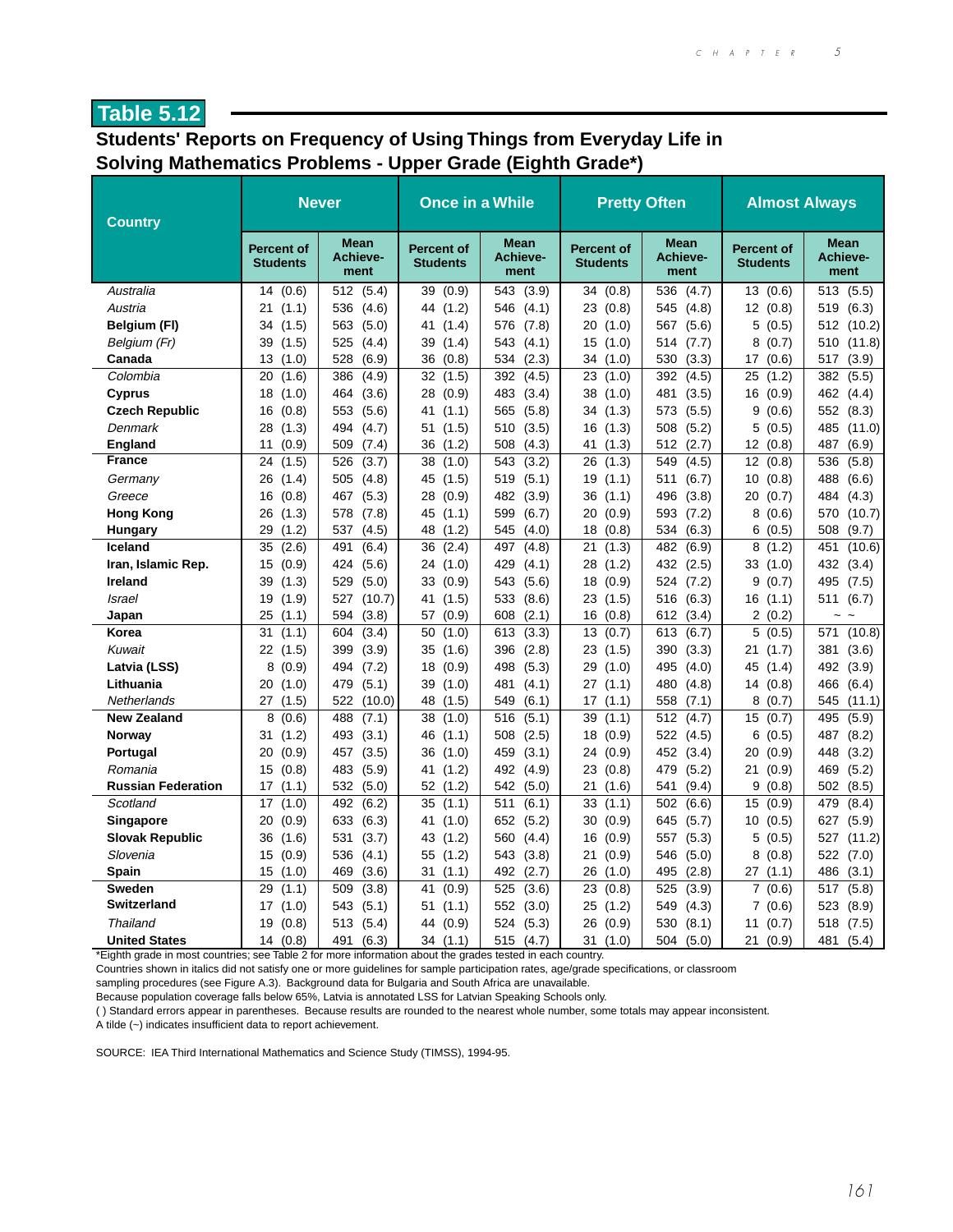## Table 5.12

### Students' Reports on Frequency of Using Things from Everyday Life in Solving Mathematics Problems - Upper Grade (Eighth Grade*)

| Country | Never | | Once in a While | | Pretty Often | | Almost Always | |
|---|---|---|---|---|---|---|---|---|
| | Percent of Students | Mean Achieve-ment | Percent of Students | Mean Achieve-ment | Percent of Students | Mean Achieve-ment | Percent of Students | Mean Achieve-ment |
| *Australia* | 14 (0.6) | 512 (5.4) | 39 (0.9) | 543 (3.9) | 34 (0.8) | 536 (4.7) | 13 (0.6) | 513 (5.5) |
| *Austria* | 21 (1.1) | 536 (4.6) | 44 (1.2) | 546 (4.1) | 23 (0.8) | 545 (4.8) | 12 (0.8) | 519 (6.3) |
| **Belgium (Fl)** | 34 (1.5) | 563 (5.0) | 41 (1.4) | 576 (7.8) | 20 (1.0) | 567 (5.6) | 5 (0.5) | 512 (10.2) |
| *Belgium (Fr)* | 39 (1.5) | 525 (4.4) | 39 (1.4) | 543 (4.1) | 15 (1.0) | 514 (7.7) | 8 (0.7) | 510 (11.8) |
| **Canada** | 13 (1.0) | 528 (6.9) | 36 (0.8) | 534 (2.3) | 34 (1.0) | 530 (3.3) | 17 (0.6) | 517 (3.9) |
| *Colombia* | 20 (1.6) | 386 (4.9) | 32 (1.5) | 392 (4.5) | 23 (1.0) | 392 (4.5) | 25 (1.2) | 382 (5.5) |
| **Cyprus** | 18 (1.0) | 464 (3.6) | 28 (0.9) | 483 (3.4) | 38 (1.0) | 481 (3.5) | 16 (0.9) | 462 (4.4) |
| **Czech Republic** | 16 (0.8) | 553 (5.6) | 41 (1.1) | 565 (5.8) | 34 (1.3) | 573 (5.5) | 9 (0.6) | 552 (8.3) |
| *Denmark* | 28 (1.3) | 494 (4.7) | 51 (1.5) | 510 (3.5) | 16 (1.3) | 508 (5.2) | 5 (0.5) | 485 (11.0) |
| **England** | 11 (0.9) | 509 (7.4) | 36 (1.2) | 508 (4.3) | 41 (1.3) | 512 (2.7) | 12 (0.8) | 487 (6.9) |
| **France** | 24 (1.5) | 526 (3.7) | 38 (1.0) | 543 (3.2) | 26 (1.3) | 549 (4.5) | 12 (0.8) | 536 (5.8) |
| *Germany* | 26 (1.4) | 505 (4.8) | 45 (1.5) | 519 (5.1) | 19 (1.1) | 511 (6.7) | 10 (0.8) | 488 (6.6) |
| *Greece* | 16 (0.8) | 467 (5.3) | 28 (0.9) | 482 (3.9) | 36 (1.1) | 496 (3.8) | 20 (0.7) | 484 (4.3) |
| **Hong Kong** | 26 (1.3) | 578 (7.8) | 45 (1.1) | 599 (6.7) | 20 (0.9) | 593 (7.2) | 8 (0.6) | 570 (10.7) |
| **Hungary** | 29 (1.2) | 537 (4.5) | 48 (1.2) | 545 (4.0) | 18 (0.8) | 534 (6.3) | 6 (0.5) | 508 (9.7) |
| **Iceland** | 35 (2.6) | 491 (6.4) | 36 (2.4) | 497 (4.8) | 21 (1.3) | 482 (6.9) | 8 (1.2) | 451 (10.6) |
| **Iran, Islamic Rep.** | 15 (0.9) | 424 (5.6) | 24 (1.0) | 429 (4.1) | 28 (1.2) | 432 (2.5) | 33 (1.0) | 432 (3.4) |
| **Ireland** | 39 (1.3) | 529 (5.0) | 33 (0.9) | 543 (5.6) | 18 (0.9) | 524 (7.2) | 9 (0.7) | 495 (7.5) |
| *Israel* | 19 (1.9) | 527 (10.7) | 41 (1.5) | 533 (8.6) | 23 (1.5) | 516 (6.3) | 16 (1.1) | 511 (6.7) |
| **Japan** | 25 (1.1) | 594 (3.8) | 57 (0.9) | 608 (2.1) | 16 (0.8) | 612 (3.4) | 2 (0.2) | ~ ~ |
| **Korea** | 31 (1.1) | 604 (3.4) | 50 (1.0) | 613 (3.3) | 13 (0.7) | 613 (6.7) | 5 (0.5) | 571 (10.8) |
| *Kuwait* | 22 (1.5) | 399 (3.9) | 35 (1.6) | 396 (2.8) | 23 (1.5) | 390 (3.3) | 21 (1.7) | 381 (3.6) |
| **Latvia (LSS)** | 8 (0.9) | 494 (7.2) | 18 (0.9) | 498 (5.3) | 29 (1.0) | 495 (4.0) | 45 (1.4) | 492 (3.9) |
| **Lithuania** | 20 (1.0) | 479 (5.1) | 39 (1.0) | 481 (4.1) | 27 (1.1) | 480 (4.8) | 14 (0.8) | 466 (6.4) |
| *Netherlands* | 27 (1.5) | 522 (10.0) | 48 (1.5) | 549 (6.1) | 17 (1.1) | 558 (7.1) | 8 (0.7) | 545 (11.1) |
| **New Zealand** | 8 (0.6) | 488 (7.1) | 38 (1.0) | 516 (5.1) | 39 (1.1) | 512 (4.7) | 15 (0.7) | 495 (5.9) |
| **Norway** | 31 (1.2) | 493 (3.1) | 46 (1.1) | 508 (2.5) | 18 (0.9) | 522 (4.5) | 6 (0.5) | 487 (8.2) |
| **Portugal** | 20 (0.9) | 457 (3.5) | 36 (1.0) | 459 (3.1) | 24 (0.9) | 452 (3.4) | 20 (0.9) | 448 (3.2) |
| *Romania* | 15 (0.8) | 483 (5.9) | 41 (1.2) | 492 (4.9) | 23 (0.8) | 479 (5.2) | 21 (0.9) | 469 (5.2) |
| **Russian Federation** | 17 (1.1) | 532 (5.0) | 52 (1.2) | 542 (5.0) | 21 (1.6) | 541 (9.4) | 9 (0.8) | 502 (8.5) |
| *Scotland* | 17 (1.0) | 492 (6.2) | 35 (1.1) | 511 (6.1) | 33 (1.1) | 502 (6.6) | 15 (0.9) | 479 (8.4) |
| **Singapore** | 20 (0.9) | 633 (6.3) | 41 (1.0) | 652 (5.2) | 30 (0.9) | 645 (5.7) | 10 (0.5) | 627 (5.9) |
| **Slovak Republic** | 36 (1.6) | 531 (3.7) | 43 (1.2) | 560 (4.4) | 16 (0.9) | 557 (5.3) | 5 (0.5) | 527 (11.2) |
| *Slovenia* | 15 (0.9) | 536 (4.1) | 55 (1.2) | 543 (3.8) | 21 (0.9) | 546 (5.0) | 8 (0.8) | 522 (7.0) |
| **Spain** | 15 (1.0) | 469 (3.6) | 31 (1.1) | 492 (2.7) | 26 (1.0) | 495 (2.8) | 27 (1.1) | 486 (3.1) |
| **Sweden** | 29 (1.1) | 509 (3.8) | 41 (0.9) | 525 (3.6) | 23 (0.8) | 525 (3.9) | 7 (0.6) | 517 (5.8) |
| **Switzerland** | 17 (1.0) | 543 (5.1) | 51 (1.1) | 552 (3.0) | 25 (1.2) | 549 (4.3) | 7 (0.6) | 523 (8.9) |
| *Thailand* | 19 (0.8) | 513 (5.4) | 44 (0.9) | 524 (5.3) | 26 (0.9) | 530 (8.1) | 11 (0.7) | 518 (7.5) |
| **United States** | 14 (0.8) | 491 (6.3) | 34 (1.1) | 515 (4.7) | 31 (1.0) | 504 (5.0) | 21 (0.9) | 481 (5.4) |

*Eighth grade in most countries; see Table 2 for more information about the grades tested in each country.

Countries shown in italics did not satisfy one or more guidelines for sample participation rates, age/grade specifications, or classroom sampling procedures (see Figure A.3). Background data for Bulgaria and South Africa are unavailable.

Because population coverage falls below 65%, Latvia is annotated LSS for Latvian Speaking Schools only.

( ) Standard errors appear in parentheses. Because results are rounded to the nearest whole number, some totals may appear inconsistent.

A tilde (~) indicates insufficient data to report achievement.

SOURCE: IEA Third International Mathematics and Science Study (TIMSS), 1994-95.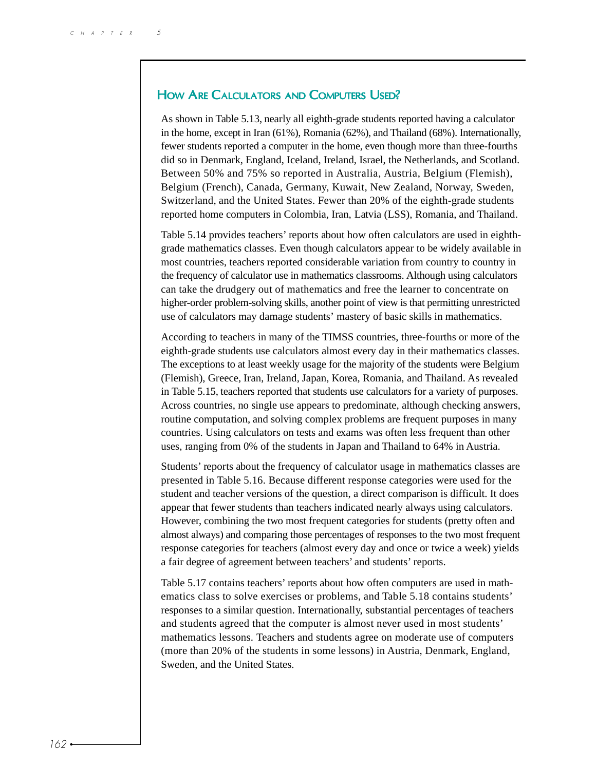## How Are Calculators and Computers Used?

As shown in Table 5.13, nearly all eighth-grade students reported having a calculator in the home, except in Iran (61%), Romania (62%), and Thailand (68%). Internationally, fewer students reported a computer in the home, even though more than three-fourths did so in Denmark, England, Iceland, Ireland, Israel, the Netherlands, and Scotland. Between 50% and 75% so reported in Australia, Austria, Belgium (Flemish), Belgium (French), Canada, Germany, Kuwait, New Zealand, Norway, Sweden, Switzerland, and the United States. Fewer than 20% of the eighth-grade students reported home computers in Colombia, Iran, Latvia (LSS), Romania, and Thailand.

Table 5.14 provides teachers' reports about how often calculators are used in eighth-grade mathematics classes. Even though calculators appear to be widely available in most countries, teachers reported considerable variation from country to country in the frequency of calculator use in mathematics classrooms. Although using calculators can take the drudgery out of mathematics and free the learner to concentrate on higher-order problem-solving skills, another point of view is that permitting unrestricted use of calculators may damage students' mastery of basic skills in mathematics.

According to teachers in many of the TIMSS countries, three-fourths or more of the eighth-grade students use calculators almost every day in their mathematics classes. The exceptions to at least weekly usage for the majority of the students were Belgium (Flemish), Greece, Iran, Ireland, Japan, Korea, Romania, and Thailand. As revealed in Table 5.15, teachers reported that students use calculators for a variety of purposes. Across countries, no single use appears to predominate, although checking answers, routine computation, and solving complex problems are frequent purposes in many countries. Using calculators on tests and exams was often less frequent than other uses, ranging from 0% of the students in Japan and Thailand to 64% in Austria.

Students' reports about the frequency of calculator usage in mathematics classes are presented in Table 5.16. Because different response categories were used for the student and teacher versions of the question, a direct comparison is difficult. It does appear that fewer students than teachers indicated nearly always using calculators. However, combining the two most frequent categories for students (pretty often and almost always) and comparing those percentages of responses to the two most frequent response categories for teachers (almost every day and once or twice a week) yields a fair degree of agreement between teachers' and students' reports.

Table 5.17 contains teachers' reports about how often computers are used in mathematics class to solve exercises or problems, and Table 5.18 contains students' responses to a similar question. Internationally, substantial percentages of teachers and students agreed that the computer is almost never used in most students' mathematics lessons. Teachers and students agree on moderate use of computers (more than 20% of the students in some lessons) in Austria, Denmark, England, Sweden, and the United States.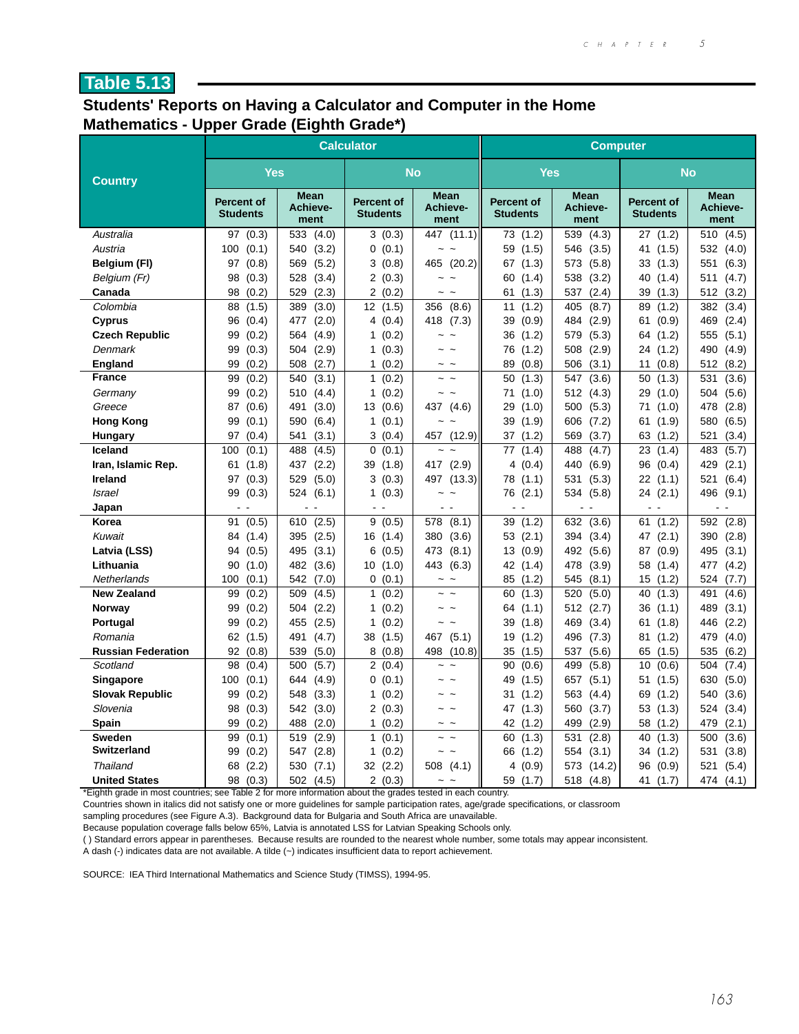# Table 5.13

## Students' Reports on Having a Calculator and Computer in the Home
## Mathematics - Upper Grade (Eighth Grade*)

| Country | Calculator | | | | Computer | | | |
|---|---|---|---|---|---|---|---|---|
| | Yes | | No | | Yes | | No | |
| | Percent of Students | Mean Achieve-ment | Percent of Students | Mean Achieve-ment | Percent of Students | Mean Achieve-ment | Percent of Students | Mean Achieve-ment |
| *Australia* | 97 (0.3) | 533 (4.0) | 3 (0.3) | 447 (11.1) | 73 (1.2) | 539 (4.3) | 27 (1.2) | 510 (4.5) |
| *Austria* | 100 (0.1) | 540 (3.2) | 0 (0.1) | ~ ~ | 59 (1.5) | 546 (3.5) | 41 (1.5) | 532 (4.0) |
| **Belgium (Fl)** | 97 (0.8) | 569 (5.2) | 3 (0.8) | 465 (20.2) | 67 (1.3) | 573 (5.8) | 33 (1.3) | 551 (6.3) |
| *Belgium (Fr)* | 98 (0.3) | 528 (3.4) | 2 (0.3) | ~ ~ | 60 (1.4) | 538 (3.2) | 40 (1.4) | 511 (4.7) |
| **Canada** | 98 (0.2) | 529 (2.3) | 2 (0.2) | ~ ~ | 61 (1.3) | 537 (2.4) | 39 (1.3) | 512 (3.2) |
| *Colombia* | 88 (1.5) | 389 (3.0) | 12 (1.5) | 356 (8.6) | 11 (1.2) | 405 (8.7) | 89 (1.2) | 382 (3.4) |
| **Cyprus** | 96 (0.4) | 477 (2.0) | 4 (0.4) | 418 (7.3) | 39 (0.9) | 484 (2.9) | 61 (0.9) | 469 (2.4) |
| **Czech Republic** | 99 (0.2) | 564 (4.9) | 1 (0.2) | ~ ~ | 36 (1.2) | 579 (5.3) | 64 (1.2) | 555 (5.1) |
| *Denmark* | 99 (0.3) | 504 (2.9) | 1 (0.3) | ~ ~ | 76 (1.2) | 508 (2.9) | 24 (1.2) | 490 (4.9) |
| **England** | 99 (0.2) | 508 (2.7) | 1 (0.2) | ~ ~ | 89 (0.8) | 506 (3.1) | 11 (0.8) | 512 (8.2) |
| **France** | 99 (0.2) | 540 (3.1) | 1 (0.2) | ~ ~ | 50 (1.3) | 547 (3.6) | 50 (1.3) | 531 (3.6) |
| *Germany* | 99 (0.2) | 510 (4.4) | 1 (0.2) | ~ ~ | 71 (1.0) | 512 (4.3) | 29 (1.0) | 504 (5.6) |
| *Greece* | 87 (0.6) | 491 (3.0) | 13 (0.6) | 437 (4.6) | 29 (1.0) | 500 (5.3) | 71 (1.0) | 478 (2.8) |
| **Hong Kong** | 99 (0.1) | 590 (6.4) | 1 (0.1) | ~ ~ | 39 (1.9) | 606 (7.2) | 61 (1.9) | 580 (6.5) |
| **Hungary** | 97 (0.4) | 541 (3.1) | 3 (0.4) | 457 (12.9) | 37 (1.2) | 569 (3.7) | 63 (1.2) | 521 (3.4) |
| **Iceland** | 100 (0.1) | 488 (4.5) | 0 (0.1) | ~ ~ | 77 (1.4) | 488 (4.7) | 23 (1.4) | 483 (5.7) |
| **Iran, Islamic Rep.** | 61 (1.8) | 437 (2.2) | 39 (1.8) | 417 (2.9) | 4 (0.4) | 440 (6.9) | 96 (0.4) | 429 (2.1) |
| **Ireland** | 97 (0.3) | 529 (5.0) | 3 (0.3) | 497 (13.3) | 78 (1.1) | 531 (5.3) | 22 (1.1) | 521 (6.4) |
| *Israel* | 99 (0.3) | 524 (6.1) | 1 (0.3) | ~ ~ | 76 (2.1) | 534 (5.8) | 24 (2.1) | 496 (9.1) |
| **Japan** | - - | - - | - - | - - | - - | - - | - - | - - |
| **Korea** | 91 (0.5) | 610 (2.5) | 9 (0.5) | 578 (8.1) | 39 (1.2) | 632 (3.6) | 61 (1.2) | 592 (2.8) |
| *Kuwait* | 84 (1.4) | 395 (2.5) | 16 (1.4) | 380 (3.6) | 53 (2.1) | 394 (3.4) | 47 (2.1) | 390 (2.8) |
| **Latvia (LSS)** | 94 (0.5) | 495 (3.1) | 6 (0.5) | 473 (8.1) | 13 (0.9) | 492 (5.6) | 87 (0.9) | 495 (3.1) |
| **Lithuania** | 90 (1.0) | 482 (3.6) | 10 (1.0) | 443 (6.3) | 42 (1.4) | 478 (3.9) | 58 (1.4) | 477 (4.2) |
| *Netherlands* | 100 (0.1) | 542 (7.0) | 0 (0.1) | ~ ~ | 85 (1.2) | 545 (8.1) | 15 (1.2) | 524 (7.7) |
| **New Zealand** | 99 (0.2) | 509 (4.5) | 1 (0.2) | ~ ~ | 60 (1.3) | 520 (5.0) | 40 (1.3) | 491 (4.6) |
| **Norway** | 99 (0.2) | 504 (2.2) | 1 (0.2) | ~ ~ | 64 (1.1) | 512 (2.7) | 36 (1.1) | 489 (3.1) |
| **Portugal** | 99 (0.2) | 455 (2.5) | 1 (0.2) | ~ ~ | 39 (1.8) | 469 (3.4) | 61 (1.8) | 446 (2.2) |
| *Romania* | 62 (1.5) | 491 (4.7) | 38 (1.5) | 467 (5.1) | 19 (1.2) | 496 (7.3) | 81 (1.2) | 479 (4.0) |
| **Russian Federation** | 92 (0.8) | 539 (5.0) | 8 (0.8) | 498 (10.8) | 35 (1.5) | 537 (5.6) | 65 (1.5) | 535 (6.2) |
| *Scotland* | 98 (0.4) | 500 (5.7) | 2 (0.4) | ~ ~ | 90 (0.6) | 499 (5.8) | 10 (0.6) | 504 (7.4) |
| **Singapore** | 100 (0.1) | 644 (4.9) | 0 (0.1) | ~ ~ | 49 (1.5) | 657 (5.1) | 51 (1.5) | 630 (5.0) |
| **Slovak Republic** | 99 (0.2) | 548 (3.3) | 1 (0.2) | ~ ~ | 31 (1.2) | 563 (4.4) | 69 (1.2) | 540 (3.6) |
| *Slovenia* | 98 (0.3) | 542 (3.0) | 2 (0.3) | ~ ~ | 47 (1.3) | 560 (3.7) | 53 (1.3) | 524 (3.4) |
| **Spain** | 99 (0.2) | 488 (2.0) | 1 (0.2) | ~ ~ | 42 (1.2) | 499 (2.9) | 58 (1.2) | 479 (2.1) |
| **Sweden** | 99 (0.1) | 519 (2.9) | 1 (0.1) | ~ ~ | 60 (1.3) | 531 (2.8) | 40 (1.3) | 500 (3.6) |
| **Switzerland** | 99 (0.2) | 547 (2.8) | 1 (0.2) | ~ ~ | 66 (1.2) | 554 (3.1) | 34 (1.2) | 531 (3.8) |
| *Thailand* | 68 (2.2) | 530 (7.1) | 32 (2.2) | 508 (4.1) | 4 (0.9) | 573 (14.2) | 96 (0.9) | 521 (5.4) |
| **United States** | 98 (0.3) | 502 (4.5) | 2 (0.3) | ~ ~ | 59 (1.7) | 518 (4.8) | 41 (1.7) | 474 (4.1) |

*Eighth grade in most countries; see Table 2 for more information about the grades tested in each country.
Countries shown in italics did not satisfy one or more guidelines for sample participation rates, age/grade specifications, or classroom sampling procedures (see Figure A.3). Background data for Bulgaria and South Africa are unavailable.
Because population coverage falls below 65%, Latvia is annotated LSS for Latvian Speaking Schools only.
( ) Standard errors appear in parentheses. Because results are rounded to the nearest whole number, some totals may appear inconsistent.
A dash (-) indicates data are not available. A tilde (~) indicates insufficient data to report achievement.

SOURCE: IEA Third International Mathematics and Science Study (TIMSS), 1994-95.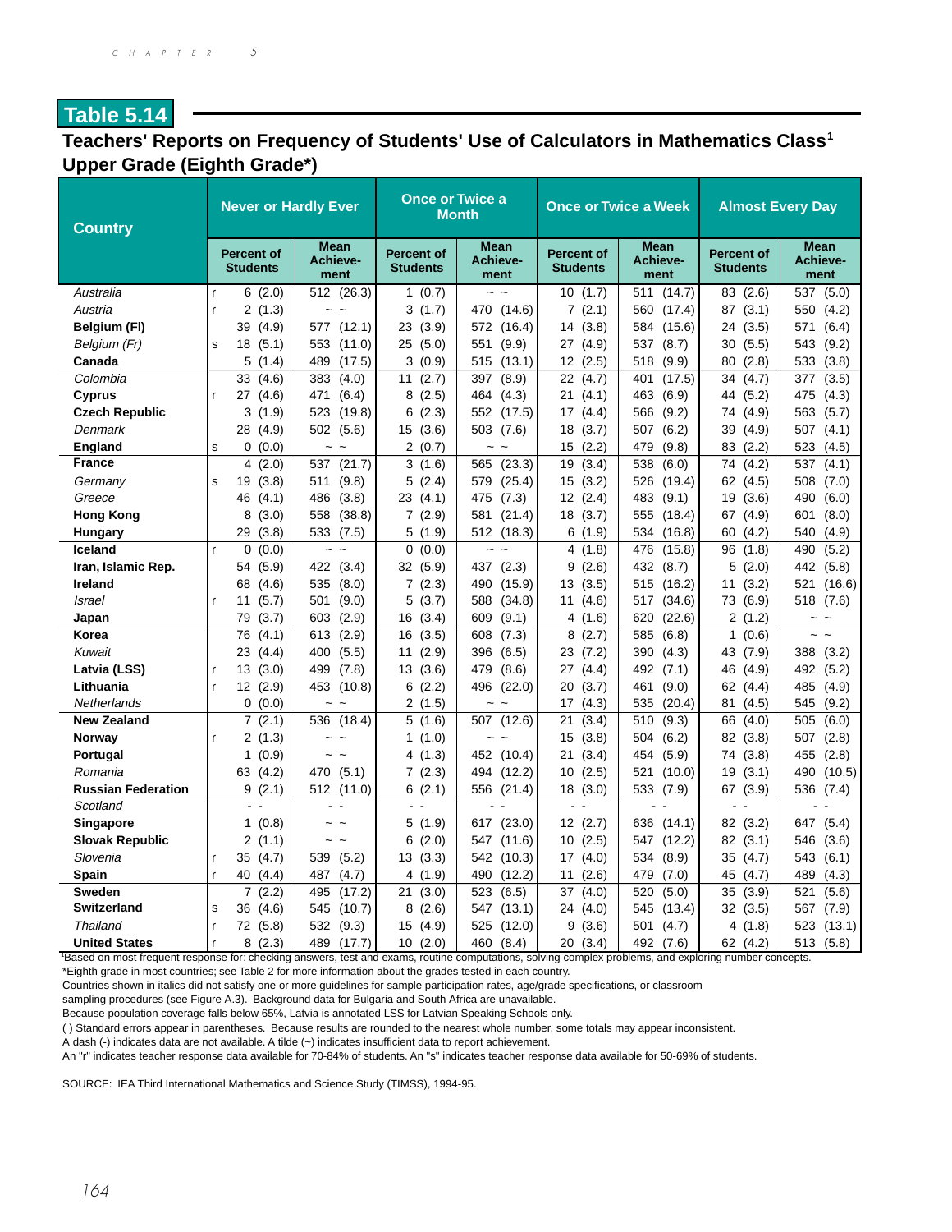## Table 5.14

### Teachers' Reports on Frequency of Students' Use of Calculators in Mathematics Class[1] Upper Grade (Eighth Grade*)

| Country | | Never or Hardly Ever | | Once or Twice a Month | | Once or Twice a Week | | Almost Every Day | |
|---|---|---|---|---|---|---|---|---|---|
| | | Percent of Students | Mean Achievement | Percent of Students | Mean Achievement | Percent of Students | Mean Achievement | Percent of Students | Mean Achievement |
| *Australia* | r | 6 (2.0) | 512 (26.3) | 1 (0.7) | ~ ~ | 10 (1.7) | 511 (14.7) | 83 (2.6) | 537 (5.0) |
| *Austria* | r | 2 (1.3) | ~ ~ | 3 (1.7) | 470 (14.6) | 7 (2.1) | 560 (17.4) | 87 (3.1) | 550 (4.2) |
| **Belgium (Fl)** | | 39 (4.9) | 577 (12.1) | 23 (3.9) | 572 (16.4) | 14 (3.8) | 584 (15.6) | 24 (3.5) | 571 (6.4) |
| *Belgium (Fr)* | s | 18 (5.1) | 553 (11.0) | 25 (5.0) | 551 (9.9) | 27 (4.9) | 537 (8.7) | 30 (5.5) | 543 (9.2) |
| **Canada** | | 5 (1.4) | 489 (17.5) | 3 (0.9) | 515 (13.1) | 12 (2.5) | 518 (9.9) | 80 (2.8) | 533 (3.8) |
| *Colombia* | | 33 (4.6) | 383 (4.0) | 11 (2.7) | 397 (8.9) | 22 (4.7) | 401 (17.5) | 34 (4.7) | 377 (3.5) |
| **Cyprus** | r | 27 (4.6) | 471 (6.4) | 8 (2.5) | 464 (4.3) | 21 (4.1) | 463 (6.9) | 44 (5.2) | 475 (4.3) |
| **Czech Republic** | | 3 (1.9) | 523 (19.8) | 6 (2.3) | 552 (17.5) | 17 (4.4) | 566 (9.2) | 74 (4.9) | 563 (5.7) |
| *Denmark* | | 28 (4.9) | 502 (5.6) | 15 (3.6) | 503 (7.6) | 18 (3.7) | 507 (6.2) | 39 (4.9) | 507 (4.1) |
| **England** | s | 0 (0.0) | ~ ~ | 2 (0.7) | ~ ~ | 15 (2.2) | 479 (9.8) | 83 (2.2) | 523 (4.5) |
| **France** | | 4 (2.0) | 537 (21.7) | 3 (1.6) | 565 (23.3) | 19 (3.4) | 538 (6.0) | 74 (4.2) | 537 (4.1) |
| *Germany* | s | 19 (3.8) | 511 (9.8) | 5 (2.4) | 579 (25.4) | 15 (3.2) | 526 (19.4) | 62 (4.5) | 508 (7.0) |
| *Greece* | | 46 (4.1) | 486 (3.8) | 23 (4.1) | 475 (7.3) | 12 (2.4) | 483 (9.1) | 19 (3.6) | 490 (6.0) |
| **Hong Kong** | | 8 (3.0) | 558 (38.8) | 7 (2.9) | 581 (21.4) | 18 (3.7) | 555 (18.4) | 67 (4.9) | 601 (8.0) |
| **Hungary** | | 29 (3.8) | 533 (7.5) | 5 (1.9) | 512 (18.3) | 6 (1.9) | 534 (16.8) | 60 (4.2) | 540 (4.9) |
| **Iceland** | r | 0 (0.0) | ~ ~ | 0 (0.0) | ~ ~ | 4 (1.8) | 476 (15.8) | 96 (1.8) | 490 (5.2) |
| **Iran, Islamic Rep.** | | 54 (5.9) | 422 (3.4) | 32 (5.9) | 437 (2.3) | 9 (2.6) | 432 (8.7) | 5 (2.0) | 442 (5.8) |
| **Ireland** | | 68 (4.6) | 535 (8.0) | 7 (2.3) | 490 (15.9) | 13 (3.5) | 515 (16.2) | 11 (3.2) | 521 (16.6) |
| *Israel* | r | 11 (5.7) | 501 (9.0) | 5 (3.7) | 588 (34.8) | 11 (4.6) | 517 (34.6) | 73 (6.9) | 518 (7.6) |
| **Japan** | | 79 (3.7) | 603 (2.9) | 16 (3.4) | 609 (9.1) | 4 (1.6) | 620 (22.6) | 2 (1.2) | ~ ~ |
| **Korea** | | 76 (4.1) | 613 (2.9) | 16 (3.5) | 608 (7.3) | 8 (2.7) | 585 (6.8) | 1 (0.6) | ~ ~ |
| *Kuwait* | | 23 (4.4) | 400 (5.5) | 11 (2.9) | 396 (6.5) | 23 (7.2) | 390 (4.3) | 43 (7.9) | 388 (3.2) |
| **Latvia (LSS)** | r | 13 (3.0) | 499 (7.8) | 13 (3.6) | 479 (8.6) | 27 (4.4) | 492 (7.1) | 46 (4.9) | 492 (5.2) |
| **Lithuania** | r | 12 (2.9) | 453 (10.8) | 6 (2.2) | 496 (22.0) | 20 (3.7) | 461 (9.0) | 62 (4.4) | 485 (4.9) |
| *Netherlands* | | 0 (0.0) | ~ ~ | 2 (1.5) | ~ ~ | 17 (4.3) | 535 (20.4) | 81 (4.5) | 545 (9.2) |
| **New Zealand** | | 7 (2.1) | 536 (18.4) | 5 (1.6) | 507 (12.6) | 21 (3.4) | 510 (9.3) | 66 (4.0) | 505 (6.0) |
| **Norway** | r | 2 (1.3) | ~ ~ | 1 (1.0) | ~ ~ | 15 (3.8) | 504 (6.2) | 82 (3.8) | 507 (2.8) |
| **Portugal** | | 1 (0.9) | ~ ~ | 4 (1.3) | 452 (10.4) | 21 (3.4) | 454 (5.9) | 74 (3.8) | 455 (2.8) |
| *Romania* | | 63 (4.2) | 470 (5.1) | 7 (2.3) | 494 (12.2) | 10 (2.5) | 521 (10.0) | 19 (3.1) | 490 (10.5) |
| **Russian Federation** | | 9 (2.1) | 512 (11.0) | 6 (2.1) | 556 (21.4) | 18 (3.0) | 533 (7.9) | 67 (3.9) | 536 (7.4) |
| *Scotland* | | - - | - - | - - | - - | - - | - - | - - | - - |
| **Singapore** | | 1 (0.8) | ~ ~ | 5 (1.9) | 617 (23.0) | 12 (2.7) | 636 (14.1) | 82 (3.2) | 647 (5.4) |
| **Slovak Republic** | | 2 (1.1) | ~ ~ | 6 (2.0) | 547 (11.6) | 10 (2.5) | 547 (12.2) | 82 (3.1) | 546 (3.6) |
| *Slovenia* | r | 35 (4.7) | 539 (5.2) | 13 (3.3) | 542 (10.3) | 17 (4.0) | 534 (8.9) | 35 (4.7) | 543 (6.1) |
| **Spain** | r | 40 (4.4) | 487 (4.7) | 4 (1.9) | 490 (12.2) | 11 (2.6) | 479 (7.0) | 45 (4.7) | 489 (4.3) |
| **Sweden** | | 7 (2.2) | 495 (17.2) | 21 (3.0) | 523 (6.5) | 37 (4.0) | 520 (5.0) | 35 (3.9) | 521 (5.6) |
| **Switzerland** | s | 36 (4.6) | 545 (10.7) | 8 (2.6) | 547 (13.1) | 24 (4.0) | 545 (13.4) | 32 (3.5) | 567 (7.9) |
| *Thailand* | r | 72 (5.8) | 532 (9.3) | 15 (4.9) | 525 (12.0) | 9 (3.6) | 501 (4.7) | 4 (1.8) | 523 (13.1) |
| **United States** | r | 8 (2.3) | 489 (17.7) | 10 (2.0) | 460 (8.4) | 20 (3.4) | 492 (7.6) | 62 (4.2) | 513 (5.8) |

[1]Based on most frequent response for: checking answers, test and exams, routine computations, solving complex problems, and exploring number concepts.

*Eighth grade in most countries; see Table 2 for more information about the grades tested in each country.

Countries shown in italics did not satisfy one or more guidelines for sample participation rates, age/grade specifications, or classroom sampling procedures (see Figure A.3). Background data for Bulgaria and South Africa are unavailable.

Because population coverage falls below 65%, Latvia is annotated LSS for Latvian Speaking Schools only.

( ) Standard errors appear in parentheses. Because results are rounded to the nearest whole number, some totals may appear inconsistent.

A dash (-) indicates data are not available. A tilde (~) indicates insufficient data to report achievement.

An "r" indicates teacher response data available for 70-84% of students. An "s" indicates teacher response data available for 50-69% of students.

SOURCE: IEA Third International Mathematics and Science Study (TIMSS), 1994-95.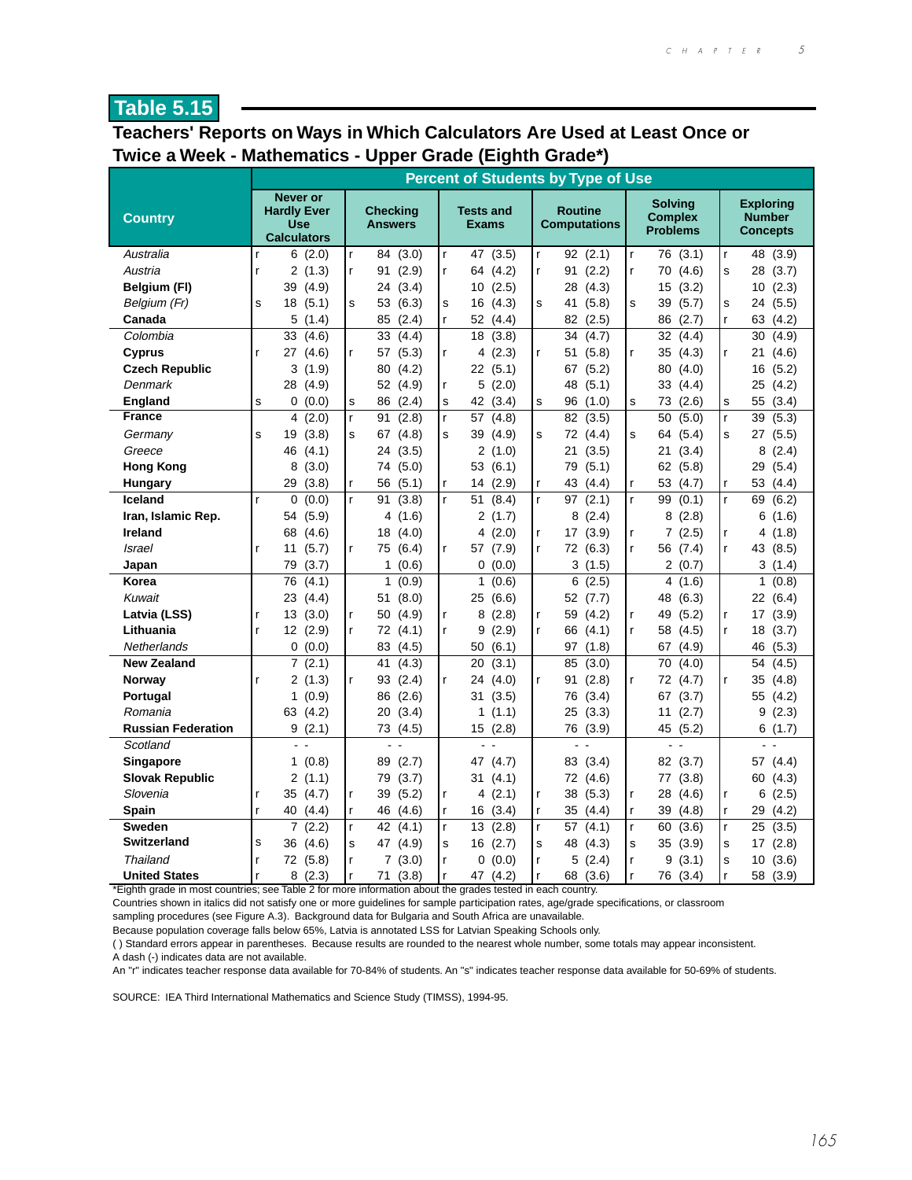# Table 5.15

## Teachers' Reports on Ways in Which Calculators Are Used at Least Once or Twice a Week - Mathematics - Upper Grade (Eighth Grade*)

| Country | Percent of Students by Type of Use | | | | | |
|---|---|---|---|---|---|---|
| | Never or Hardly Ever Use Calculators | Checking Answers | Tests and Exams | Routine Computations | Solving Complex Problems | Exploring Number Concepts |
| *Australia* | r 6 (2.0) | r 84 (3.0) | r 47 (3.5) | r 92 (2.1) | r 76 (3.1) | r 48 (3.9) |
| *Austria* | r 2 (1.3) | r 91 (2.9) | r 64 (4.2) | r 91 (2.2) | r 70 (4.6) | s 28 (3.7) |
| **Belgium (Fl)** | 39 (4.9) | 24 (3.4) | 10 (2.5) | 28 (4.3) | 15 (3.2) | 10 (2.3) |
| *Belgium (Fr)* | s 18 (5.1) | s 53 (6.3) | s 16 (4.3) | s 41 (5.8) | s 39 (5.7) | s 24 (5.5) |
| **Canada** | 5 (1.4) | 85 (2.4) | r 52 (4.4) | 82 (2.5) | 86 (2.7) | r 63 (4.2) |
| *Colombia* | 33 (4.6) | 33 (4.4) | 18 (3.8) | 34 (4.7) | 32 (4.4) | 30 (4.9) |
| **Cyprus** | r 27 (4.6) | r 57 (5.3) | r 4 (2.3) | r 51 (5.8) | r 35 (4.3) | r 21 (4.6) |
| **Czech Republic** | 3 (1.9) | 80 (4.2) | 22 (5.1) | 67 (5.2) | 80 (4.0) | 16 (5.2) |
| *Denmark* | 28 (4.9) | 52 (4.9) | r 5 (2.0) | 48 (5.1) | 33 (4.4) | 25 (4.2) |
| **England** | s 0 (0.0) | s 86 (2.4) | s 42 (3.4) | s 96 (1.0) | s 73 (2.6) | s 55 (3.4) |
| **France** | 4 (2.0) | r 91 (2.8) | r 57 (4.8) | 82 (3.5) | 50 (5.0) | r 39 (5.3) |
| *Germany* | s 19 (3.8) | s 67 (4.8) | s 39 (4.9) | s 72 (4.4) | s 64 (5.4) | s 27 (5.5) |
| *Greece* | 46 (4.1) | 24 (3.5) | 2 (1.0) | 21 (3.5) | 21 (3.4) | 8 (2.4) |
| **Hong Kong** | 8 (3.0) | 74 (5.0) | 53 (6.1) | 79 (5.1) | 62 (5.8) | 29 (5.4) |
| **Hungary** | 29 (3.8) | r 56 (5.1) | r 14 (2.9) | r 43 (4.4) | r 53 (4.7) | r 53 (4.4) |
| **Iceland** | r 0 (0.0) | r 91 (3.8) | r 51 (8.4) | r 97 (2.1) | r 99 (0.1) | r 69 (6.2) |
| **Iran, Islamic Rep.** | 54 (5.9) | 4 (1.6) | 2 (1.7) | 8 (2.4) | 8 (2.8) | 6 (1.6) |
| **Ireland** | 68 (4.6) | 18 (4.0) | 4 (2.0) | r 17 (3.9) | r 7 (2.5) | r 4 (1.8) |
| *Israel* | r 11 (5.7) | r 75 (6.4) | r 57 (7.9) | r 72 (6.3) | r 56 (7.4) | r 43 (8.5) |
| **Japan** | 79 (3.7) | 1 (0.6) | 0 (0.0) | 3 (1.5) | 2 (0.7) | 3 (1.4) |
| **Korea** | 76 (4.1) | 1 (0.9) | 1 (0.6) | 6 (2.5) | 4 (1.6) | 1 (0.8) |
| *Kuwait* | 23 (4.4) | 51 (8.0) | 25 (6.6) | 52 (7.7) | 48 (6.3) | 22 (6.4) |
| **Latvia (LSS)** | r 13 (3.0) | r 50 (4.9) | r 8 (2.8) | r 59 (4.2) | r 49 (5.2) | r 17 (3.9) |
| **Lithuania** | r 12 (2.9) | r 72 (4.1) | r 9 (2.9) | r 66 (4.1) | r 58 (4.5) | r 18 (3.7) |
| *Netherlands* | 0 (0.0) | 83 (4.5) | 50 (6.1) | 97 (1.8) | 67 (4.9) | 46 (5.3) |
| **New Zealand** | 7 (2.1) | 41 (4.3) | 20 (3.1) | 85 (3.0) | 70 (4.0) | 54 (4.5) |
| **Norway** | r 2 (1.3) | r 93 (2.4) | r 24 (4.0) | r 91 (2.8) | r 72 (4.7) | r 35 (4.8) |
| **Portugal** | 1 (0.9) | 86 (2.6) | 31 (3.5) | 76 (3.4) | 67 (3.7) | 55 (4.2) |
| *Romania* | 63 (4.2) | 20 (3.4) | 1 (1.1) | 25 (3.3) | 11 (2.7) | 9 (2.3) |
| **Russian Federation** | 9 (2.1) | 73 (4.5) | 15 (2.8) | 76 (3.9) | 45 (5.2) | 6 (1.7) |
| *Scotland* | - - | - - | - - | - - | - - | - - |
| **Singapore** | 1 (0.8) | 89 (2.7) | 47 (4.7) | 83 (3.4) | 82 (3.7) | 57 (4.4) |
| **Slovak Republic** | 2 (1.1) | 79 (3.7) | 31 (4.1) | 72 (4.6) | 77 (3.8) | 60 (4.3) |
| *Slovenia* | r 35 (4.7) | r 39 (5.2) | r 4 (2.1) | r 38 (5.3) | r 28 (4.6) | r 6 (2.5) |
| **Spain** | r 40 (4.4) | r 46 (4.6) | r 16 (3.4) | r 35 (4.4) | r 39 (4.8) | r 29 (4.2) |
| **Sweden** | 7 (2.2) | r 42 (4.1) | r 13 (2.8) | r 57 (4.1) | r 60 (3.6) | r 25 (3.5) |
| **Switzerland** | s 36 (4.6) | s 47 (4.9) | s 16 (2.7) | s 48 (4.3) | s 35 (3.9) | s 17 (2.8) |
| *Thailand* | r 72 (5.8) | r 7 (3.0) | r 0 (0.0) | r 5 (2.4) | r 9 (3.1) | s 10 (3.6) |
| **United States** | r 8 (2.3) | r 71 (3.8) | r 47 (4.2) | r 68 (3.6) | r 76 (3.4) | r 58 (3.9) |

*Eighth grade in most countries; see Table 2 for more information about the grades tested in each country.

Countries shown in italics did not satisfy one or more guidelines for sample participation rates, age/grade specifications, or classroom sampling procedures (see Figure A.3). Background data for Bulgaria and South Africa are unavailable.

Because population coverage falls below 65%, Latvia is annotated LSS for Latvian Speaking Schools only.

( ) Standard errors appear in parentheses. Because results are rounded to the nearest whole number, some totals may appear inconsistent.

A dash (-) indicates data are not available.

An "r" indicates teacher response data available for 70-84% of students. An "s" indicates teacher response data available for 50-69% of students.

SOURCE: IEA Third International Mathematics and Science Study (TIMSS), 1994-95.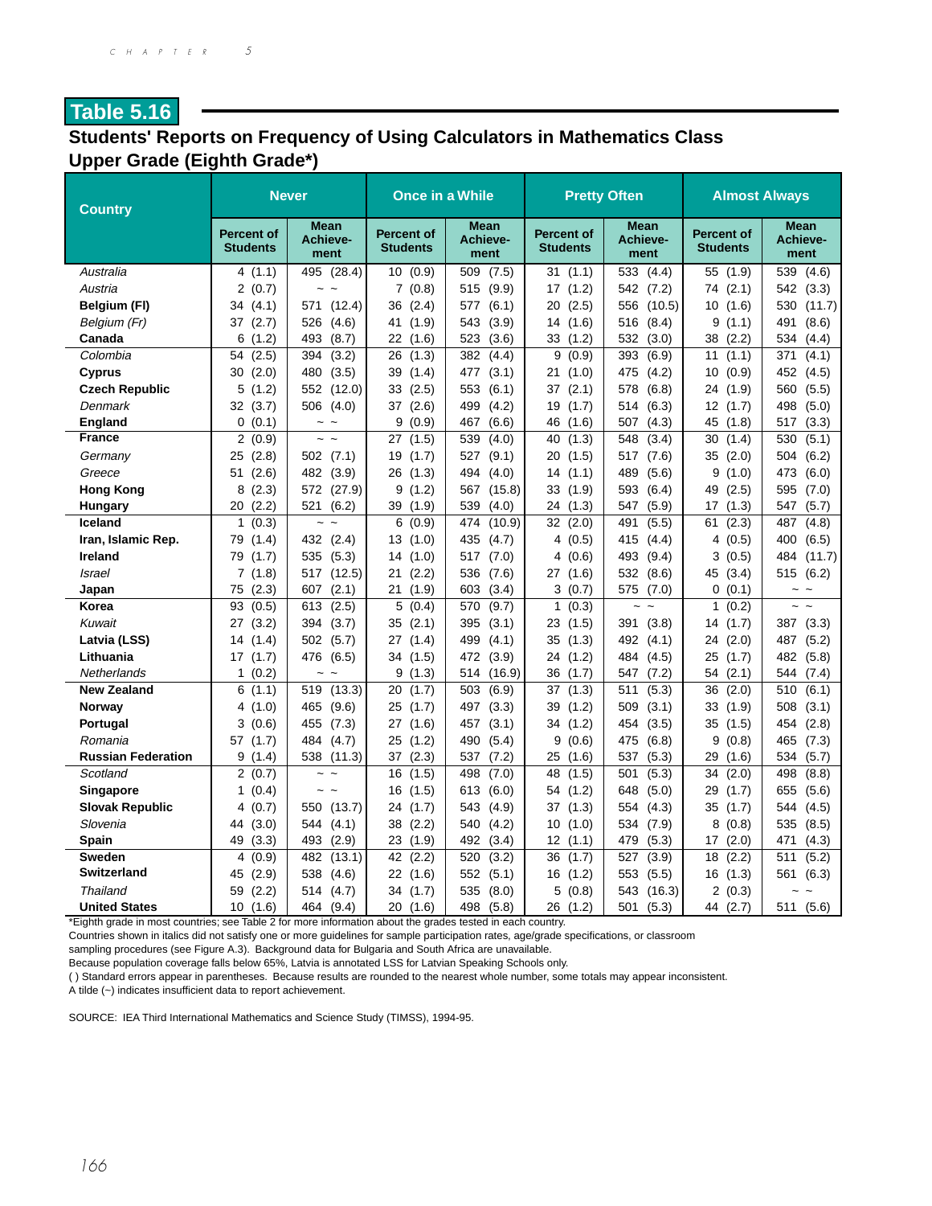# Table 5.16

## Students' Reports on Frequency of Using Calculators in Mathematics Class
## Upper Grade (Eighth Grade*)

| Country | Never | | Once in a While | | Pretty Often | | Almost Always | |
|---|---|---|---|---|---|---|---|---|
| | Percent of Students | Mean Achievement | Percent of Students | Mean Achievement | Percent of Students | Mean Achievement | Percent of Students | Mean Achievement |
| *Australia* | 4 (1.1) | 495 (28.4) | 10 (0.9) | 509 (7.5) | 31 (1.1) | 533 (4.4) | 55 (1.9) | 539 (4.6) |
| *Austria* | 2 (0.7) | ~ ~ | 7 (0.8) | 515 (9.9) | 17 (1.2) | 542 (7.2) | 74 (2.1) | 542 (3.3) |
| **Belgium (Fl)** | 34 (4.1) | 571 (12.4) | 36 (2.4) | 577 (6.1) | 20 (2.5) | 556 (10.5) | 10 (1.6) | 530 (11.7) |
| *Belgium (Fr)* | 37 (2.7) | 526 (4.6) | 41 (1.9) | 543 (3.9) | 14 (1.6) | 516 (8.4) | 9 (1.1) | 491 (8.6) |
| **Canada** | 6 (1.2) | 493 (8.7) | 22 (1.6) | 523 (3.6) | 33 (1.2) | 532 (3.0) | 38 (2.2) | 534 (4.4) |
| *Colombia* | 54 (2.5) | 394 (3.2) | 26 (1.3) | 382 (4.4) | 9 (0.9) | 393 (6.9) | 11 (1.1) | 371 (4.1) |
| **Cyprus** | 30 (2.0) | 480 (3.5) | 39 (1.4) | 477 (3.1) | 21 (1.0) | 475 (4.2) | 10 (0.9) | 452 (4.5) |
| **Czech Republic** | 5 (1.2) | 552 (12.0) | 33 (2.5) | 553 (6.1) | 37 (2.1) | 578 (6.8) | 24 (1.9) | 560 (5.5) |
| *Denmark* | 32 (3.7) | 506 (4.0) | 37 (2.6) | 499 (4.2) | 19 (1.7) | 514 (6.3) | 12 (1.7) | 498 (5.0) |
| **England** | 0 (0.1) | ~ ~ | 9 (0.9) | 467 (6.6) | 46 (1.6) | 507 (4.3) | 45 (1.8) | 517 (3.3) |
| **France** | 2 (0.9) | ~ ~ | 27 (1.5) | 539 (4.0) | 40 (1.3) | 548 (3.4) | 30 (1.4) | 530 (5.1) |
| *Germany* | 25 (2.8) | 502 (7.1) | 19 (1.7) | 527 (9.1) | 20 (1.5) | 517 (7.6) | 35 (2.0) | 504 (6.2) |
| *Greece* | 51 (2.6) | 482 (3.9) | 26 (1.3) | 494 (4.0) | 14 (1.1) | 489 (5.6) | 9 (1.0) | 473 (6.0) |
| **Hong Kong** | 8 (2.3) | 572 (27.9) | 9 (1.2) | 567 (15.8) | 33 (1.9) | 593 (6.4) | 49 (2.5) | 595 (7.0) |
| **Hungary** | 20 (2.2) | 521 (6.2) | 39 (1.9) | 539 (4.0) | 24 (1.3) | 547 (5.9) | 17 (1.3) | 547 (5.7) |
| **Iceland** | 1 (0.3) | ~ ~ | 6 (0.9) | 474 (10.9) | 32 (2.0) | 491 (5.5) | 61 (2.3) | 487 (4.8) |
| **Iran, Islamic Rep.** | 79 (1.4) | 432 (2.4) | 13 (1.0) | 435 (4.7) | 4 (0.5) | 415 (4.4) | 4 (0.5) | 400 (6.5) |
| **Ireland** | 79 (1.7) | 535 (5.3) | 14 (1.0) | 517 (7.0) | 4 (0.6) | 493 (9.4) | 3 (0.5) | 484 (11.7) |
| *Israel* | 7 (1.8) | 517 (12.5) | 21 (2.2) | 536 (7.6) | 27 (1.6) | 532 (8.6) | 45 (3.4) | 515 (6.2) |
| **Japan** | 75 (2.3) | 607 (2.1) | 21 (1.9) | 603 (3.4) | 3 (0.7) | 575 (7.0) | 0 (0.1) | ~ ~ |
| **Korea** | 93 (0.5) | 613 (2.5) | 5 (0.4) | 570 (9.7) | 1 (0.3) | ~ ~ | 1 (0.2) | ~ ~ |
| *Kuwait* | 27 (3.2) | 394 (3.7) | 35 (2.1) | 395 (3.1) | 23 (1.5) | 391 (3.8) | 14 (1.7) | 387 (3.3) |
| **Latvia (LSS)** | 14 (1.4) | 502 (5.7) | 27 (1.4) | 499 (4.1) | 35 (1.3) | 492 (4.1) | 24 (2.0) | 487 (5.2) |
| **Lithuania** | 17 (1.7) | 476 (6.5) | 34 (1.5) | 472 (3.9) | 24 (1.2) | 484 (4.5) | 25 (1.7) | 482 (5.8) |
| *Netherlands* | 1 (0.2) | ~ ~ | 9 (1.3) | 514 (16.9) | 36 (1.7) | 547 (7.2) | 54 (2.1) | 544 (7.4) |
| **New Zealand** | 6 (1.1) | 519 (13.3) | 20 (1.7) | 503 (6.9) | 37 (1.3) | 511 (5.3) | 36 (2.0) | 510 (6.1) |
| **Norway** | 4 (1.0) | 465 (9.6) | 25 (1.7) | 497 (3.3) | 39 (1.2) | 509 (3.1) | 33 (1.9) | 508 (3.1) |
| **Portugal** | 3 (0.6) | 455 (7.3) | 27 (1.6) | 457 (3.1) | 34 (1.2) | 454 (3.5) | 35 (1.5) | 454 (2.8) |
| *Romania* | 57 (1.7) | 484 (4.7) | 25 (1.2) | 490 (5.4) | 9 (0.6) | 475 (6.8) | 9 (0.8) | 465 (7.3) |
| **Russian Federation** | 9 (1.4) | 538 (11.3) | 37 (2.3) | 537 (7.2) | 25 (1.6) | 537 (5.3) | 29 (1.6) | 534 (5.7) |
| *Scotland* | 2 (0.7) | ~ ~ | 16 (1.5) | 498 (7.0) | 48 (1.5) | 501 (5.3) | 34 (2.0) | 498 (8.8) |
| **Singapore** | 1 (0.4) | ~ ~ | 16 (1.5) | 613 (6.0) | 54 (1.2) | 648 (5.0) | 29 (1.7) | 655 (5.6) |
| **Slovak Republic** | 4 (0.7) | 550 (13.7) | 24 (1.7) | 543 (4.9) | 37 (1.3) | 554 (4.3) | 35 (1.7) | 544 (4.5) |
| *Slovenia* | 44 (3.0) | 544 (4.1) | 38 (2.2) | 540 (4.2) | 10 (1.0) | 534 (7.9) | 8 (0.8) | 535 (8.5) |
| **Spain** | 49 (3.3) | 493 (2.9) | 23 (1.9) | 492 (3.4) | 12 (1.1) | 479 (5.3) | 17 (2.0) | 471 (4.3) |
| **Sweden** | 4 (0.9) | 482 (13.1) | 42 (2.2) | 520 (3.2) | 36 (1.7) | 527 (3.9) | 18 (2.2) | 511 (5.2) |
| **Switzerland** | 45 (2.9) | 538 (4.6) | 22 (1.6) | 552 (5.1) | 16 (1.2) | 553 (5.5) | 16 (1.3) | 561 (6.3) |
| *Thailand* | 59 (2.2) | 514 (4.7) | 34 (1.7) | 535 (8.0) | 5 (0.8) | 543 (16.3) | 2 (0.3) | ~ ~ |
| **United States** | 10 (1.6) | 464 (9.4) | 20 (1.6) | 498 (5.8) | 26 (1.2) | 501 (5.3) | 44 (2.7) | 511 (5.6) |

*Eighth grade in most countries; see Table 2 for more information about the grades tested in each country.

Countries shown in italics did not satisfy one or more guidelines for sample participation rates, age/grade specifications, or classroom sampling procedures (see Figure A.3). Background data for Bulgaria and South Africa are unavailable.

Because population coverage falls below 65%, Latvia is annotated LSS for Latvian Speaking Schools only.

( ) Standard errors appear in parentheses. Because results are rounded to the nearest whole number, some totals may appear inconsistent.

A tilde (~) indicates insufficient data to report achievement.

SOURCE: IEA Third International Mathematics and Science Study (TIMSS), 1994-95.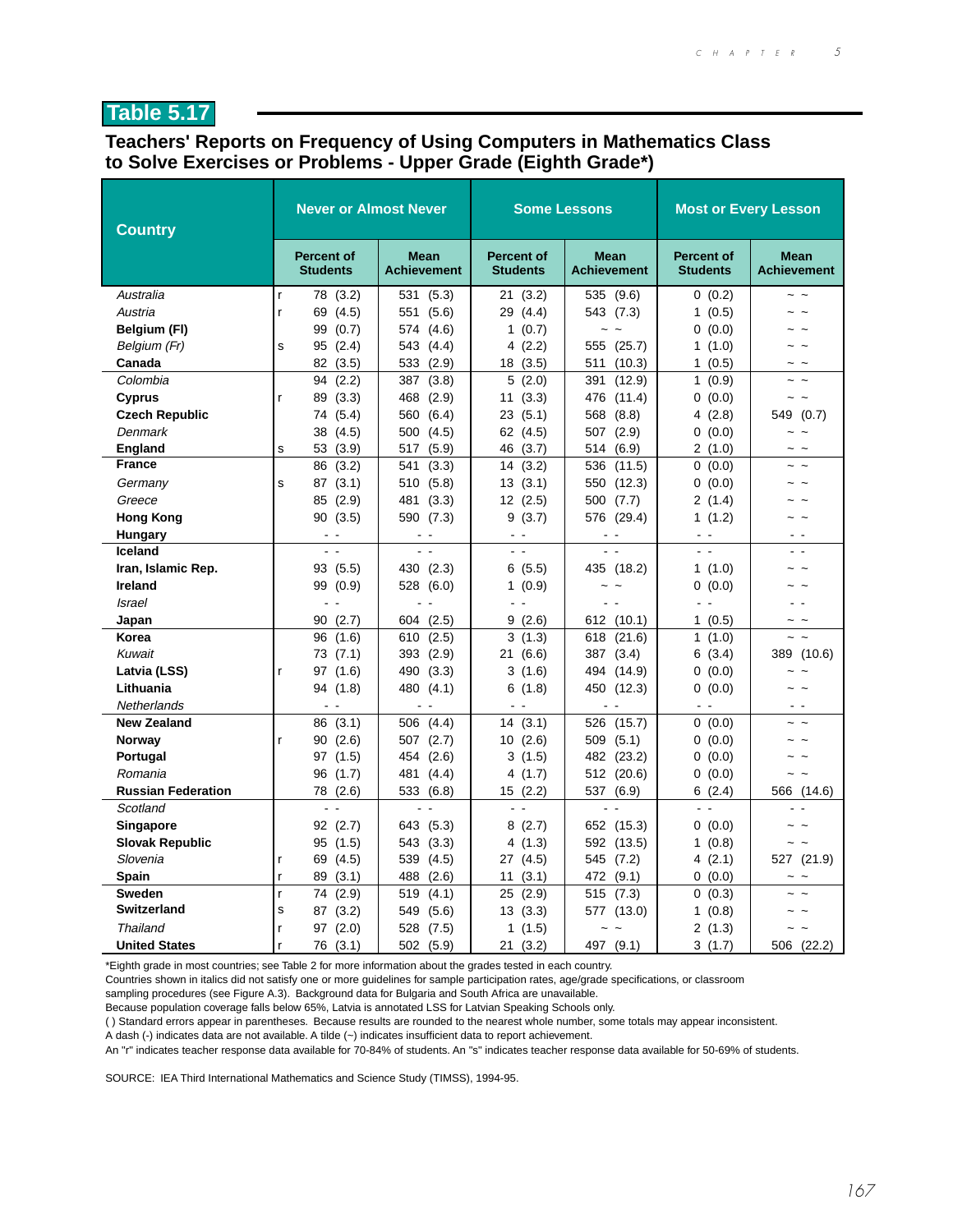## Table 5.17

### Teachers' Reports on Frequency of Using Computers in Mathematics Class to Solve Exercises or Problems - Upper Grade (Eighth Grade*)

| Country | | Never or Almost Never | | Some Lessons | | Most or Every Lesson | |
|---|---|---|---|---|---|---|---|
| | | Percent of Students | Mean Achievement | Percent of Students | Mean Achievement | Percent of Students | Mean Achievement |
| *Australia* | r | 78 (3.2) | 531 (5.3) | 21 (3.2) | 535 (9.6) | 0 (0.2) | ~ ~ |
| *Austria* | r | 69 (4.5) | 551 (5.6) | 29 (4.4) | 543 (7.3) | 1 (0.5) | ~ ~ |
| **Belgium (Fl)** | | 99 (0.7) | 574 (4.6) | 1 (0.7) | ~ ~ | 0 (0.0) | ~ ~ |
| *Belgium (Fr)* | s | 95 (2.4) | 543 (4.4) | 4 (2.2) | 555 (25.7) | 1 (1.0) | ~ ~ |
| **Canada** | | 82 (3.5) | 533 (2.9) | 18 (3.5) | 511 (10.3) | 1 (0.5) | ~ ~ |
| *Colombia* | | 94 (2.2) | 387 (3.8) | 5 (2.0) | 391 (12.9) | 1 (0.9) | ~ ~ |
| **Cyprus** | r | 89 (3.3) | 468 (2.9) | 11 (3.3) | 476 (11.4) | 0 (0.0) | ~ ~ |
| **Czech Republic** | | 74 (5.4) | 560 (6.4) | 23 (5.1) | 568 (8.8) | 4 (2.8) | 549 (0.7) |
| *Denmark* | | 38 (4.5) | 500 (4.5) | 62 (4.5) | 507 (2.9) | 0 (0.0) | ~ ~ |
| **England** | s | 53 (3.9) | 517 (5.9) | 46 (3.7) | 514 (6.9) | 2 (1.0) | ~ ~ |
| **France** | | 86 (3.2) | 541 (3.3) | 14 (3.2) | 536 (11.5) | 0 (0.0) | ~ ~ |
| *Germany* | s | 87 (3.1) | 510 (5.8) | 13 (3.1) | 550 (12.3) | 0 (0.0) | ~ ~ |
| *Greece* | | 85 (2.9) | 481 (3.3) | 12 (2.5) | 500 (7.7) | 2 (1.4) | ~ ~ |
| **Hong Kong** | | 90 (3.5) | 590 (7.3) | 9 (3.7) | 576 (29.4) | 1 (1.2) | ~ ~ |
| **Hungary** | | - - | - - | - - | - - | - - | - - |
| **Iceland** | | - - | - - | - - | - - | - - | - - |
| **Iran, Islamic Rep.** | | 93 (5.5) | 430 (2.3) | 6 (5.5) | 435 (18.2) | 1 (1.0) | ~ ~ |
| **Ireland** | | 99 (0.9) | 528 (6.0) | 1 (0.9) | ~ ~ | 0 (0.0) | ~ ~ |
| *Israel* | | - - | - - | - - | - - | - - | - - |
| **Japan** | | 90 (2.7) | 604 (2.5) | 9 (2.6) | 612 (10.1) | 1 (0.5) | ~ ~ |
| **Korea** | | 96 (1.6) | 610 (2.5) | 3 (1.3) | 618 (21.6) | 1 (1.0) | ~ ~ |
| *Kuwait* | | 73 (7.1) | 393 (2.9) | 21 (6.6) | 387 (3.4) | 6 (3.4) | 389 (10.6) |
| **Latvia (LSS)** | r | 97 (1.6) | 490 (3.3) | 3 (1.6) | 494 (14.9) | 0 (0.0) | ~ ~ |
| **Lithuania** | | 94 (1.8) | 480 (4.1) | 6 (1.8) | 450 (12.3) | 0 (0.0) | ~ ~ |
| *Netherlands* | | - - | - - | - - | - - | - - | - - |
| **New Zealand** | | 86 (3.1) | 506 (4.4) | 14 (3.1) | 526 (15.7) | 0 (0.0) | ~ ~ |
| **Norway** | r | 90 (2.6) | 507 (2.7) | 10 (2.6) | 509 (5.1) | 0 (0.0) | ~ ~ |
| **Portugal** | | 97 (1.5) | 454 (2.6) | 3 (1.5) | 482 (23.2) | 0 (0.0) | ~ ~ |
| *Romania* | | 96 (1.7) | 481 (4.4) | 4 (1.7) | 512 (20.6) | 0 (0.0) | ~ ~ |
| **Russian Federation** | | 78 (2.6) | 533 (6.8) | 15 (2.2) | 537 (6.9) | 6 (2.4) | 566 (14.6) |
| *Scotland* | | - - | - - | - - | - - | - - | - - |
| **Singapore** | | 92 (2.7) | 643 (5.3) | 8 (2.7) | 652 (15.3) | 0 (0.0) | ~ ~ |
| **Slovak Republic** | | 95 (1.5) | 543 (3.3) | 4 (1.3) | 592 (13.5) | 1 (0.8) | ~ ~ |
| *Slovenia* | r | 69 (4.5) | 539 (4.5) | 27 (4.5) | 545 (7.2) | 4 (2.1) | 527 (21.9) |
| **Spain** | r | 89 (3.1) | 488 (2.6) | 11 (3.1) | 472 (9.1) | 0 (0.0) | ~ ~ |
| **Sweden** | r | 74 (2.9) | 519 (4.1) | 25 (2.9) | 515 (7.3) | 0 (0.3) | ~ ~ |
| **Switzerland** | s | 87 (3.2) | 549 (5.6) | 13 (3.3) | 577 (13.0) | 1 (0.8) | ~ ~ |
| *Thailand* | r | 97 (2.0) | 528 (7.5) | 1 (1.5) | ~ ~ | 2 (1.3) | ~ ~ |
| **United States** | r | 76 (3.1) | 502 (5.9) | 21 (3.2) | 497 (9.1) | 3 (1.7) | 506 (22.2) |

*Eighth grade in most countries; see Table 2 for more information about the grades tested in each country.
Countries shown in italics did not satisfy one or more guidelines for sample participation rates, age/grade specifications, or classroom sampling procedures (see Figure A.3). Background data for Bulgaria and South Africa are unavailable.
Because population coverage falls below 65%, Latvia is annotated LSS for Latvian Speaking Schools only.
( ) Standard errors appear in parentheses. Because results are rounded to the nearest whole number, some totals may appear inconsistent.
A dash (-) indicates data are not available. A tilde (~) indicates insufficient data to report achievement.
An "r" indicates teacher response data available for 70-84% of students. An "s" indicates teacher response data available for 50-69% of students.

SOURCE: IEA Third International Mathematics and Science Study (TIMSS), 1994-95.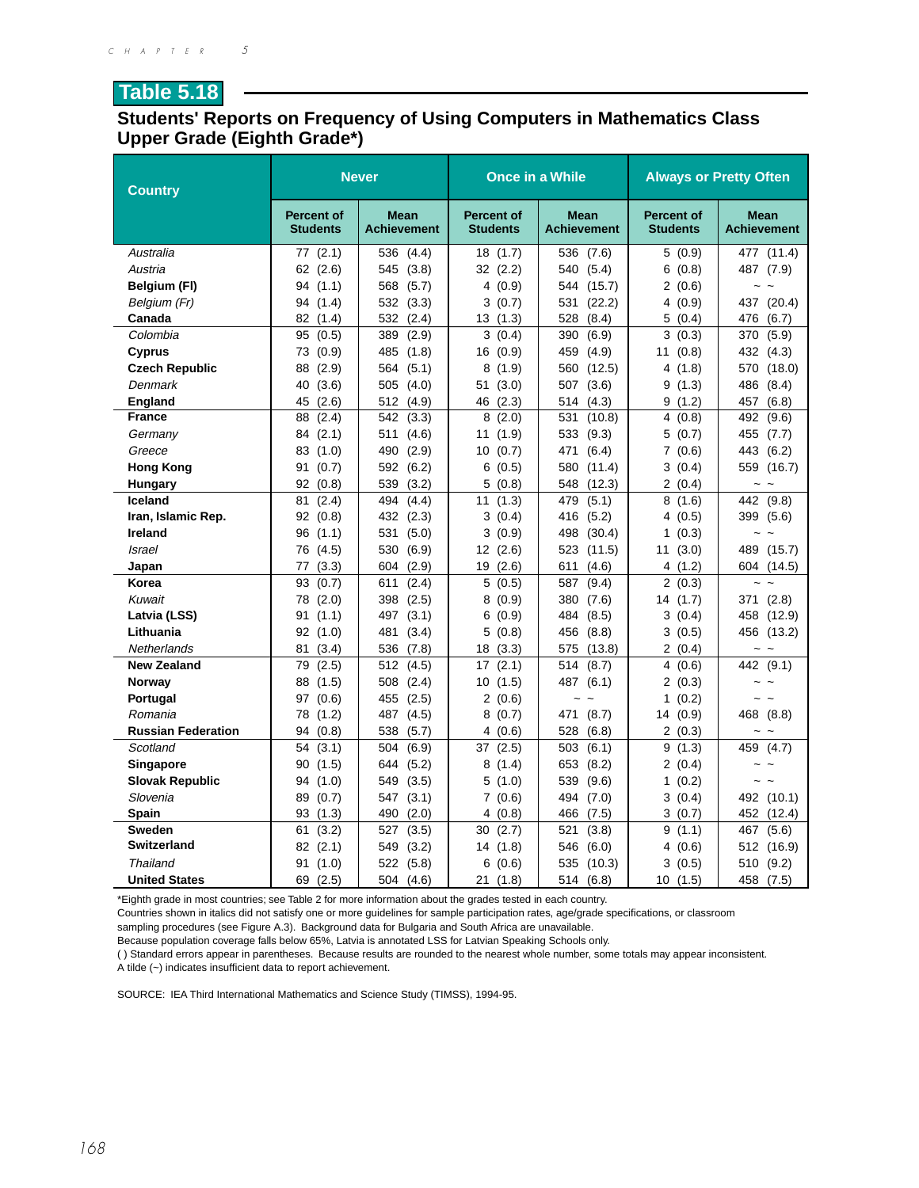## Table 5.18

### Students' Reports on Frequency of Using Computers in Mathematics Class Upper Grade (Eighth Grade*)

| Country | Never | | Once in a While | | Always or Pretty Often | |
|---|---|---|---|---|---|---|
| | Percent of Students | Mean Achievement | Percent of Students | Mean Achievement | Percent of Students | Mean Achievement |
| *Australia* | 77 (2.1) | 536 (4.4) | 18 (1.7) | 536 (7.6) | 5 (0.9) | 477 (11.4) |
| *Austria* | 62 (2.6) | 545 (3.8) | 32 (2.2) | 540 (5.4) | 6 (0.8) | 487 (7.9) |
| **Belgium (Fl)** | 94 (1.1) | 568 (5.7) | 4 (0.9) | 544 (15.7) | 2 (0.6) | ~ ~ |
| *Belgium (Fr)* | 94 (1.4) | 532 (3.3) | 3 (0.7) | 531 (22.2) | 4 (0.9) | 437 (20.4) |
| **Canada** | 82 (1.4) | 532 (2.4) | 13 (1.3) | 528 (8.4) | 5 (0.4) | 476 (6.7) |
| *Colombia* | 95 (0.5) | 389 (2.9) | 3 (0.4) | 390 (6.9) | 3 (0.3) | 370 (5.9) |
| **Cyprus** | 73 (0.9) | 485 (1.8) | 16 (0.9) | 459 (4.9) | 11 (0.8) | 432 (4.3) |
| **Czech Republic** | 88 (2.9) | 564 (5.1) | 8 (1.9) | 560 (12.5) | 4 (1.8) | 570 (18.0) |
| *Denmark* | 40 (3.6) | 505 (4.0) | 51 (3.0) | 507 (3.6) | 9 (1.3) | 486 (8.4) |
| **England** | 45 (2.6) | 512 (4.9) | 46 (2.3) | 514 (4.3) | 9 (1.2) | 457 (6.8) |
| **France** | 88 (2.4) | 542 (3.3) | 8 (2.0) | 531 (10.8) | 4 (0.8) | 492 (9.6) |
| *Germany* | 84 (2.1) | 511 (4.6) | 11 (1.9) | 533 (9.3) | 5 (0.7) | 455 (7.7) |
| *Greece* | 83 (1.0) | 490 (2.9) | 10 (0.7) | 471 (6.4) | 7 (0.6) | 443 (6.2) |
| **Hong Kong** | 91 (0.7) | 592 (6.2) | 6 (0.5) | 580 (11.4) | 3 (0.4) | 559 (16.7) |
| **Hungary** | 92 (0.8) | 539 (3.2) | 5 (0.8) | 548 (12.3) | 2 (0.4) | ~ ~ |
| **Iceland** | 81 (2.4) | 494 (4.4) | 11 (1.3) | 479 (5.1) | 8 (1.6) | 442 (9.8) |
| **Iran, Islamic Rep.** | 92 (0.8) | 432 (2.3) | 3 (0.4) | 416 (5.2) | 4 (0.5) | 399 (5.6) |
| **Ireland** | 96 (1.1) | 531 (5.0) | 3 (0.9) | 498 (30.4) | 1 (0.3) | ~ ~ |
| *Israel* | 76 (4.5) | 530 (6.9) | 12 (2.6) | 523 (11.5) | 11 (3.0) | 489 (15.7) |
| **Japan** | 77 (3.3) | 604 (2.9) | 19 (2.6) | 611 (4.6) | 4 (1.2) | 604 (14.5) |
| **Korea** | 93 (0.7) | 611 (2.4) | 5 (0.5) | 587 (9.4) | 2 (0.3) | ~ ~ |
| *Kuwait* | 78 (2.0) | 398 (2.5) | 8 (0.9) | 380 (7.6) | 14 (1.7) | 371 (2.8) |
| **Latvia (LSS)** | 91 (1.1) | 497 (3.1) | 6 (0.9) | 484 (8.5) | 3 (0.4) | 458 (12.9) |
| **Lithuania** | 92 (1.0) | 481 (3.4) | 5 (0.8) | 456 (8.8) | 3 (0.5) | 456 (13.2) |
| *Netherlands* | 81 (3.4) | 536 (7.8) | 18 (3.3) | 575 (13.8) | 2 (0.4) | ~ ~ |
| **New Zealand** | 79 (2.5) | 512 (4.5) | 17 (2.1) | 514 (8.7) | 4 (0.6) | 442 (9.1) |
| **Norway** | 88 (1.5) | 508 (2.4) | 10 (1.5) | 487 (6.1) | 2 (0.3) | ~ ~ |
| **Portugal** | 97 (0.6) | 455 (2.5) | 2 (0.6) | ~ ~ | 1 (0.2) | ~ ~ |
| *Romania* | 78 (1.2) | 487 (4.5) | 8 (0.7) | 471 (8.7) | 14 (0.9) | 468 (8.8) |
| **Russian Federation** | 94 (0.8) | 538 (5.7) | 4 (0.6) | 528 (6.8) | 2 (0.3) | ~ ~ |
| *Scotland* | 54 (3.1) | 504 (6.9) | 37 (2.5) | 503 (6.1) | 9 (1.3) | 459 (4.7) |
| **Singapore** | 90 (1.5) | 644 (5.2) | 8 (1.4) | 653 (8.2) | 2 (0.4) | ~ ~ |
| **Slovak Republic** | 94 (1.0) | 549 (3.5) | 5 (1.0) | 539 (9.6) | 1 (0.2) | ~ ~ |
| *Slovenia* | 89 (0.7) | 547 (3.1) | 7 (0.6) | 494 (7.0) | 3 (0.4) | 492 (10.1) |
| **Spain** | 93 (1.3) | 490 (2.0) | 4 (0.8) | 466 (7.5) | 3 (0.7) | 452 (12.4) |
| **Sweden** | 61 (3.2) | 527 (3.5) | 30 (2.7) | 521 (3.8) | 9 (1.1) | 467 (5.6) |
| **Switzerland** | 82 (2.1) | 549 (3.2) | 14 (1.8) | 546 (6.0) | 4 (0.6) | 512 (16.9) |
| *Thailand* | 91 (1.0) | 522 (5.8) | 6 (0.6) | 535 (10.3) | 3 (0.5) | 510 (9.2) |
| **United States** | 69 (2.5) | 504 (4.6) | 21 (1.8) | 514 (6.8) | 10 (1.5) | 458 (7.5) |

*Eighth grade in most countries; see Table 2 for more information about the grades tested in each country.
Countries shown in italics did not satisfy one or more guidelines for sample participation rates, age/grade specifications, or classroom sampling procedures (see Figure A.3). Background data for Bulgaria and South Africa are unavailable.
Because population coverage falls below 65%, Latvia is annotated LSS for Latvian Speaking Schools only.
( ) Standard errors appear in parentheses. Because results are rounded to the nearest whole number, some totals may appear inconsistent.
A tilde (~) indicates insufficient data to report achievement.

SOURCE: IEA Third International Mathematics and Science Study (TIMSS), 1994-95.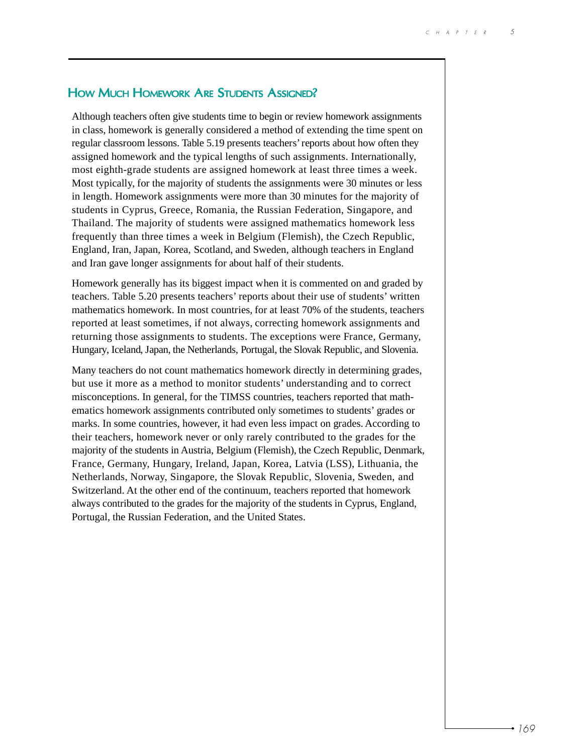## How Much Homework Are Students Assigned?

Although teachers often give students time to begin or review homework assignments in class, homework is generally considered a method of extending the time spent on regular classroom lessons. Table 5.19 presents teachers' reports about how often they assigned homework and the typical lengths of such assignments. Internationally, most eighth-grade students are assigned homework at least three times a week. Most typically, for the majority of students the assignments were 30 minutes or less in length. Homework assignments were more than 30 minutes for the majority of students in Cyprus, Greece, Romania, the Russian Federation, Singapore, and Thailand. The majority of students were assigned mathematics homework less frequently than three times a week in Belgium (Flemish), the Czech Republic, England, Iran, Japan, Korea, Scotland, and Sweden, although teachers in England and Iran gave longer assignments for about half of their students.

Homework generally has its biggest impact when it is commented on and graded by teachers. Table 5.20 presents teachers' reports about their use of students' written mathematics homework. In most countries, for at least 70% of the students, teachers reported at least sometimes, if not always, correcting homework assignments and returning those assignments to students. The exceptions were France, Germany, Hungary, Iceland, Japan, the Netherlands, Portugal, the Slovak Republic, and Slovenia.

Many teachers do not count mathematics homework directly in determining grades, but use it more as a method to monitor students' understanding and to correct misconceptions. In general, for the TIMSS countries, teachers reported that mathematics homework assignments contributed only sometimes to students' grades or marks. In some countries, however, it had even less impact on grades. According to their teachers, homework never or only rarely contributed to the grades for the majority of the students in Austria, Belgium (Flemish), the Czech Republic, Denmark, France, Germany, Hungary, Ireland, Japan, Korea, Latvia (LSS), Lithuania, the Netherlands, Norway, Singapore, the Slovak Republic, Slovenia, Sweden, and Switzerland. At the other end of the continuum, teachers reported that homework always contributed to the grades for the majority of the students in Cyprus, England, Portugal, the Russian Federation, and the United States.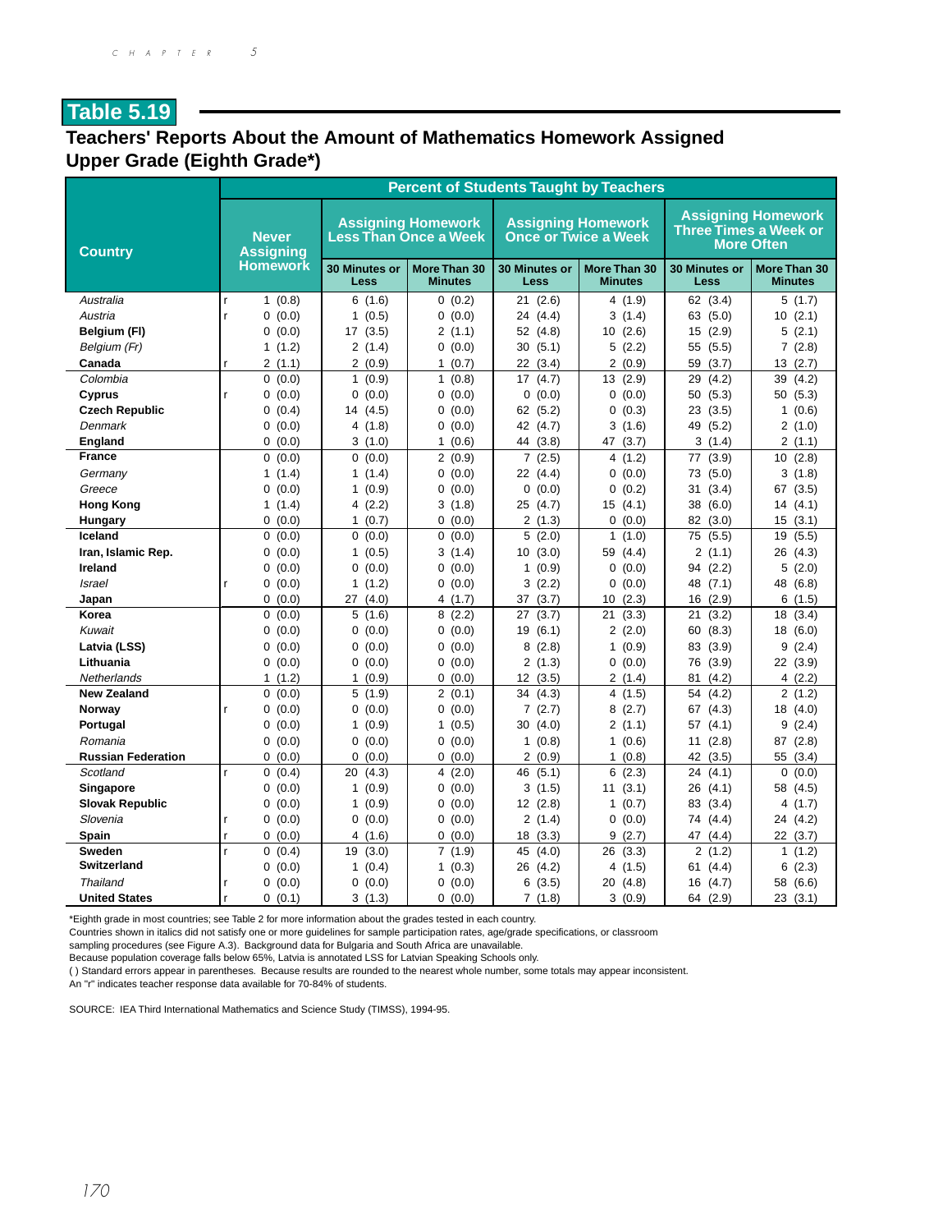## Table 5.19

### Teachers' Reports About the Amount of Mathematics Homework Assigned
### Upper Grade (Eighth Grade*)

| Country | | Percent of Students Taught by Teachers | | | | | | |
|---|---|---|---|---|---|---|---|---|
| | | Never Assigning Homework | Assigning Homework Less Than Once a Week | | Assigning Homework Once or Twice a Week | | Assigning Homework Three Times a Week or More Often | |
| | | | 30 Minutes or Less | More Than 30 Minutes | 30 Minutes or Less | More Than 30 Minutes | 30 Minutes or Less | More Than 30 Minutes |
| *Australia* | r | 1 (0.8) | 6 (1.6) | 0 (0.2) | 21 (2.6) | 4 (1.9) | 62 (3.4) | 5 (1.7) |
| *Austria* | r | 0 (0.0) | 1 (0.5) | 0 (0.0) | 24 (4.4) | 3 (1.4) | 63 (5.0) | 10 (2.1) |
| **Belgium (Fl)** | | 0 (0.0) | 17 (3.5) | 2 (1.1) | 52 (4.8) | 10 (2.6) | 15 (2.9) | 5 (2.1) |
| *Belgium (Fr)* | | 1 (1.2) | 2 (1.4) | 0 (0.0) | 30 (5.1) | 5 (2.2) | 55 (5.5) | 7 (2.8) |
| **Canada** | r | 2 (1.1) | 2 (0.9) | 1 (0.7) | 22 (3.4) | 2 (0.9) | 59 (3.7) | 13 (2.7) |
| *Colombia* | | 0 (0.0) | 1 (0.9) | 1 (0.8) | 17 (4.7) | 13 (2.9) | 29 (4.2) | 39 (4.2) |
| **Cyprus** | r | 0 (0.0) | 0 (0.0) | 0 (0.0) | 0 (0.0) | 0 (0.0) | 50 (5.3) | 50 (5.3) |
| **Czech Republic** | | 0 (0.4) | 14 (4.5) | 0 (0.0) | 62 (5.2) | 0 (0.3) | 23 (3.5) | 1 (0.6) |
| *Denmark* | | 0 (0.0) | 4 (1.8) | 0 (0.0) | 42 (4.7) | 3 (1.6) | 49 (5.2) | 2 (1.0) |
| **England** | | 0 (0.0) | 3 (1.0) | 1 (0.6) | 44 (3.8) | 47 (3.7) | 3 (1.4) | 2 (1.1) |
| **France** | | 0 (0.0) | 0 (0.0) | 2 (0.9) | 7 (2.5) | 4 (1.2) | 77 (3.9) | 10 (2.8) |
| *Germany* | | 1 (1.4) | 1 (1.4) | 0 (0.0) | 22 (4.4) | 0 (0.0) | 73 (5.0) | 3 (1.8) |
| *Greece* | | 0 (0.0) | 1 (0.9) | 0 (0.0) | 0 (0.0) | 0 (0.2) | 31 (3.4) | 67 (3.5) |
| **Hong Kong** | | 1 (1.4) | 4 (2.2) | 3 (1.8) | 25 (4.7) | 15 (4.1) | 38 (6.0) | 14 (4.1) |
| **Hungary** | | 0 (0.0) | 1 (0.7) | 0 (0.0) | 2 (1.3) | 0 (0.0) | 82 (3.0) | 15 (3.1) |
| **Iceland** | | 0 (0.0) | 0 (0.0) | 0 (0.0) | 5 (2.0) | 1 (1.0) | 75 (5.5) | 19 (5.5) |
| **Iran, Islamic Rep.** | | 0 (0.0) | 1 (0.5) | 3 (1.4) | 10 (3.0) | 59 (4.4) | 2 (1.1) | 26 (4.3) |
| **Ireland** | | 0 (0.0) | 0 (0.0) | 0 (0.0) | 1 (0.9) | 0 (0.0) | 94 (2.2) | 5 (2.0) |
| *Israel* | r | 0 (0.0) | 1 (1.2) | 0 (0.0) | 3 (2.2) | 0 (0.0) | 48 (7.1) | 48 (6.8) |
| **Japan** | | 0 (0.0) | 27 (4.0) | 4 (1.7) | 37 (3.7) | 10 (2.3) | 16 (2.9) | 6 (1.5) |
| **Korea** | | 0 (0.0) | 5 (1.6) | 8 (2.2) | 27 (3.7) | 21 (3.3) | 21 (3.2) | 18 (3.4) |
| *Kuwait* | | 0 (0.0) | 0 (0.0) | 0 (0.0) | 19 (6.1) | 2 (2.0) | 60 (8.3) | 18 (6.0) |
| **Latvia (LSS)** | | 0 (0.0) | 0 (0.0) | 0 (0.0) | 8 (2.8) | 1 (0.9) | 83 (3.9) | 9 (2.4) |
| **Lithuania** | | 0 (0.0) | 0 (0.0) | 0 (0.0) | 2 (1.3) | 0 (0.0) | 76 (3.9) | 22 (3.9) |
| *Netherlands* | | 1 (1.2) | 1 (0.9) | 0 (0.0) | 12 (3.5) | 2 (1.4) | 81 (4.2) | 4 (2.2) |
| **New Zealand** | | 0 (0.0) | 5 (1.9) | 2 (0.1) | 34 (4.3) | 4 (1.5) | 54 (4.2) | 2 (1.2) |
| **Norway** | r | 0 (0.0) | 0 (0.0) | 0 (0.0) | 7 (2.7) | 8 (2.7) | 67 (4.3) | 18 (4.0) |
| **Portugal** | | 0 (0.0) | 1 (0.9) | 1 (0.5) | 30 (4.0) | 2 (1.1) | 57 (4.1) | 9 (2.4) |
| *Romania* | | 0 (0.0) | 0 (0.0) | 0 (0.0) | 1 (0.8) | 1 (0.6) | 11 (2.8) | 87 (2.8) |
| **Russian Federation** | | 0 (0.0) | 0 (0.0) | 0 (0.0) | 2 (0.9) | 1 (0.8) | 42 (3.5) | 55 (3.4) |
| *Scotland* | r | 0 (0.4) | 20 (4.3) | 4 (2.0) | 46 (5.1) | 6 (2.3) | 24 (4.1) | 0 (0.0) |
| **Singapore** | | 0 (0.0) | 1 (0.9) | 0 (0.0) | 3 (1.5) | 11 (3.1) | 26 (4.1) | 58 (4.5) |
| **Slovak Republic** | | 0 (0.0) | 1 (0.9) | 0 (0.0) | 12 (2.8) | 1 (0.7) | 83 (3.4) | 4 (1.7) |
| *Slovenia* | r | 0 (0.0) | 0 (0.0) | 0 (0.0) | 2 (1.4) | 0 (0.0) | 74 (4.4) | 24 (4.2) |
| **Spain** | r | 0 (0.0) | 4 (1.6) | 0 (0.0) | 18 (3.3) | 9 (2.7) | 47 (4.4) | 22 (3.7) |
| **Sweden** | r | 0 (0.4) | 19 (3.0) | 7 (1.9) | 45 (4.0) | 26 (3.3) | 2 (1.2) | 1 (1.2) |
| **Switzerland** | | 0 (0.0) | 1 (0.4) | 1 (0.3) | 26 (4.2) | 4 (1.5) | 61 (4.4) | 6 (2.3) |
| *Thailand* | r | 0 (0.0) | 0 (0.0) | 0 (0.0) | 6 (3.5) | 20 (4.8) | 16 (4.7) | 58 (6.6) |
| **United States** | r | 0 (0.1) | 3 (1.3) | 0 (0.0) | 7 (1.8) | 3 (0.9) | 64 (2.9) | 23 (3.1) |

*Eighth grade in most countries; see Table 2 for more information about the grades tested in each country.
Countries shown in italics did not satisfy one or more guidelines for sample participation rates, age/grade specifications, or classroom sampling procedures (see Figure A.3). Background data for Bulgaria and South Africa are unavailable.
Because population coverage falls below 65%, Latvia is annotated LSS for Latvian Speaking Schools only.
( ) Standard errors appear in parentheses. Because results are rounded to the nearest whole number, some totals may appear inconsistent.
An "r" indicates teacher response data available for 70-84% of students.

SOURCE: IEA Third International Mathematics and Science Study (TIMSS), 1994-95.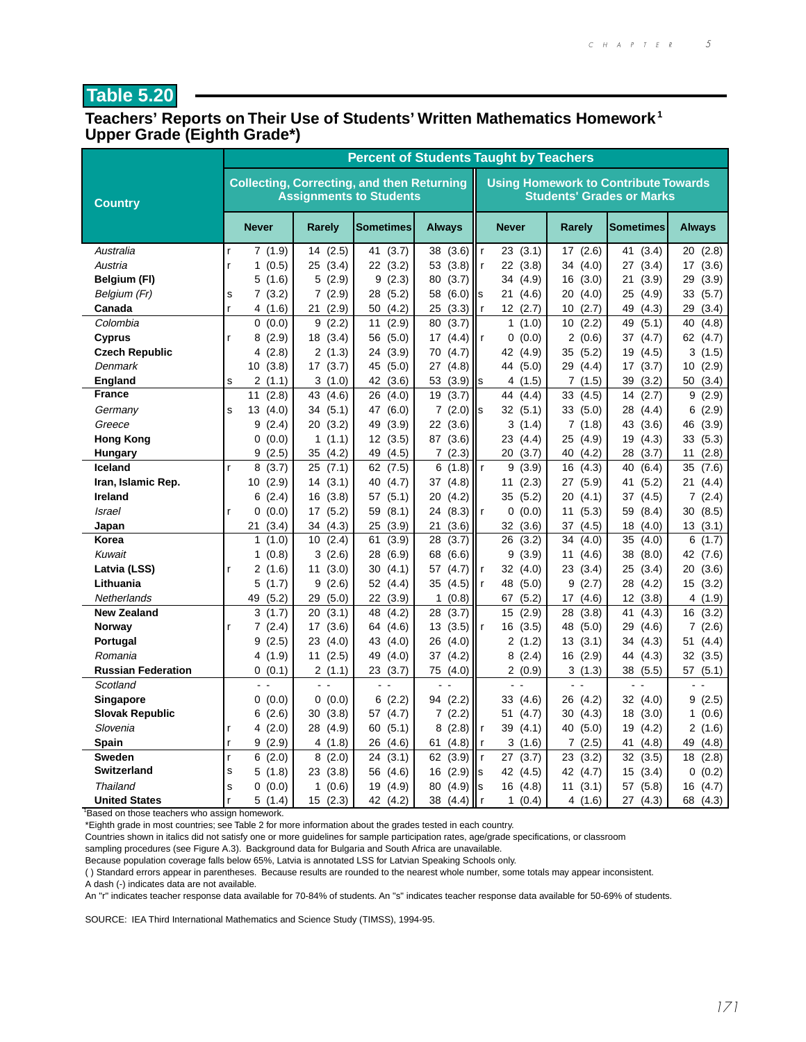## Table 5.20

### Teachers' Reports on Their Use of Students' Written Mathematics Homework[1]
### Upper Grade (Eighth Grade*)

| Country | Percent of Students Taught by Teachers | | | | | | | | | |
|---|---|---|---|---|---|---|---|---|---|---|
| | Collecting, Correcting, and then Returning Assignments to Students | | | | | Using Homework to Contribute Towards Students' Grades or Marks | | | | |
| | | Never | Rarely | Sometimes | Always | | Never | Rarely | Sometimes | Always |
| *Australia* | r | 7 (1.9) | 14 (2.5) | 41 (3.7) | 38 (3.6) | r | 23 (3.1) | 17 (2.6) | 41 (3.4) | 20 (2.8) |
| *Austria* | r | 1 (0.5) | 25 (3.4) | 22 (3.2) | 53 (3.8) | r | 22 (3.8) | 34 (4.0) | 27 (3.4) | 17 (3.6) |
| **Belgium (Fl)** | | 5 (1.6) | 5 (2.9) | 9 (2.3) | 80 (3.7) | | 34 (4.9) | 16 (3.0) | 21 (3.9) | 29 (3.9) |
| *Belgium (Fr)* | s | 7 (3.2) | 7 (2.9) | 28 (5.2) | 58 (6.0) | s | 21 (4.6) | 20 (4.0) | 25 (4.9) | 33 (5.7) |
| **Canada** | r | 4 (1.6) | 21 (2.9) | 50 (4.2) | 25 (3.3) | r | 12 (2.7) | 10 (2.7) | 49 (4.3) | 29 (3.4) |
| *Colombia* | | 0 (0.0) | 9 (2.2) | 11 (2.9) | 80 (3.7) | | 1 (1.0) | 10 (2.2) | 49 (5.1) | 40 (4.8) |
| **Cyprus** | r | 8 (2.9) | 18 (3.4) | 56 (5.0) | 17 (4.4) | r | 0 (0.0) | 2 (0.6) | 37 (4.7) | 62 (4.7) |
| **Czech Republic** | | 4 (2.8) | 2 (1.3) | 24 (3.9) | 70 (4.7) | | 42 (4.9) | 35 (5.2) | 19 (4.5) | 3 (1.5) |
| *Denmark* | | 10 (3.8) | 17 (3.7) | 45 (5.0) | 27 (4.8) | | 44 (5.0) | 29 (4.4) | 17 (3.7) | 10 (2.9) |
| **England** | s | 2 (1.1) | 3 (1.0) | 42 (3.6) | 53 (3.9) | s | 4 (1.5) | 7 (1.5) | 39 (3.2) | 50 (3.4) |
| **France** | | 11 (2.8) | 43 (4.6) | 26 (4.0) | 19 (3.7) | | 44 (4.4) | 33 (4.5) | 14 (2.7) | 9 (2.9) |
| *Germany* | s | 13 (4.0) | 34 (5.1) | 47 (6.0) | 7 (2.0) | s | 32 (5.1) | 33 (5.0) | 28 (4.4) | 6 (2.9) |
| *Greece* | | 9 (2.4) | 20 (3.2) | 49 (3.9) | 22 (3.6) | | 3 (1.4) | 7 (1.8) | 43 (3.6) | 46 (3.9) |
| **Hong Kong** | | 0 (0.0) | 1 (1.1) | 12 (3.5) | 87 (3.6) | | 23 (4.4) | 25 (4.9) | 19 (4.3) | 33 (5.3) |
| **Hungary** | | 9 (2.5) | 35 (4.2) | 49 (4.5) | 7 (2.3) | | 20 (3.7) | 40 (4.2) | 28 (3.7) | 11 (2.8) |
| **Iceland** | r | 8 (3.7) | 25 (7.1) | 62 (7.5) | 6 (1.8) | r | 9 (3.9) | 16 (4.3) | 40 (6.4) | 35 (7.6) |
| **Iran, Islamic Rep.** | | 10 (2.9) | 14 (3.1) | 40 (4.7) | 37 (4.8) | | 11 (2.3) | 27 (5.9) | 41 (5.2) | 21 (4.4) |
| **Ireland** | | 6 (2.4) | 16 (3.8) | 57 (5.1) | 20 (4.2) | | 35 (5.2) | 20 (4.1) | 37 (4.5) | 7 (2.4) |
| *Israel* | r | 0 (0.0) | 17 (5.2) | 59 (8.1) | 24 (8.3) | r | 0 (0.0) | 11 (5.3) | 59 (8.4) | 30 (8.5) |
| **Japan** | | 21 (3.4) | 34 (4.3) | 25 (3.9) | 21 (3.6) | | 32 (3.6) | 37 (4.5) | 18 (4.0) | 13 (3.1) |
| **Korea** | | 1 (1.0) | 10 (2.4) | 61 (3.9) | 28 (3.7) | | 26 (3.2) | 34 (4.0) | 35 (4.0) | 6 (1.7) |
| *Kuwait* | | 1 (0.8) | 3 (2.6) | 28 (6.9) | 68 (6.6) | | 9 (3.9) | 11 (4.6) | 38 (8.0) | 42 (7.6) |
| **Latvia (LSS)** | r | 2 (1.6) | 11 (3.0) | 30 (4.1) | 57 (4.7) | r | 32 (4.0) | 23 (3.4) | 25 (3.4) | 20 (3.6) |
| **Lithuania** | | 5 (1.7) | 9 (2.6) | 52 (4.4) | 35 (4.5) | r | 48 (5.0) | 9 (2.7) | 28 (4.2) | 15 (3.2) |
| *Netherlands* | | 49 (5.2) | 29 (5.0) | 22 (3.9) | 1 (0.8) | | 67 (5.2) | 17 (4.6) | 12 (3.8) | 4 (1.9) |
| **New Zealand** | | 3 (1.7) | 20 (3.1) | 48 (4.2) | 28 (3.7) | | 15 (2.9) | 28 (3.8) | 41 (4.3) | 16 (3.2) |
| **Norway** | r | 7 (2.4) | 17 (3.6) | 64 (4.6) | 13 (3.5) | r | 16 (3.5) | 48 (5.0) | 29 (4.6) | 7 (2.6) |
| **Portugal** | | 9 (2.5) | 23 (4.0) | 43 (4.0) | 26 (4.0) | | 2 (1.2) | 13 (3.1) | 34 (4.3) | 51 (4.4) |
| *Romania* | | 4 (1.9) | 11 (2.5) | 49 (4.0) | 37 (4.2) | | 8 (2.4) | 16 (2.9) | 44 (4.3) | 32 (3.5) |
| **Russian Federation** | | 0 (0.1) | 2 (1.1) | 23 (3.7) | 75 (4.0) | | 2 (0.9) | 3 (1.3) | 38 (5.5) | 57 (5.1) |
| *Scotland* | | - - | - - | - - | - - | | - - | - - | - - | - - |
| **Singapore** | | 0 (0.0) | 0 (0.0) | 6 (2.2) | 94 (2.2) | | 33 (4.6) | 26 (4.2) | 32 (4.0) | 9 (2.5) |
| **Slovak Republic** | | 6 (2.6) | 30 (3.8) | 57 (4.7) | 7 (2.2) | | 51 (4.7) | 30 (4.3) | 18 (3.0) | 1 (0.6) |
| *Slovenia* | r | 4 (2.0) | 28 (4.9) | 60 (5.1) | 8 (2.8) | r | 39 (4.1) | 40 (5.0) | 19 (4.2) | 2 (1.6) |
| **Spain** | r | 9 (2.9) | 4 (1.8) | 26 (4.6) | 61 (4.8) | r | 3 (1.6) | 7 (2.5) | 41 (4.8) | 49 (4.8) |
| **Sweden** | r | 6 (2.0) | 8 (2.0) | 24 (3.1) | 62 (3.9) | r | 27 (3.7) | 23 (3.2) | 32 (3.5) | 18 (2.8) |
| **Switzerland** | s | 5 (1.8) | 23 (3.8) | 56 (4.6) | 16 (2.9) | s | 42 (4.5) | 42 (4.7) | 15 (3.4) | 0 (0.2) |
| *Thailand* | s | 0 (0.0) | 1 (0.6) | 19 (4.9) | 80 (4.9) | s | 16 (4.8) | 11 (3.1) | 57 (5.8) | 16 (4.7) |
| **United States** | r | 5 (1.4) | 15 (2.3) | 42 (4.2) | 38 (4.4) | r | 1 (0.4) | 4 (1.6) | 27 (4.3) | 68 (4.3) |

[1]Based on those teachers who assign homework.

*Eighth grade in most countries; see Table 2 for more information about the grades tested in each country.

Countries shown in italics did not satisfy one or more guidelines for sample participation rates, age/grade specifications, or classroom sampling procedures (see Figure A.3). Background data for Bulgaria and South Africa are unavailable.

Because population coverage falls below 65%, Latvia is annotated LSS for Latvian Speaking Schools only.

( ) Standard errors appear in parentheses. Because results are rounded to the nearest whole number, some totals may appear inconsistent.

A dash (-) indicates data are not available.

An "r" indicates teacher response data available for 70-84% of students. An "s" indicates teacher response data available for 50-69% of students.

SOURCE: IEA Third International Mathematics and Science Study (TIMSS), 1994-95.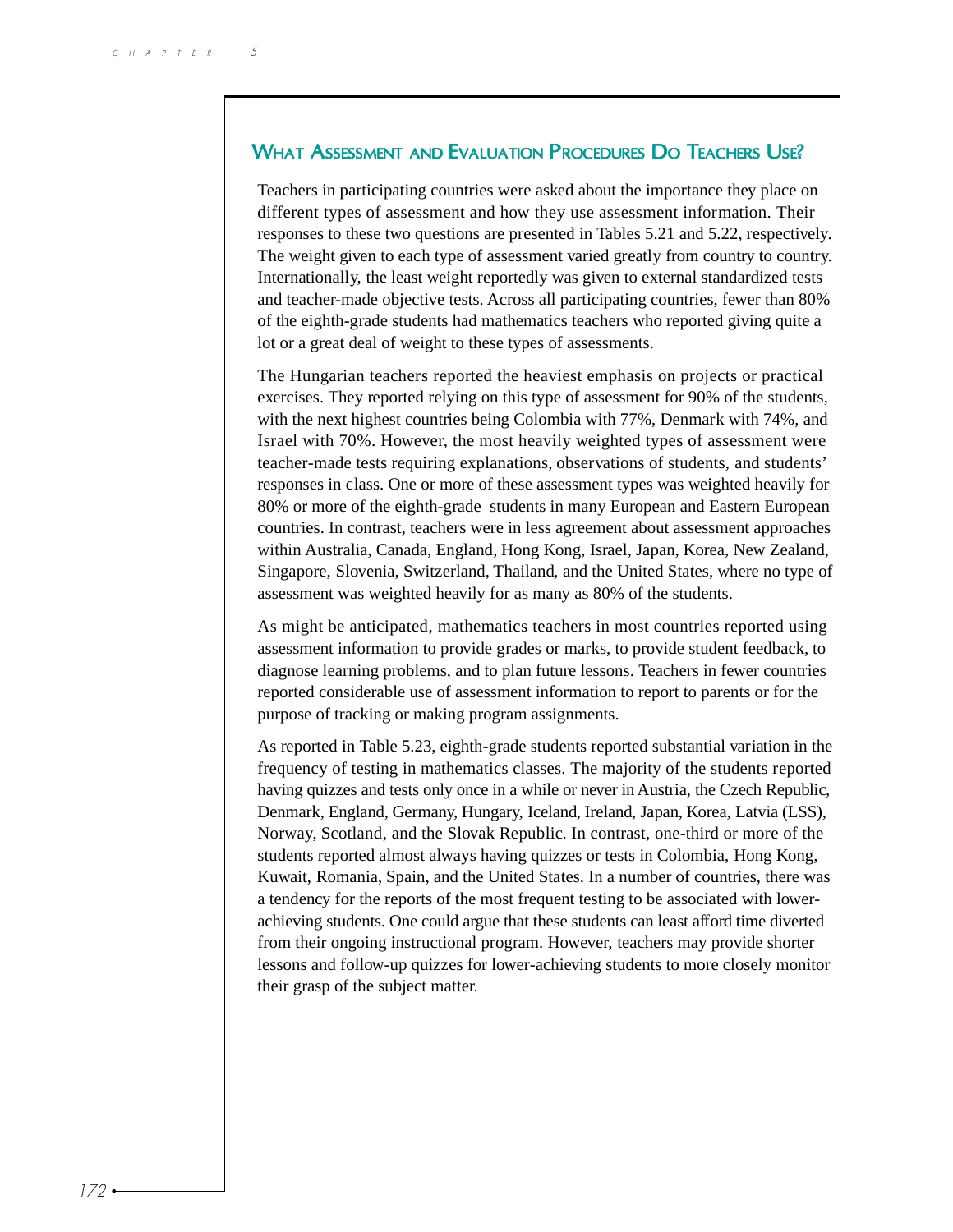## What Assessment and Evaluation Procedures Do Teachers Use?

Teachers in participating countries were asked about the importance they place on different types of assessment and how they use assessment information. Their responses to these two questions are presented in Tables 5.21 and 5.22, respectively. The weight given to each type of assessment varied greatly from country to country. Internationally, the least weight reportedly was given to external standardized tests and teacher-made objective tests. Across all participating countries, fewer than 80% of the eighth-grade students had mathematics teachers who reported giving quite a lot or a great deal of weight to these types of assessments.

The Hungarian teachers reported the heaviest emphasis on projects or practical exercises. They reported relying on this type of assessment for 90% of the students, with the next highest countries being Colombia with 77%, Denmark with 74%, and Israel with 70%. However, the most heavily weighted types of assessment were teacher-made tests requiring explanations, observations of students, and students' responses in class. One or more of these assessment types was weighted heavily for 80% or more of the eighth-grade students in many European and Eastern European countries. In contrast, teachers were in less agreement about assessment approaches within Australia, Canada, England, Hong Kong, Israel, Japan, Korea, New Zealand, Singapore, Slovenia, Switzerland, Thailand, and the United States, where no type of assessment was weighted heavily for as many as 80% of the students.

As might be anticipated, mathematics teachers in most countries reported using assessment information to provide grades or marks, to provide student feedback, to diagnose learning problems, and to plan future lessons. Teachers in fewer countries reported considerable use of assessment information to report to parents or for the purpose of tracking or making program assignments.

As reported in Table 5.23, eighth-grade students reported substantial variation in the frequency of testing in mathematics classes. The majority of the students reported having quizzes and tests only once in a while or never in Austria, the Czech Republic, Denmark, England, Germany, Hungary, Iceland, Ireland, Japan, Korea, Latvia (LSS), Norway, Scotland, and the Slovak Republic. In contrast, one-third or more of the students reported almost always having quizzes or tests in Colombia, Hong Kong, Kuwait, Romania, Spain, and the United States. In a number of countries, there was a tendency for the reports of the most frequent testing to be associated with lower-achieving students. One could argue that these students can least afford time diverted from their ongoing instructional program. However, teachers may provide shorter lessons and follow-up quizzes for lower-achieving students to more closely monitor their grasp of the subject matter.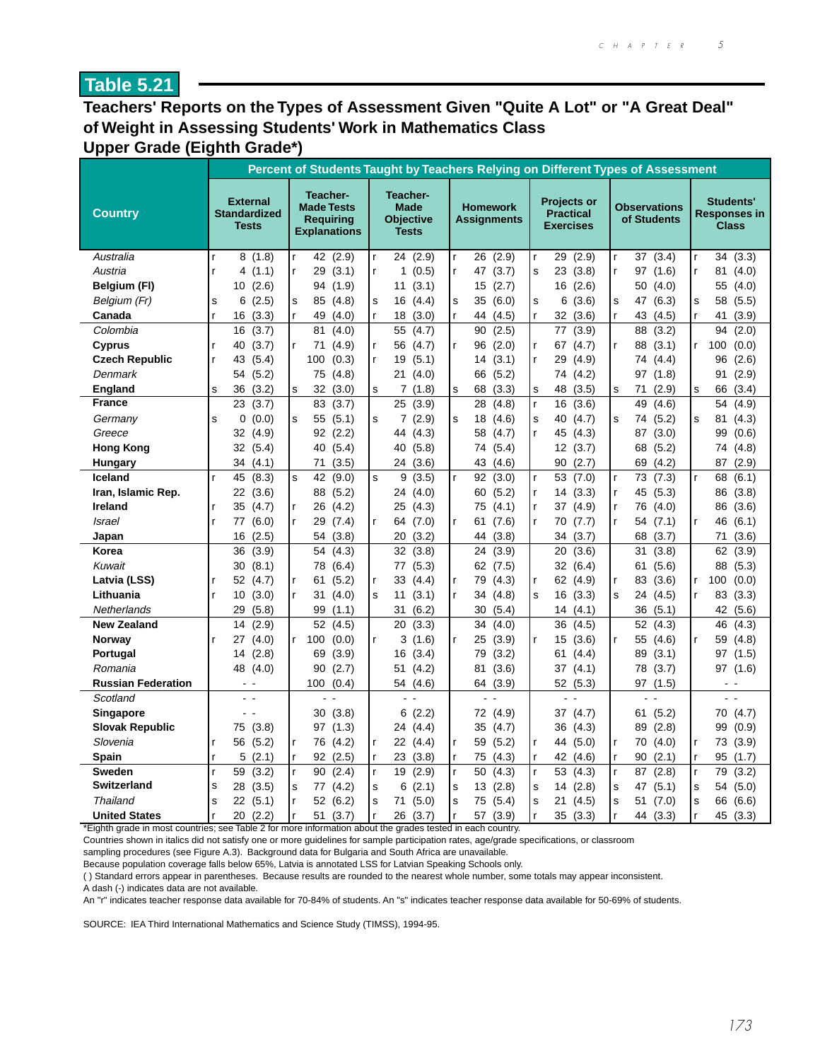# Table 5.21

## Teachers' Reports on the Types of Assessment Given "Quite A Lot" or "A Great Deal" of Weight in Assessing Students' Work in Mathematics Class
## Upper Grade (Eighth Grade*)

| Country | Percent of Students Taught by Teachers Relying on Different Types of Assessment | | | | | | |
|---|---|---|---|---|---|---|---|
| | External Standardized Tests | Teacher-Made Tests Requiring Explanations | Teacher-Made Objective Tests | Homework Assignments | Projects or Practical Exercises | Observations of Students | Students' Responses in Class |
| *Australia* | r 8 (1.8) | r 42 (2.9) | r 24 (2.9) | r 26 (2.9) | r 29 (2.9) | r 37 (3.4) | r 34 (3.3) |
| *Austria* | r 4 (1.1) | r 29 (3.1) | r 1 (0.5) | r 47 (3.7) | s 23 (3.8) | r 97 (1.6) | r 81 (4.0) |
| **Belgium (Fl)** | 10 (2.6) | 94 (1.9) | 11 (3.1) | 15 (2.7) | 16 (2.6) | 50 (4.0) | 55 (4.0) |
| *Belgium (Fr)* | s 6 (2.5) | s 85 (4.8) | s 16 (4.4) | s 35 (6.0) | s 6 (3.6) | s 47 (6.3) | s 58 (5.5) |
| **Canada** | r 16 (3.3) | r 49 (4.0) | r 18 (3.0) | r 44 (4.5) | r 32 (3.6) | r 43 (4.5) | r 41 (3.9) |
| *Colombia* | 16 (3.7) | 81 (4.0) | 55 (4.7) | 90 (2.5) | 77 (3.9) | 88 (3.2) | 94 (2.0) |
| **Cyprus** | r 40 (3.7) | r 71 (4.9) | r 56 (4.7) | r 96 (2.0) | r 67 (4.7) | r 88 (3.1) | r 100 (0.0) |
| **Czech Republic** | r 43 (5.4) | 100 (0.3) | r 19 (5.1) | 14 (3.1) | r 29 (4.9) | 74 (4.4) | 96 (2.6) |
| *Denmark* | 54 (5.2) | 75 (4.8) | 21 (4.0) | 66 (5.2) | 74 (4.2) | 97 (1.8) | 91 (2.9) |
| **England** | s 36 (3.2) | s 32 (3.0) | s 7 (1.8) | s 68 (3.3) | s 48 (3.5) | s 71 (2.9) | s 66 (3.4) |
| **France** | 23 (3.7) | 83 (3.7) | 25 (3.9) | 28 (4.8) | r 16 (3.6) | 49 (4.6) | 54 (4.9) |
| *Germany* | s 0 (0.0) | s 55 (5.1) | s 7 (2.9) | s 18 (4.6) | s 40 (4.7) | s 74 (5.2) | s 81 (4.3) |
| *Greece* | 32 (4.9) | 92 (2.2) | 44 (4.3) | 58 (4.7) | r 45 (4.3) | 87 (3.0) | 99 (0.6) |
| **Hong Kong** | 32 (5.4) | 40 (5.4) | 40 (5.8) | 74 (5.4) | 12 (3.7) | 68 (5.2) | 74 (4.8) |
| **Hungary** | 34 (4.1) | 71 (3.5) | 24 (3.6) | 43 (4.6) | 90 (2.7) | 69 (4.2) | 87 (2.9) |
| **Iceland** | r 45 (8.3) | s 42 (9.0) | s 9 (3.5) | r 92 (3.0) | r 53 (7.0) | r 73 (7.3) | r 68 (6.1) |
| **Iran, Islamic Rep.** | 22 (3.6) | 88 (5.2) | 24 (4.0) | 60 (5.2) | r 14 (3.3) | r 45 (5.3) | 86 (3.8) |
| **Ireland** | r 35 (4.7) | r 26 (4.2) | 25 (4.3) | 75 (4.1) | r 37 (4.9) | r 76 (4.0) | 86 (3.6) |
| *Israel* | r 77 (6.0) | r 29 (7.4) | r 64 (7.0) | r 61 (7.6) | r 70 (7.7) | r 54 (7.1) | r 46 (6.1) |
| **Japan** | 16 (2.5) | 54 (3.8) | 20 (3.2) | 44 (3.8) | 34 (3.7) | 68 (3.7) | 71 (3.6) |
| **Korea** | 36 (3.9) | 54 (4.3) | 32 (3.8) | 24 (3.9) | 20 (3.6) | 31 (3.8) | 62 (3.9) |
| *Kuwait* | 30 (8.1) | 78 (6.4) | 77 (5.3) | 62 (7.5) | 32 (6.4) | 61 (5.6) | 88 (5.3) |
| **Latvia (LSS)** | r 52 (4.7) | r 61 (5.2) | r 33 (4.4) | r 79 (4.3) | r 62 (4.9) | r 83 (3.6) | r 100 (0.0) |
| **Lithuania** | r 10 (3.0) | r 31 (4.0) | s 11 (3.1) | r 34 (4.8) | s 16 (3.3) | s 24 (4.5) | r 83 (3.3) |
| *Netherlands* | 29 (5.8) | 99 (1.1) | 31 (6.2) | 30 (5.4) | 14 (4.1) | 36 (5.1) | 42 (5.6) |
| **New Zealand** | 14 (2.9) | 52 (4.5) | 20 (3.3) | 34 (4.0) | 36 (4.5) | 52 (4.3) | 46 (4.3) |
| **Norway** | r 27 (4.0) | r 100 (0.0) | r 3 (1.6) | r 25 (3.9) | r 15 (3.6) | r 55 (4.6) | r 59 (4.8) |
| **Portugal** | 14 (2.8) | 69 (3.9) | 16 (3.4) | 79 (3.2) | 61 (4.4) | 89 (3.1) | 97 (1.5) |
| *Romania* | 48 (4.0) | 90 (2.7) | 51 (4.2) | 81 (3.6) | 37 (4.1) | 78 (3.7) | 97 (1.6) |
| **Russian Federation** | - - | 100 (0.4) | 54 (4.6) | 64 (3.9) | 52 (5.3) | 97 (1.5) | - - |
| *Scotland* | - - | - - | - - | - - | - - | - - | - - |
| **Singapore** | - - | 30 (3.8) | 6 (2.2) | 72 (4.9) | 37 (4.7) | 61 (5.2) | 70 (4.7) |
| **Slovak Republic** | 75 (3.8) | 97 (1.3) | 24 (4.4) | 35 (4.7) | 36 (4.3) | 89 (2.8) | 99 (0.9) |
| *Slovenia* | r 56 (5.2) | r 76 (4.2) | r 22 (4.4) | r 59 (5.2) | r 44 (5.0) | r 70 (4.0) | r 73 (3.9) |
| **Spain** | r 5 (2.1) | r 92 (2.5) | r 23 (3.8) | r 75 (4.3) | r 42 (4.6) | r 90 (2.1) | r 95 (1.7) |
| **Sweden** | r 59 (3.2) | r 90 (2.4) | r 19 (2.9) | r 50 (4.3) | r 53 (4.3) | r 87 (2.8) | r 79 (3.2) |
| **Switzerland** | s 28 (3.5) | s 77 (4.2) | s 6 (2.1) | s 13 (2.8) | s 14 (2.8) | s 47 (5.1) | s 54 (5.0) |
| *Thailand* | s 22 (5.1) | r 52 (6.2) | s 71 (5.0) | s 75 (5.4) | s 21 (4.5) | s 51 (7.0) | s 66 (6.6) |
| **United States** | r 20 (2.2) | r 51 (3.7) | r 26 (3.7) | r 57 (3.9) | r 35 (3.3) | r 44 (3.3) | r 45 (3.3) |

*Eighth grade in most countries; see Table 2 for more information about the grades tested in each country.
Countries shown in italics did not satisfy one or more guidelines for sample participation rates, age/grade specifications, or classroom sampling procedures (see Figure A.3). Background data for Bulgaria and South Africa are unavailable.
Because population coverage falls below 65%, Latvia is annotated LSS for Latvian Speaking Schools only.
( ) Standard errors appear in parentheses. Because results are rounded to the nearest whole number, some totals may appear inconsistent.
A dash (-) indicates data are not available.
An "r" indicates teacher response data available for 70-84% of students. An "s" indicates teacher response data available for 50-69% of students.

SOURCE: IEA Third International Mathematics and Science Study (TIMSS), 1994-95.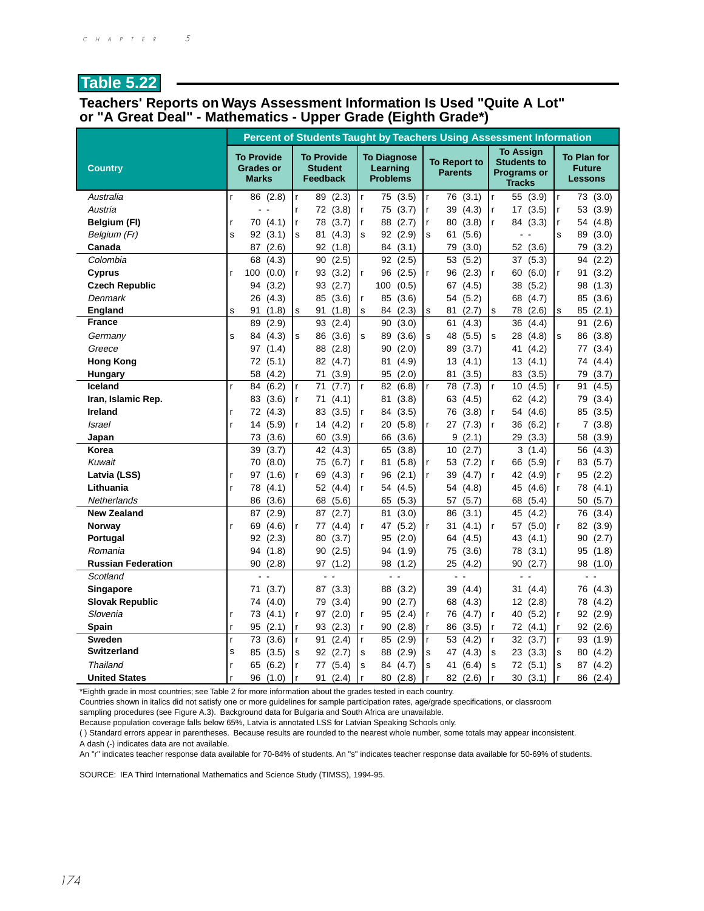## Table 5.22

### Teachers' Reports on Ways Assessment Information Is Used "Quite A Lot" or "A Great Deal" - Mathematics - Upper Grade (Eighth Grade*)

| Country | Percent of Students Taught by Teachers Using Assessment Information | | | | | |
|---|---|---|---|---|---|---|
| | To Provide Grades or Marks | To Provide Student Feedback | To Diagnose Learning Problems | To Report to Parents | To Assign Students to Programs or Tracks | To Plan for Future Lessons |
| *Australia* | r 86 (2.8) | r 89 (2.3) | r 75 (3.5) | r 76 (3.1) | r 55 (3.9) | r 73 (3.0) |
| *Austria* | - - | r 72 (3.8) | r 75 (3.7) | r 39 (4.3) | r 17 (3.5) | r 53 (3.9) |
| **Belgium (Fl)** | r 70 (4.1) | r 78 (3.7) | r 88 (2.7) | r 80 (3.8) | r 84 (3.3) | r 54 (4.8) |
| *Belgium (Fr)* | s 92 (3.1) | s 81 (4.3) | s 92 (2.9) | s 61 (5.6) | - - | s 89 (3.0) |
| **Canada** | 87 (2.6) | 92 (1.8) | 84 (3.1) | 79 (3.0) | 52 (3.6) | 79 (3.2) |
| *Colombia* | 68 (4.3) | 90 (2.5) | 92 (2.5) | 53 (5.2) | 37 (5.3) | 94 (2.2) |
| **Cyprus** | r 100 (0.0) | r 93 (3.2) | r 96 (2.5) | r 96 (2.3) | r 60 (6.0) | r 91 (3.2) |
| **Czech Republic** | 94 (3.2) | 93 (2.7) | 100 (0.5) | 67 (4.5) | 38 (5.2) | 98 (1.3) |
| *Denmark* | 26 (4.3) | 85 (3.6) | r 85 (3.6) | 54 (5.2) | 68 (4.7) | 85 (3.6) |
| **England** | s 91 (1.8) | s 91 (1.8) | s 84 (2.3) | s 81 (2.7) | s 78 (2.6) | s 85 (2.1) |
| **France** | 89 (2.9) | 93 (2.4) | 90 (3.0) | 61 (4.3) | 36 (4.4) | 91 (2.6) |
| *Germany* | s 84 (4.3) | s 86 (3.6) | s 89 (3.6) | s 48 (5.5) | s 28 (4.8) | s 86 (3.8) |
| *Greece* | 97 (1.4) | 88 (2.8) | 90 (2.0) | 89 (3.7) | 41 (4.2) | 77 (3.4) |
| **Hong Kong** | 72 (5.1) | 82 (4.7) | 81 (4.9) | 13 (4.1) | 13 (4.1) | 74 (4.4) |
| **Hungary** | 58 (4.2) | 71 (3.9) | 95 (2.0) | 81 (3.5) | 83 (3.5) | 79 (3.7) |
| **Iceland** | r 84 (6.2) | r 71 (7.7) | r 82 (6.8) | r 78 (7.3) | r 10 (4.5) | r 91 (4.5) |
| **Iran, Islamic Rep.** | 83 (3.6) | r 71 (4.1) | 81 (3.8) | 63 (4.5) | 62 (4.2) | 79 (3.4) |
| **Ireland** | r 72 (4.3) | 83 (3.5) | r 84 (3.5) | 76 (3.8) | r 54 (4.6) | 85 (3.5) |
| *Israel* | r 14 (5.9) | r 14 (4.2) | r 20 (5.8) | r 27 (7.3) | r 36 (6.2) | r 7 (3.8) |
| **Japan** | 73 (3.6) | 60 (3.9) | 66 (3.6) | 9 (2.1) | 29 (3.3) | 58 (3.9) |
| **Korea** | 39 (3.7) | 42 (4.3) | 65 (3.8) | 10 (2.7) | 3 (1.4) | 56 (4.3) |
| *Kuwait* | 70 (8.0) | 75 (6.7) | r 81 (5.8) | r 53 (7.2) | r 66 (5.9) | r 83 (5.7) |
| **Latvia (LSS)** | r 97 (1.6) | r 69 (4.3) | r 96 (2.1) | r 39 (4.7) | r 42 (4.9) | r 95 (2.2) |
| **Lithuania** | r 78 (4.1) | 52 (4.4) | r 54 (4.5) | 54 (4.8) | 45 (4.6) | r 78 (4.1) |
| *Netherlands* | 86 (3.6) | 68 (5.6) | 65 (5.3) | 57 (5.7) | 68 (5.4) | 50 (5.7) |
| **New Zealand** | 87 (2.9) | 87 (2.7) | 81 (3.0) | 86 (3.1) | 45 (4.2) | 76 (3.4) |
| **Norway** | r 69 (4.6) | r 77 (4.4) | r 47 (5.2) | r 31 (4.1) | r 57 (5.0) | r 82 (3.9) |
| **Portugal** | 92 (2.3) | 80 (3.7) | 95 (2.0) | 64 (4.5) | 43 (4.1) | 90 (2.7) |
| *Romania* | 94 (1.8) | 90 (2.5) | 94 (1.9) | 75 (3.6) | 78 (3.1) | 95 (1.8) |
| **Russian Federation** | 90 (2.8) | 97 (1.2) | 98 (1.2) | 25 (4.2) | 90 (2.7) | 98 (1.0) |
| *Scotland* | - - | - - | - - | - - | - - | - - |
| **Singapore** | 71 (3.7) | 87 (3.3) | 88 (3.2) | 39 (4.4) | 31 (4.4) | 76 (4.3) |
| **Slovak Republic** | 74 (4.0) | 79 (3.4) | 90 (2.7) | 68 (4.3) | 12 (2.8) | 78 (4.2) |
| *Slovenia* | r 73 (4.1) | r 97 (2.0) | r 95 (2.4) | r 76 (4.7) | r 40 (5.2) | r 92 (2.9) |
| **Spain** | r 95 (2.1) | r 93 (2.3) | r 90 (2.8) | r 86 (3.5) | r 72 (4.1) | r 92 (2.6) |
| **Sweden** | r 73 (3.6) | r 91 (2.4) | r 85 (2.9) | r 53 (4.2) | r 32 (3.7) | r 93 (1.9) |
| **Switzerland** | s 85 (3.5) | s 92 (2.7) | s 88 (2.9) | s 47 (4.3) | s 23 (3.3) | s 80 (4.2) |
| *Thailand* | r 65 (6.2) | r 77 (5.4) | s 84 (4.7) | s 41 (6.4) | s 72 (5.1) | s 87 (4.2) |
| **United States** | r 96 (1.0) | r 91 (2.4) | r 80 (2.8) | r 82 (2.6) | r 30 (3.1) | r 86 (2.4) |

*Eighth grade in most countries; see Table 2 for more information about the grades tested in each country.
Countries shown in italics did not satisfy one or more guidelines for sample participation rates, age/grade specifications, or classroom sampling procedures (see Figure A.3). Background data for Bulgaria and South Africa are unavailable.
Because population coverage falls below 65%, Latvia is annotated LSS for Latvian Speaking Schools only.
( ) Standard errors appear in parentheses. Because results are rounded to the nearest whole number, some totals may appear inconsistent.
A dash (-) indicates data are not available.
An "r" indicates teacher response data available for 70-84% of students. An "s" indicates teacher response data available for 50-69% of students.

SOURCE: IEA Third International Mathematics and Science Study (TIMSS), 1994-95.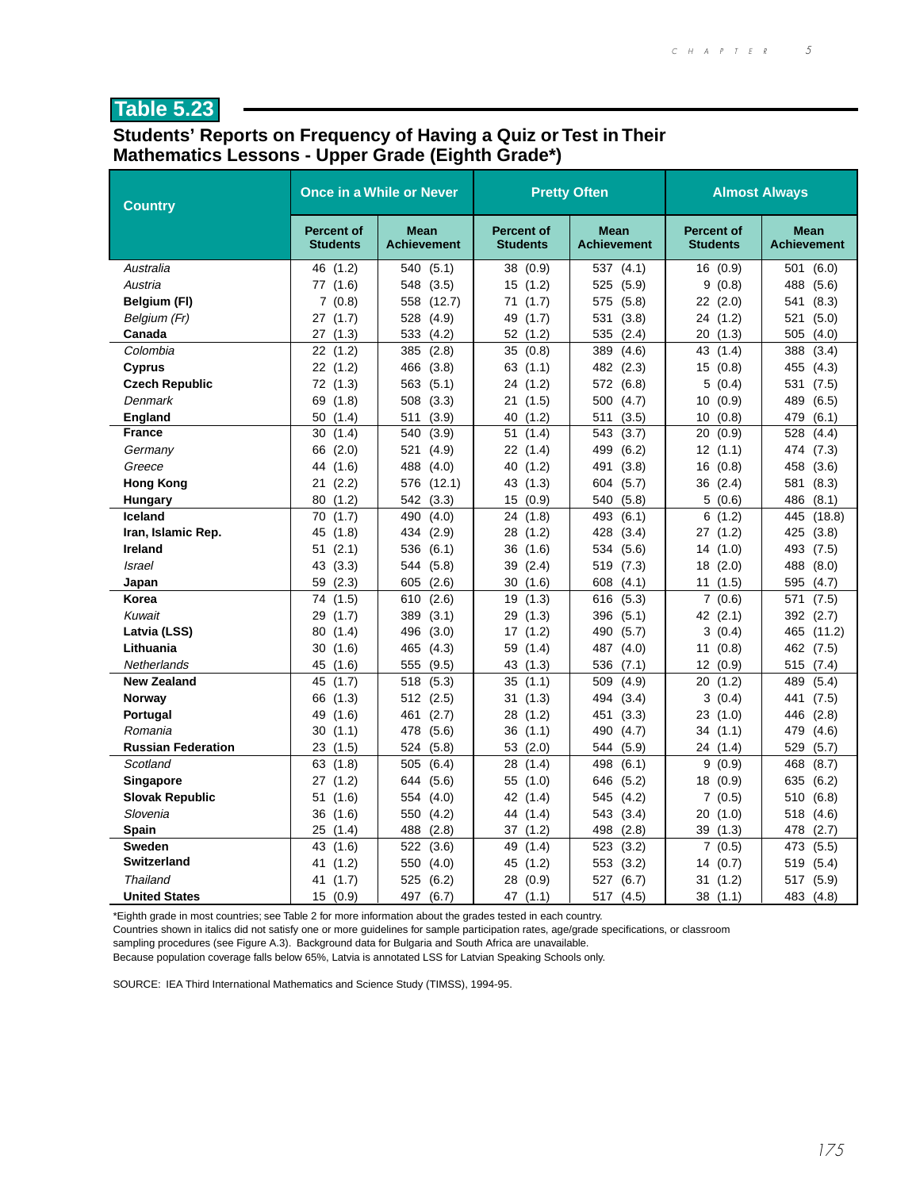## Table 5.23

### Students' Reports on Frequency of Having a Quiz or Test in Their Mathematics Lessons - Upper Grade (Eighth Grade*)

| Country | Once in a While or Never | | Pretty Often | | Almost Always | |
|---|---|---|---|---|---|---|
| | Percent of Students | Mean Achievement | Percent of Students | Mean Achievement | Percent of Students | Mean Achievement |
| *Australia* | 46 (1.2) | 540 (5.1) | 38 (0.9) | 537 (4.1) | 16 (0.9) | 501 (6.0) |
| *Austria* | 77 (1.6) | 548 (3.5) | 15 (1.2) | 525 (5.9) | 9 (0.8) | 488 (5.6) |
| **Belgium (Fl)** | 7 (0.8) | 558 (12.7) | 71 (1.7) | 575 (5.8) | 22 (2.0) | 541 (8.3) |
| *Belgium (Fr)* | 27 (1.7) | 528 (4.9) | 49 (1.7) | 531 (3.8) | 24 (1.2) | 521 (5.0) |
| **Canada** | 27 (1.3) | 533 (4.2) | 52 (1.2) | 535 (2.4) | 20 (1.3) | 505 (4.0) |
| *Colombia* | 22 (1.2) | 385 (2.8) | 35 (0.8) | 389 (4.6) | 43 (1.4) | 388 (3.4) |
| **Cyprus** | 22 (1.2) | 466 (3.8) | 63 (1.1) | 482 (2.3) | 15 (0.8) | 455 (4.3) |
| **Czech Republic** | 72 (1.3) | 563 (5.1) | 24 (1.2) | 572 (6.8) | 5 (0.4) | 531 (7.5) |
| *Denmark* | 69 (1.8) | 508 (3.3) | 21 (1.5) | 500 (4.7) | 10 (0.9) | 489 (6.5) |
| **England** | 50 (1.4) | 511 (3.9) | 40 (1.2) | 511 (3.5) | 10 (0.8) | 479 (6.1) |
| **France** | 30 (1.4) | 540 (3.9) | 51 (1.4) | 543 (3.7) | 20 (0.9) | 528 (4.4) |
| *Germany* | 66 (2.0) | 521 (4.9) | 22 (1.4) | 499 (6.2) | 12 (1.1) | 474 (7.3) |
| *Greece* | 44 (1.6) | 488 (4.0) | 40 (1.2) | 491 (3.8) | 16 (0.8) | 458 (3.6) |
| **Hong Kong** | 21 (2.2) | 576 (12.1) | 43 (1.3) | 604 (5.7) | 36 (2.4) | 581 (8.3) |
| **Hungary** | 80 (1.2) | 542 (3.3) | 15 (0.9) | 540 (5.8) | 5 (0.6) | 486 (8.1) |
| **Iceland** | 70 (1.7) | 490 (4.0) | 24 (1.8) | 493 (6.1) | 6 (1.2) | 445 (18.8) |
| **Iran, Islamic Rep.** | 45 (1.8) | 434 (2.9) | 28 (1.2) | 428 (3.4) | 27 (1.2) | 425 (3.8) |
| **Ireland** | 51 (2.1) | 536 (6.1) | 36 (1.6) | 534 (5.6) | 14 (1.0) | 493 (7.5) |
| *Israel* | 43 (3.3) | 544 (5.8) | 39 (2.4) | 519 (7.3) | 18 (2.0) | 488 (8.0) |
| **Japan** | 59 (2.3) | 605 (2.6) | 30 (1.6) | 608 (4.1) | 11 (1.5) | 595 (4.7) |
| **Korea** | 74 (1.5) | 610 (2.6) | 19 (1.3) | 616 (5.3) | 7 (0.6) | 571 (7.5) |
| *Kuwait* | 29 (1.7) | 389 (3.1) | 29 (1.3) | 396 (5.1) | 42 (2.1) | 392 (2.7) |
| **Latvia (LSS)** | 80 (1.4) | 496 (3.0) | 17 (1.2) | 490 (5.7) | 3 (0.4) | 465 (11.2) |
| **Lithuania** | 30 (1.6) | 465 (4.3) | 59 (1.4) | 487 (4.0) | 11 (0.8) | 462 (7.5) |
| *Netherlands* | 45 (1.6) | 555 (9.5) | 43 (1.3) | 536 (7.1) | 12 (0.9) | 515 (7.4) |
| **New Zealand** | 45 (1.7) | 518 (5.3) | 35 (1.1) | 509 (4.9) | 20 (1.2) | 489 (5.4) |
| **Norway** | 66 (1.3) | 512 (2.5) | 31 (1.3) | 494 (3.4) | 3 (0.4) | 441 (7.5) |
| **Portugal** | 49 (1.6) | 461 (2.7) | 28 (1.2) | 451 (3.3) | 23 (1.0) | 446 (2.8) |
| *Romania* | 30 (1.1) | 478 (5.6) | 36 (1.1) | 490 (4.7) | 34 (1.1) | 479 (4.6) |
| **Russian Federation** | 23 (1.5) | 524 (5.8) | 53 (2.0) | 544 (5.9) | 24 (1.4) | 529 (5.7) |
| *Scotland* | 63 (1.8) | 505 (6.4) | 28 (1.4) | 498 (6.1) | 9 (0.9) | 468 (8.7) |
| **Singapore** | 27 (1.2) | 644 (5.6) | 55 (1.0) | 646 (5.2) | 18 (0.9) | 635 (6.2) |
| **Slovak Republic** | 51 (1.6) | 554 (4.0) | 42 (1.4) | 545 (4.2) | 7 (0.5) | 510 (6.8) |
| *Slovenia* | 36 (1.6) | 550 (4.2) | 44 (1.4) | 543 (3.4) | 20 (1.0) | 518 (4.6) |
| **Spain** | 25 (1.4) | 488 (2.8) | 37 (1.2) | 498 (2.8) | 39 (1.3) | 478 (2.7) |
| **Sweden** | 43 (1.6) | 522 (3.6) | 49 (1.4) | 523 (3.2) | 7 (0.5) | 473 (5.5) |
| **Switzerland** | 41 (1.2) | 550 (4.0) | 45 (1.2) | 553 (3.2) | 14 (0.7) | 519 (5.4) |
| *Thailand* | 41 (1.7) | 525 (6.2) | 28 (0.9) | 527 (6.7) | 31 (1.2) | 517 (5.9) |
| **United States** | 15 (0.9) | 497 (6.7) | 47 (1.1) | 517 (4.5) | 38 (1.1) | 483 (4.8) |

*Eighth grade in most countries; see Table 2 for more information about the grades tested in each country.
Countries shown in italics did not satisfy one or more guidelines for sample participation rates, age/grade specifications, or classroom sampling procedures (see Figure A.3). Background data for Bulgaria and South Africa are unavailable.
Because population coverage falls below 65%, Latvia is annotated LSS for Latvian Speaking Schools only.

SOURCE: IEA Third International Mathematics and Science Study (TIMSS), 1994-95.